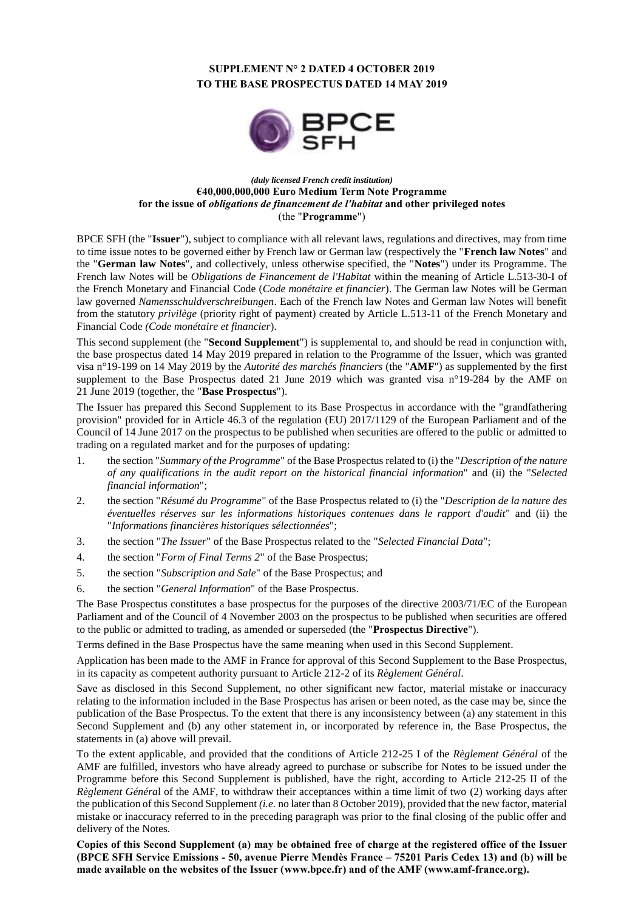**SUPPLEMENT N° 2 DATED 4 OCTOBER 2019**
**TO THE BASE PROSPECTUS DATED 14 MAY 2019**

BPCE SFH

***(duly licensed French credit institution)***
**€40,000,000,000 Euro Medium Term Note Programme**
**for the issue of *obligations de financement de l'habitat* and other privileged notes**
(the "**Programme**")

BPCE SFH (the "**Issuer**"), subject to compliance with all relevant laws, regulations and directives, may from time to time issue notes to be governed either by French law or German law (respectively the "**French law Notes**" and the "**German law Notes**", and collectively, unless otherwise specified, the "**Notes**") under its Programme. The French law Notes will be *Obligations de Financement de l'Habitat* within the meaning of Article L.513-30-I of the French Monetary and Financial Code (*Code monétaire et financier*). The German law Notes will be German law governed *Namensschuldverschreibungen*. Each of the French law Notes and German law Notes will benefit from the statutory *privilège* (priority right of payment) created by Article L.513-11 of the French Monetary and Financial Code *(Code monétaire et financier*).

This second supplement (the "**Second Supplement**") is supplemental to, and should be read in conjunction with, the base prospectus dated 14 May 2019 prepared in relation to the Programme of the Issuer, which was granted visa n°19-199 on 14 May 2019 by the *Autorité des marchés financiers* (the "**AMF**") as supplemented by the first supplement to the Base Prospectus dated 21 June 2019 which was granted visa n°19-284 by the AMF on 21 June 2019 (together, the "**Base Prospectus**").

The Issuer has prepared this Second Supplement to its Base Prospectus in accordance with the "grandfathering provision" provided for in Article 46.3 of the regulation (EU) 2017/1129 of the European Parliament and of the Council of 14 June 2017 on the prospectus to be published when securities are offered to the public or admitted to trading on a regulated market and for the purposes of updating:

1. the section "*Summary of the Programme*" of the Base Prospectus related to (i) the "*Description of the nature of any qualifications in the audit report on the historical financial information*" and (ii) the "*Selected financial information*";
2. the section "*Résumé du Programme*" of the Base Prospectus related to (i) the "*Description de la nature des éventuelles réserves sur les informations historiques contenues dans le rapport d'audit*" and (ii) the "*Informations financières historiques sélectionnées*";
3. the section "*The Issuer*" of the Base Prospectus related to the "*Selected Financial Data*";
4. the section "*Form of Final Terms 2*" of the Base Prospectus;
5. the section "*Subscription and Sale*" of the Base Prospectus; and
6. the section "*General Information*" of the Base Prospectus.

The Base Prospectus constitutes a base prospectus for the purposes of the directive 2003/71/EC of the European Parliament and of the Council of 4 November 2003 on the prospectus to be published when securities are offered to the public or admitted to trading, as amended or superseded (the "**Prospectus Directive**").

Terms defined in the Base Prospectus have the same meaning when used in this Second Supplement.

Application has been made to the AMF in France for approval of this Second Supplement to the Base Prospectus, in its capacity as competent authority pursuant to Article 212-2 of its *Règlement Général*.

Save as disclosed in this Second Supplement, no other significant new factor, material mistake or inaccuracy relating to the information included in the Base Prospectus has arisen or been noted, as the case may be, since the publication of the Base Prospectus. To the extent that there is any inconsistency between (a) any statement in this Second Supplement and (b) any other statement in, or incorporated by reference in, the Base Prospectus, the statements in (a) above will prevail.

To the extent applicable, and provided that the conditions of Article 212-25 I of the *Règlement Général* of the AMF are fulfilled, investors who have already agreed to purchase or subscribe for Notes to be issued under the Programme before this Second Supplement is published, have the right, according to Article 212-25 II of the *Règlement Généra*l of the AMF, to withdraw their acceptances within a time limit of two (2) working days after the publication of this Second Supplement *(i.e.* no later than 8 October 2019), provided that the new factor, material mistake or inaccuracy referred to in the preceding paragraph was prior to the final closing of the public offer and delivery of the Notes.

**Copies of this Second Supplement (a) may be obtained free of charge at the registered office of the Issuer (BPCE SFH Service Emissions - 50, avenue Pierre Mendès France – 75201 Paris Cedex 13) and (b) will be made available on the websites of the Issuer (www.bpce.fr) and of the AMF (www.amf-france.org).**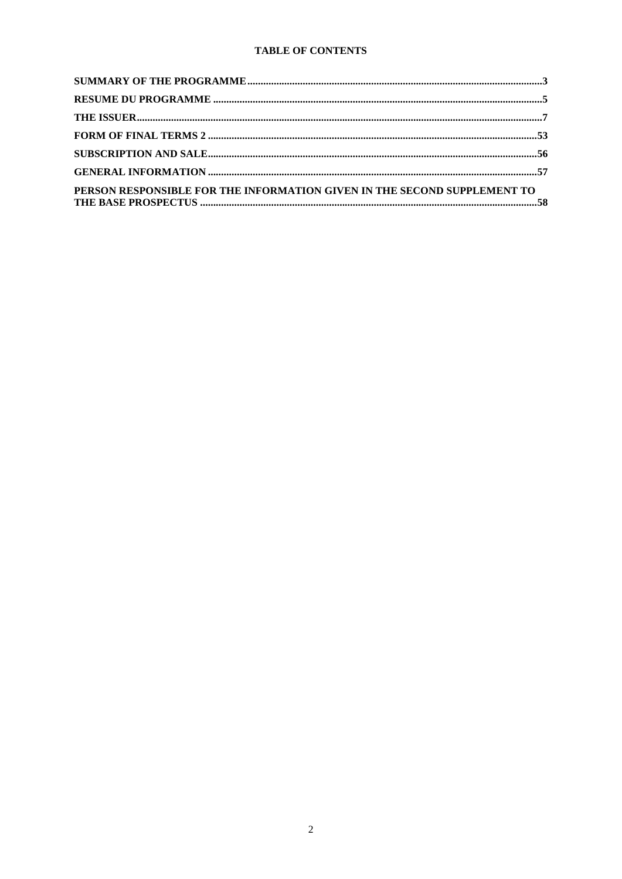**TABLE OF CONTENTS**

| | |
|---|---|
| **SUMMARY OF THE PROGRAMME** | **3** |
| **RESUME DU PROGRAMME** | **5** |
| **THE ISSUER** | **7** |
| **FORM OF FINAL TERMS 2** | **53** |
| **SUBSCRIPTION AND SALE** | **56** |
| **GENERAL INFORMATION** | **57** |
| **PERSON RESPONSIBLE FOR THE INFORMATION GIVEN IN THE SECOND SUPPLEMENT TO THE BASE PROSPECTUS** | **58** |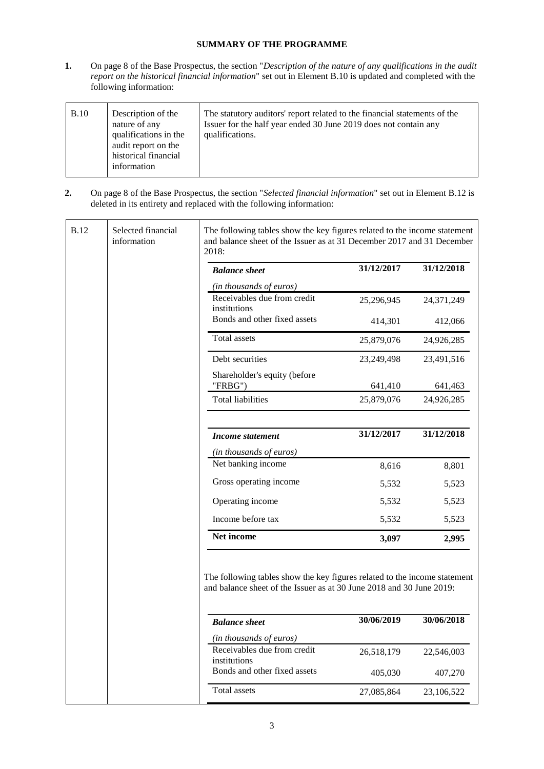## SUMMARY OF THE PROGRAMME

**1.** On page 8 of the Base Prospectus, the section "*Description of the nature of any qualifications in the audit report on the historical financial information*" set out in Element B.10 is updated and completed with the following information:

| | | |
|---|---|---|
| B.10 | Description of the nature of any qualifications in the audit report on the historical financial information | The statutory auditors' report related to the financial statements of the Issuer for the half year ended 30 June 2019 does not contain any qualifications. |

**2.** On page 8 of the Base Prospectus, the section "*Selected financial information*" set out in Element B.12 is deleted in its entirety and replaced with the following information:

B.12 — Selected financial information

The following tables show the key figures related to the income statement and balance sheet of the Issuer as at 31 December 2017 and 31 December 2018:

| ***Balance sheet*** | **31/12/2017** | **31/12/2018** |
|---|---|---|
| *(in thousands of euros)* | | |
| Receivables due from credit institutions | 25,296,945 | 24,371,249 |
| Bonds and other fixed assets | 414,301 | 412,066 |
| Total assets | 25,879,076 | 24,926,285 |
| Debt securities | 23,249,498 | 23,491,516 |
| Shareholder's equity (before "FRBG") | 641,410 | 641,463 |
| Total liabilities | 25,879,076 | 24,926,285 |

| ***Income statement*** | **31/12/2017** | **31/12/2018** |
|---|---|---|
| *(in thousands of euros)* | | |
| Net banking income | 8,616 | 8,801 |
| Gross operating income | 5,532 | 5,523 |
| Operating income | 5,532 | 5,523 |
| Income before tax | 5,532 | 5,523 |
| **Net income** | **3,097** | **2,995** |

The following tables show the key figures related to the income statement and balance sheet of the Issuer as at 30 June 2018 and 30 June 2019:

| ***Balance sheet*** | **30/06/2019** | **30/06/2018** |
|---|---|---|
| *(in thousands of euros)* | | |
| Receivables due from credit institutions | 26,518,179 | 22,546,003 |
| Bonds and other fixed assets | 405,030 | 407,270 |
| Total assets | 27,085,864 | 23,106,522 |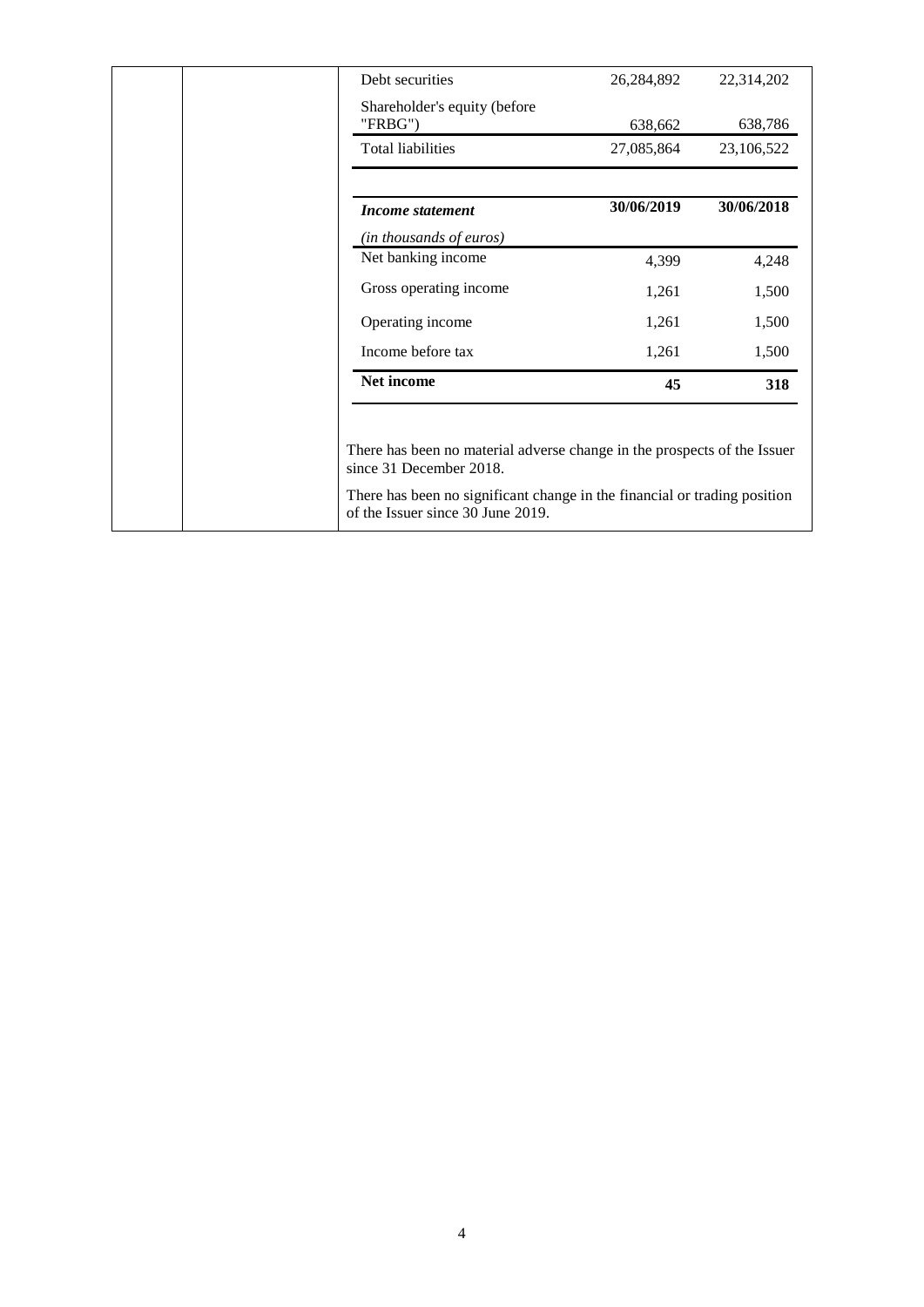| | | |
|---|---|---|
| Debt securities | 26,284,892 | 22,314,202 |
| Shareholder's equity (before "FRBG") | 638,662 | 638,786 |
| Total liabilities | 27,085,864 | 23,106,522 |

| ***Income statement*** *(in thousands of euros)* | **30/06/2019** | **30/06/2018** |
|---|---|---|
| Net banking income | 4,399 | 4,248 |
| Gross operating income | 1,261 | 1,500 |
| Operating income | 1,261 | 1,500 |
| Income before tax | 1,261 | 1,500 |
| **Net income** | **45** | **318** |

There has been no material adverse change in the prospects of the Issuer since 31 December 2018.

There has been no significant change in the financial or trading position of the Issuer since 30 June 2019.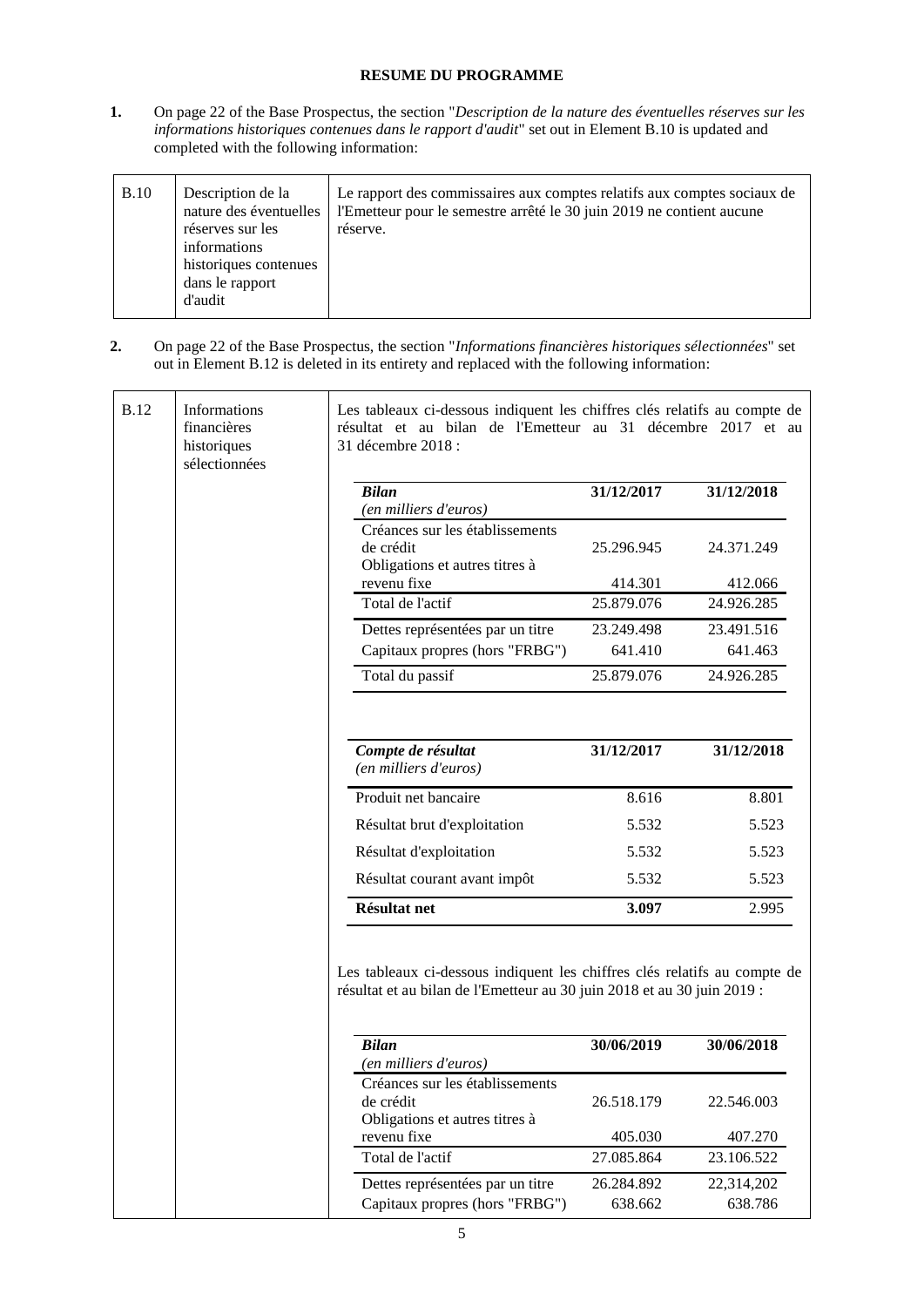**RESUME DU PROGRAMME**

1. On page 22 of the Base Prospectus, the section "*Description de la nature des éventuelles réserves sur les informations historiques contenues dans le rapport d'audit*" set out in Element B.10 is updated and completed with the following information:

| | | |
|---|---|---|
| B.10 | Description de la nature des éventuelles réserves sur les informations historiques contenues dans le rapport d'audit | Le rapport des commissaires aux comptes relatifs aux comptes sociaux de l'Emetteur pour le semestre arrêté le 30 juin 2019 ne contient aucune réserve. |

2. On page 22 of the Base Prospectus, the section "*Informations financières historiques sélectionnées*" set out in Element B.12 is deleted in its entirety and replaced with the following information:

B.12 — Informations financières historiques sélectionnées

Les tableaux ci-dessous indiquent les chiffres clés relatifs au compte de résultat et au bilan de l'Emetteur au 31 décembre 2017 et au 31 décembre 2018 :

| ***Bilan*** *(en milliers d'euros)* | **31/12/2017** | **31/12/2018** |
|---|---|---|
| Créances sur les établissements de crédit | 25.296.945 | 24.371.249 |
| Obligations et autres titres à revenu fixe | 414.301 | 412.066 |
| Total de l'actif | 25.879.076 | 24.926.285 |
| Dettes représentées par un titre | 23.249.498 | 23.491.516 |
| Capitaux propres (hors "FRBG") | 641.410 | 641.463 |
| Total du passif | 25.879.076 | 24.926.285 |

| ***Compte de résultat*** *(en milliers d'euros)* | **31/12/2017** | **31/12/2018** |
|---|---|---|
| Produit net bancaire | 8.616 | 8.801 |
| Résultat brut d'exploitation | 5.532 | 5.523 |
| Résultat d'exploitation | 5.532 | 5.523 |
| Résultat courant avant impôt | 5.532 | 5.523 |
| **Résultat net** | **3.097** | 2.995 |

Les tableaux ci-dessous indiquent les chiffres clés relatifs au compte de résultat et au bilan de l'Emetteur au 30 juin 2018 et au 30 juin 2019 :

| ***Bilan*** *(en milliers d'euros)* | **30/06/2019** | **30/06/2018** |
|---|---|---|
| Créances sur les établissements de crédit | 26.518.179 | 22.546.003 |
| Obligations et autres titres à revenu fixe | 405.030 | 407.270 |
| Total de l'actif | 27.085.864 | 23.106.522 |
| Dettes représentées par un titre | 26.284.892 | 22,314,202 |
| Capitaux propres (hors "FRBG") | 638.662 | 638.786 |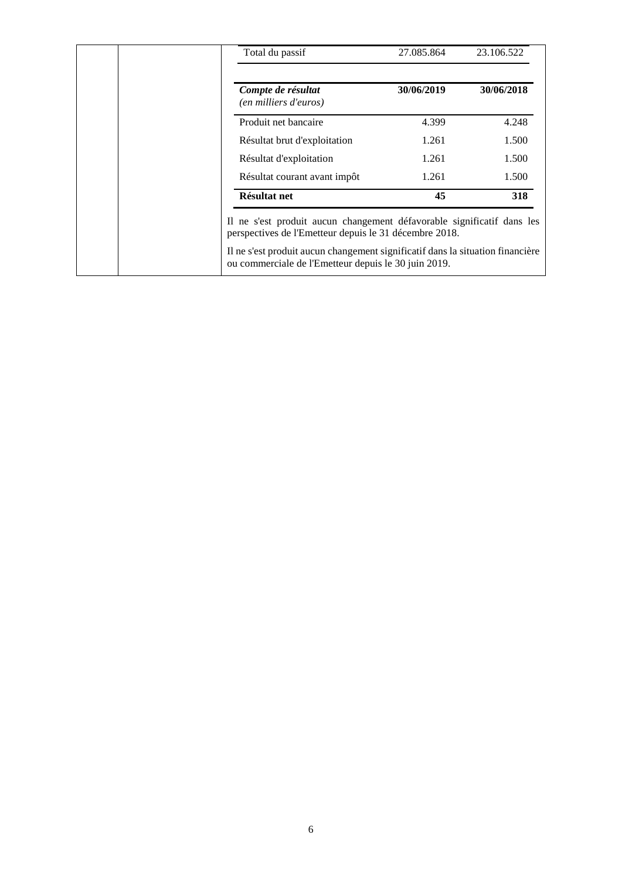| | | |
|---|---|---|
| Total du passif | 27.085.864 | 23.106.522 |

| ***Compte de résultat*** *(en milliers d'euros)* | **30/06/2019** | **30/06/2018** |
|---|---|---|
| Produit net bancaire | 4.399 | 4.248 |
| Résultat brut d'exploitation | 1.261 | 1.500 |
| Résultat d'exploitation | 1.261 | 1.500 |
| Résultat courant avant impôt | 1.261 | 1.500 |
| **Résultat net** | **45** | **318** |

Il ne s'est produit aucun changement défavorable significatif dans les perspectives de l'Emetteur depuis le 31 décembre 2018.

Il ne s'est produit aucun changement significatif dans la situation financière ou commerciale de l'Emetteur depuis le 30 juin 2019.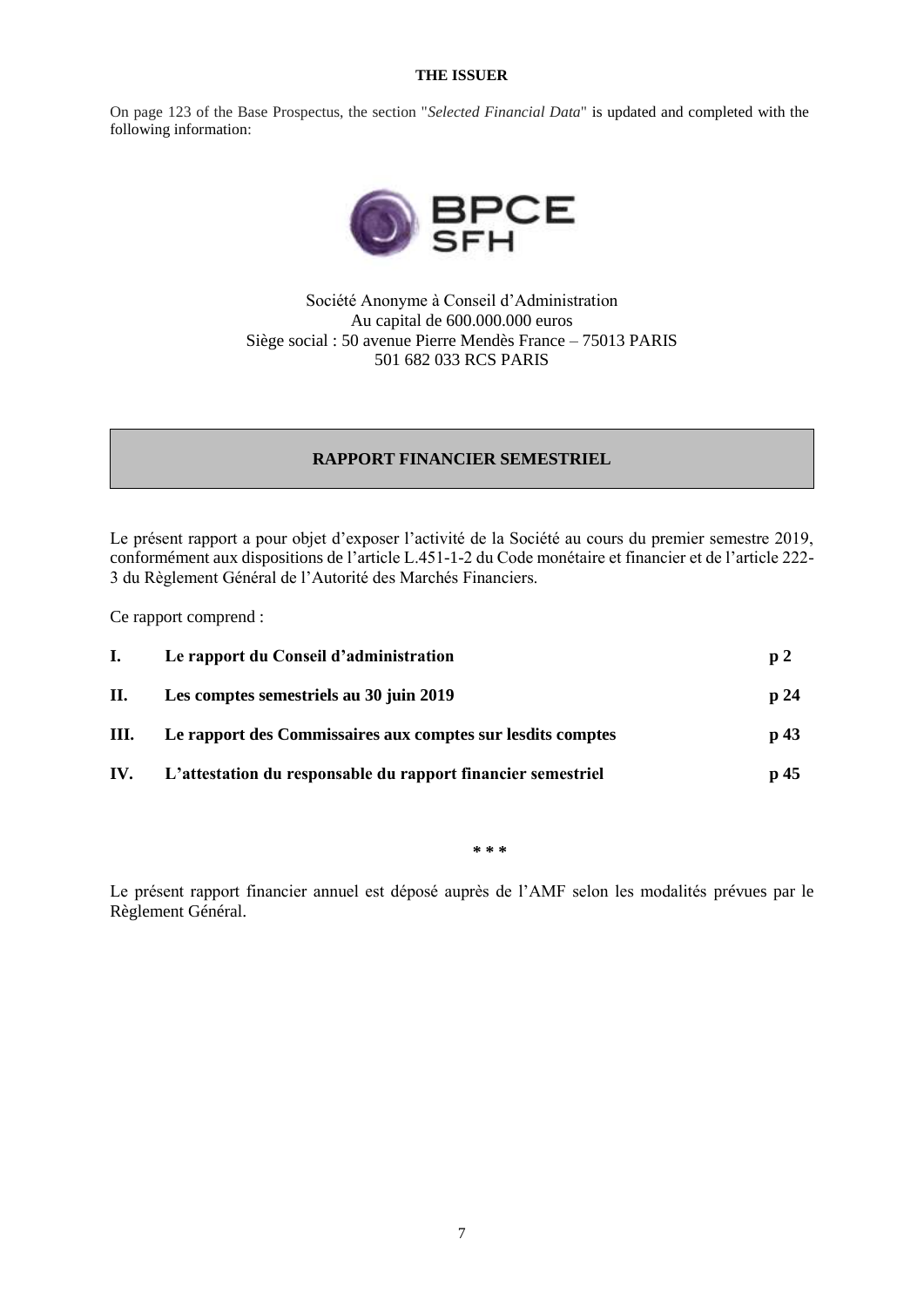**THE ISSUER**

On page 123 of the Base Prospectus, the section "*Selected Financial Data*" is updated and completed with the following information:

BPCE SFH

Société Anonyme à Conseil d'Administration
Au capital de 600.000.000 euros
Siège social : 50 avenue Pierre Mendès France – 75013 PARIS
501 682 033 RCS PARIS

## RAPPORT FINANCIER SEMESTRIEL

Le présent rapport a pour objet d'exposer l'activité de la Société au cours du premier semestre 2019, conformément aux dispositions de l'article L.451-1-2 du Code monétaire et financier et de l'article 222-3 du Règlement Général de l'Autorité des Marchés Financiers.

Ce rapport comprend :

| | | |
|---|---|---|
| **I.** | **Le rapport du Conseil d'administration** | **p 2** |
| **II.** | **Les comptes semestriels au 30 juin 2019** | **p 24** |
| **III.** | **Le rapport des Commissaires aux comptes sur lesdits comptes** | **p 43** |
| **IV.** | **L'attestation du responsable du rapport financier semestriel** | **p 45** |

\* \* \*

Le présent rapport financier annuel est déposé auprès de l'AMF selon les modalités prévues par le Règlement Général.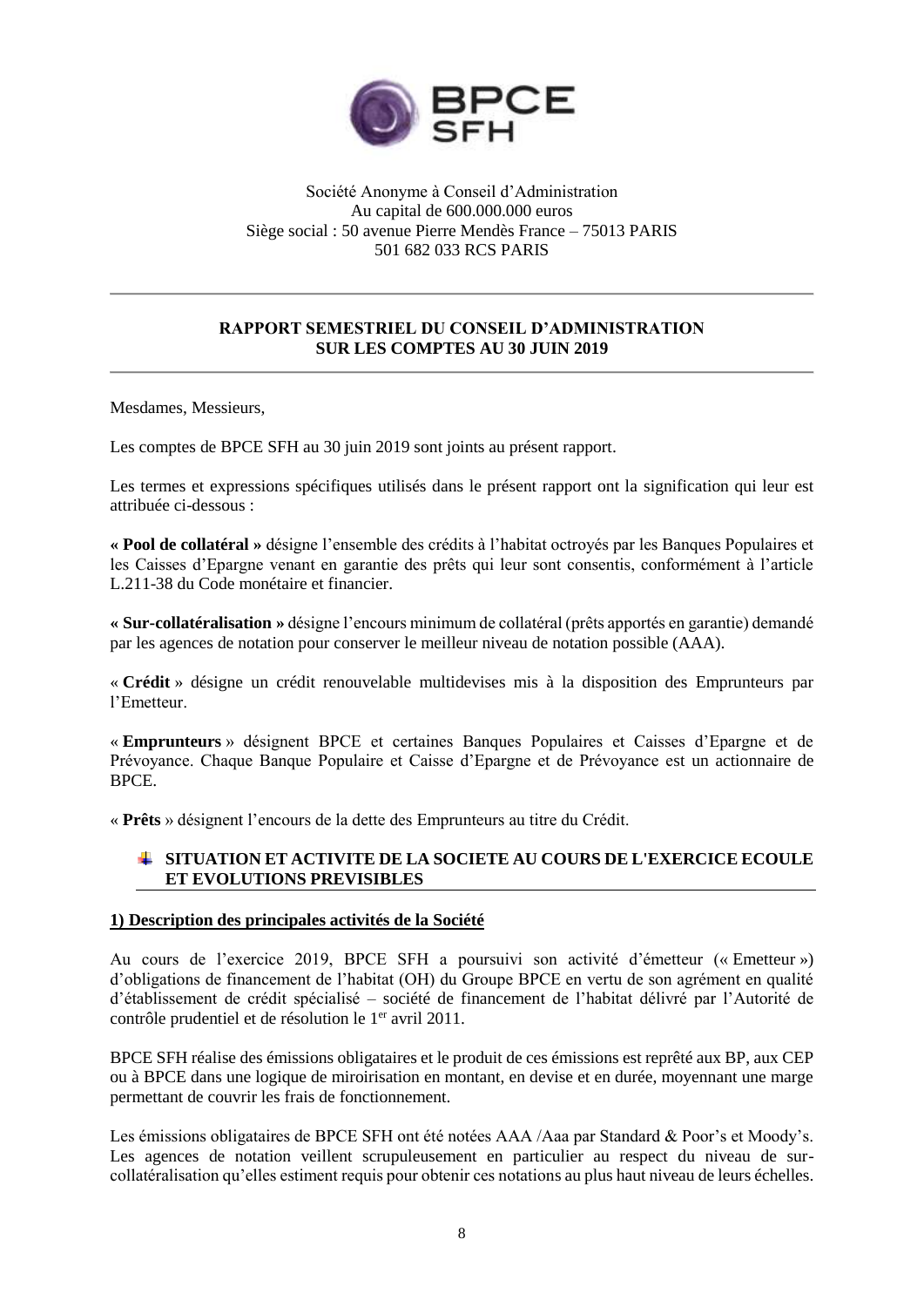Société Anonyme à Conseil d'Administration
Au capital de 600.000.000 euros
Siège social : 50 avenue Pierre Mendès France – 75013 PARIS
501 682 033 RCS PARIS

---

**RAPPORT SEMESTRIEL DU CONSEIL D'ADMINISTRATION**
**SUR LES COMPTES AU 30 JUIN 2019**

---

Mesdames, Messieurs,

Les comptes de BPCE SFH au 30 juin 2019 sont joints au présent rapport.

Les termes et expressions spécifiques utilisés dans le présent rapport ont la signification qui leur est attribuée ci-dessous :

**« Pool de collatéral »** désigne l'ensemble des crédits à l'habitat octroyés par les Banques Populaires et les Caisses d'Epargne venant en garantie des prêts qui leur sont consentis, conformément à l'article L.211-38 du Code monétaire et financier.

**« Sur-collatéralisation »** désigne l'encours minimum de collatéral (prêts apportés en garantie) demandé par les agences de notation pour conserver le meilleur niveau de notation possible (AAA).

« **Crédit** » désigne un crédit renouvelable multidevises mis à la disposition des Emprunteurs par l'Emetteur.

« **Emprunteurs** » désignent BPCE et certaines Banques Populaires et Caisses d'Epargne et de Prévoyance. Chaque Banque Populaire et Caisse d'Epargne et de Prévoyance est un actionnaire de BPCE.

« **Prêts** » désignent l'encours de la dette des Emprunteurs au titre du Crédit.

## SITUATION ET ACTIVITE DE LA SOCIETE AU COURS DE L'EXERCICE ECOULE ET EVOLUTIONS PREVISIBLES

### 1) Description des principales activités de la Société

Au cours de l'exercice 2019, BPCE SFH a poursuivi son activité d'émetteur (« Emetteur ») d'obligations de financement de l'habitat (OH) du Groupe BPCE en vertu de son agrément en qualité d'établissement de crédit spécialisé – société de financement de l'habitat délivré par l'Autorité de contrôle prudentiel et de résolution le 1er avril 2011.

BPCE SFH réalise des émissions obligataires et le produit de ces émissions est reprêté aux BP, aux CEP ou à BPCE dans une logique de miroirisation en montant, en devise et en durée, moyennant une marge permettant de couvrir les frais de fonctionnement.

Les émissions obligataires de BPCE SFH ont été notées AAA /Aaa par Standard & Poor's et Moody's. Les agences de notation veillent scrupuleusement en particulier au respect du niveau de sur-collatéralisation qu'elles estiment requis pour obtenir ces notations au plus haut niveau de leurs échelles.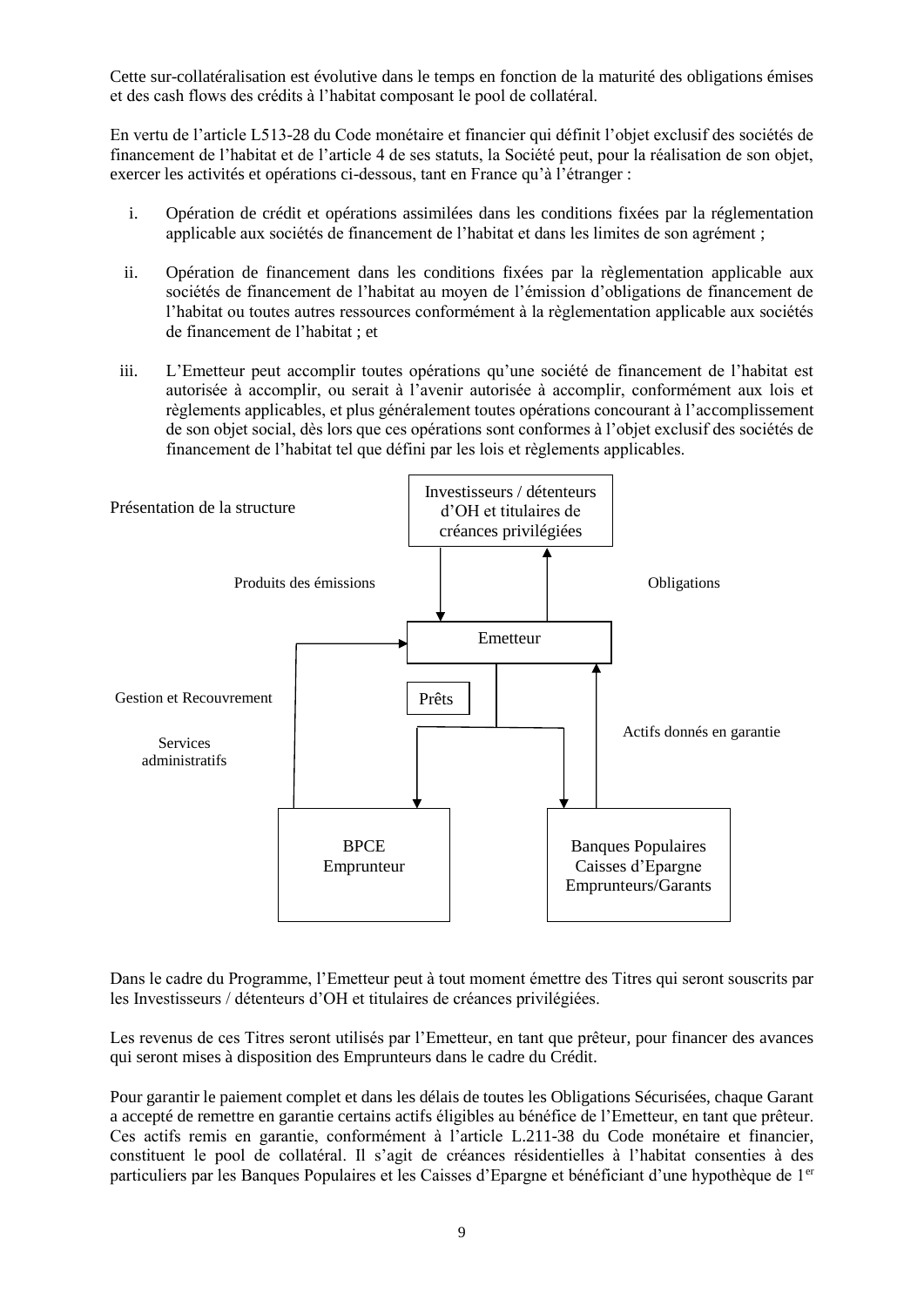Cette sur-collatéralisation est évolutive dans le temps en fonction de la maturité des obligations émises et des cash flows des crédits à l'habitat composant le pool de collatéral.

En vertu de l'article L513-28 du Code monétaire et financier qui définit l'objet exclusif des sociétés de financement de l'habitat et de l'article 4 de ses statuts, la Société peut, pour la réalisation de son objet, exercer les activités et opérations ci-dessous, tant en France qu'à l'étranger :

i. Opération de crédit et opérations assimilées dans les conditions fixées par la réglementation applicable aux sociétés de financement de l'habitat et dans les limites de son agrément ;

ii. Opération de financement dans les conditions fixées par la règlementation applicable aux sociétés de financement de l'habitat au moyen de l'émission d'obligations de financement de l'habitat ou toutes autres ressources conformément à la règlementation applicable aux sociétés de financement de l'habitat ; et

iii. L'Emetteur peut accomplir toutes opérations qu'une société de financement de l'habitat est autorisée à accomplir, ou serait à l'avenir autorisée à accomplir, conformément aux lois et règlements applicables, et plus généralement toutes opérations concourant à l'accomplissement de son objet social, dès lors que ces opérations sont conformes à l'objet exclusif des sociétés de financement de l'habitat tel que défini par les lois et règlements applicables.

Présentation de la structure

Investisseurs / détenteurs d'OH et titulaires de créances privilégiées

Produits des émissions

Obligations

Emetteur

Gestion et Recouvrement

Services administratifs

Prêts

Actifs donnés en garantie

BPCE
Emprunteur

Banques Populaires
Caisses d'Epargne
Emprunteurs/Garants

Dans le cadre du Programme, l'Emetteur peut à tout moment émettre des Titres qui seront souscrits par les Investisseurs / détenteurs d'OH et titulaires de créances privilégiées.

Les revenus de ces Titres seront utilisés par l'Emetteur, en tant que prêteur, pour financer des avances qui seront mises à disposition des Emprunteurs dans le cadre du Crédit.

Pour garantir le paiement complet et dans les délais de toutes les Obligations Sécurisées, chaque Garant a accepté de remettre en garantie certains actifs éligibles au bénéfice de l'Emetteur, en tant que prêteur. Ces actifs remis en garantie, conformément à l'article L.211-38 du Code monétaire et financier, constituent le pool de collatéral. Il s'agit de créances résidentielles à l'habitat consenties à des particuliers par les Banques Populaires et les Caisses d'Epargne et bénéficiant d'une hypothèque de 1[er]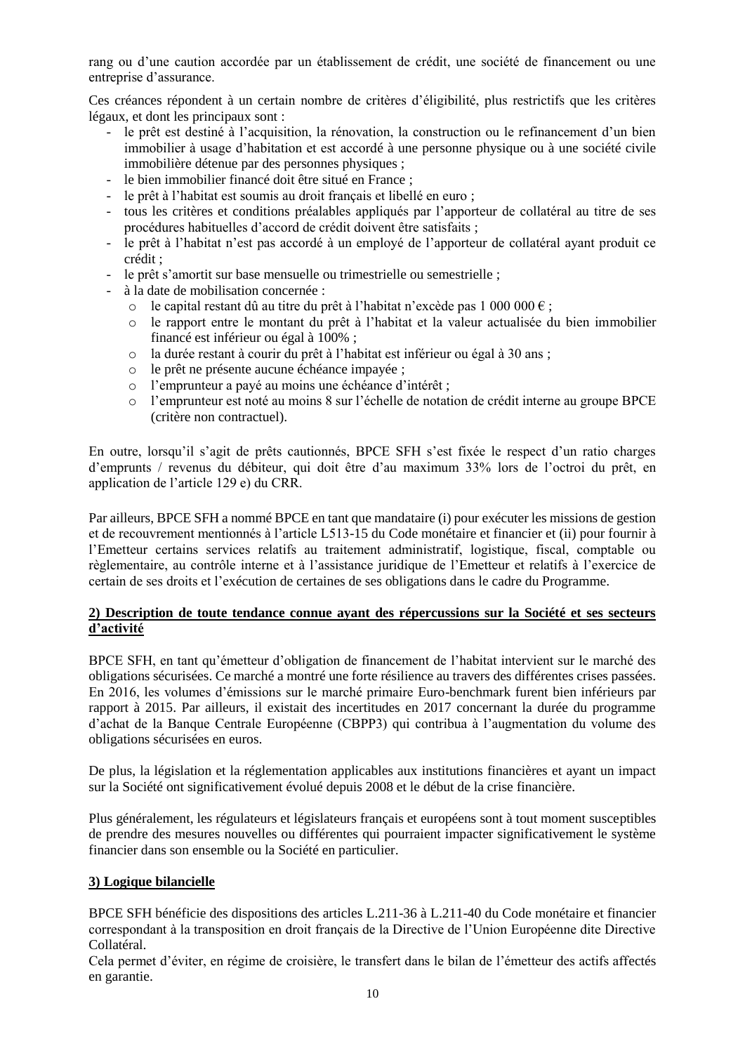rang ou d'une caution accordée par un établissement de crédit, une société de financement ou une entreprise d'assurance.

Ces créances répondent à un certain nombre de critères d'éligibilité, plus restrictifs que les critères légaux, et dont les principaux sont :

- le prêt est destiné à l'acquisition, la rénovation, la construction ou le refinancement d'un bien immobilier à usage d'habitation et est accordé à une personne physique ou à une société civile immobilière détenue par des personnes physiques ;
- le bien immobilier financé doit être situé en France ;
- le prêt à l'habitat est soumis au droit français et libellé en euro ;
- tous les critères et conditions préalables appliqués par l'apporteur de collatéral au titre de ses procédures habituelles d'accord de crédit doivent être satisfaits ;
- le prêt à l'habitat n'est pas accordé à un employé de l'apporteur de collatéral ayant produit ce crédit ;
- le prêt s'amortit sur base mensuelle ou trimestrielle ou semestrielle ;
- à la date de mobilisation concernée :
    - le capital restant dû au titre du prêt à l'habitat n'excède pas 1 000 000 € ;
    - le rapport entre le montant du prêt à l'habitat et la valeur actualisée du bien immobilier financé est inférieur ou égal à 100% ;
    - la durée restant à courir du prêt à l'habitat est inférieur ou égal à 30 ans ;
    - le prêt ne présente aucune échéance impayée ;
    - l'emprunteur a payé au moins une échéance d'intérêt ;
    - l'emprunteur est noté au moins 8 sur l'échelle de notation de crédit interne au groupe BPCE (critère non contractuel).

En outre, lorsqu'il s'agit de prêts cautionnés, BPCE SFH s'est fixée le respect d'un ratio charges d'emprunts / revenus du débiteur, qui doit être d'au maximum 33% lors de l'octroi du prêt, en application de l'article 129 e) du CRR.

Par ailleurs, BPCE SFH a nommé BPCE en tant que mandataire (i) pour exécuter les missions de gestion et de recouvrement mentionnés à l'article L513-15 du Code monétaire et financier et (ii) pour fournir à l'Emetteur certains services relatifs au traitement administratif, logistique, fiscal, comptable ou règlementaire, au contrôle interne et à l'assistance juridique de l'Emetteur et relatifs à l'exercice de certain de ses droits et l'exécution de certaines de ses obligations dans le cadre du Programme.

## 2) Description de toute tendance connue ayant des répercussions sur la Société et ses secteurs d'activité

BPCE SFH, en tant qu'émetteur d'obligation de financement de l'habitat intervient sur le marché des obligations sécurisées. Ce marché a montré une forte résilience au travers des différentes crises passées. En 2016, les volumes d'émissions sur le marché primaire Euro-benchmark furent bien inférieurs par rapport à 2015. Par ailleurs, il existait des incertitudes en 2017 concernant la durée du programme d'achat de la Banque Centrale Européenne (CBPP3) qui contribua à l'augmentation du volume des obligations sécurisées en euros.

De plus, la législation et la réglementation applicables aux institutions financières et ayant un impact sur la Société ont significativement évolué depuis 2008 et le début de la crise financière.

Plus généralement, les régulateurs et législateurs français et européens sont à tout moment susceptibles de prendre des mesures nouvelles ou différentes qui pourraient impacter significativement le système financier dans son ensemble ou la Société en particulier.

## 3) Logique bilancielle

BPCE SFH bénéficie des dispositions des articles L.211-36 à L.211-40 du Code monétaire et financier correspondant à la transposition en droit français de la Directive de l'Union Européenne dite Directive Collatéral.
Cela permet d'éviter, en régime de croisière, le transfert dans le bilan de l'émetteur des actifs affectés en garantie.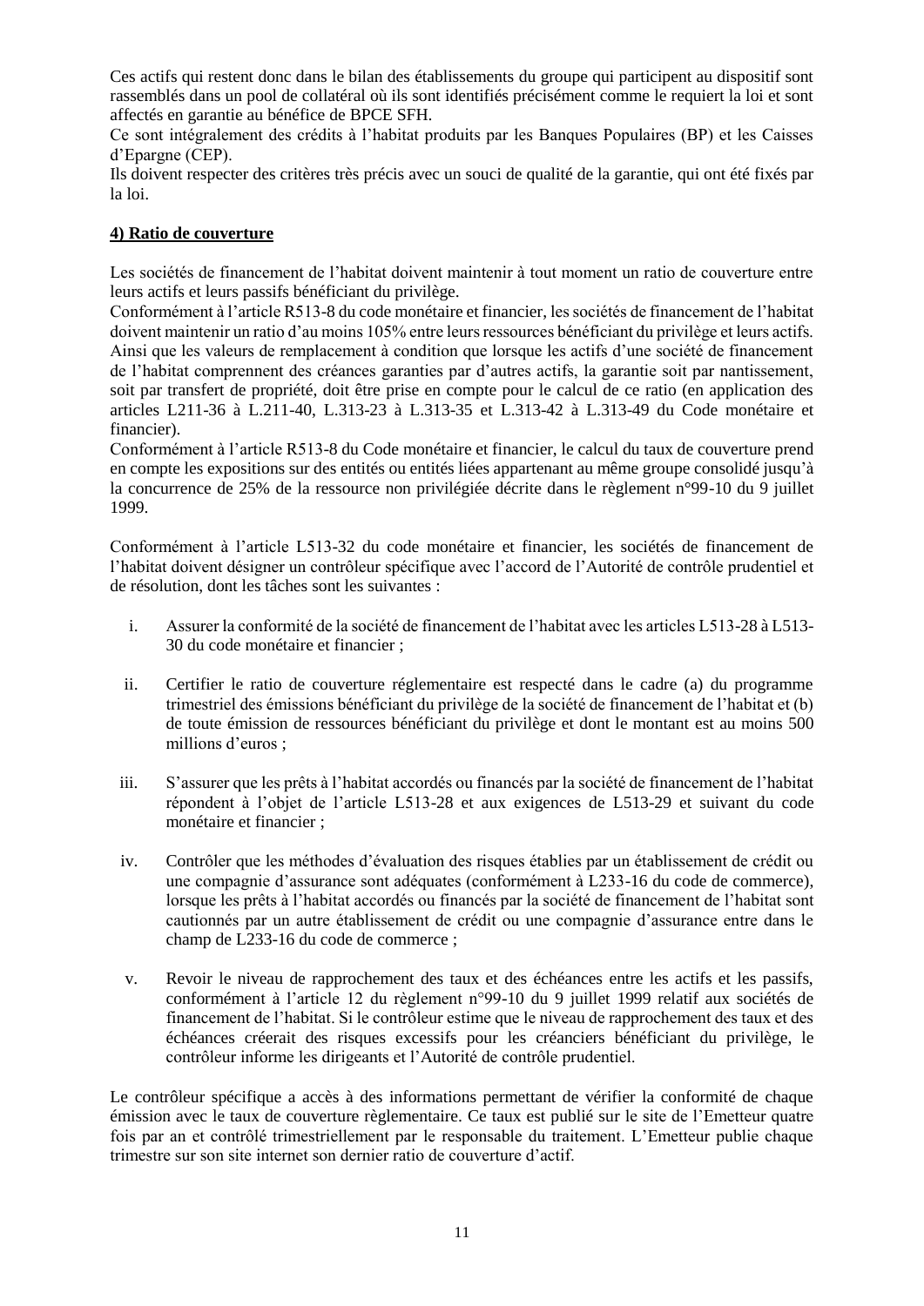Ces actifs qui restent donc dans le bilan des établissements du groupe qui participent au dispositif sont rassemblés dans un pool de collatéral où ils sont identifiés précisément comme le requiert la loi et sont affectés en garantie au bénéfice de BPCE SFH.
Ce sont intégralement des crédits à l'habitat produits par les Banques Populaires (BP) et les Caisses d'Epargne (CEP).
Ils doivent respecter des critères très précis avec un souci de qualité de la garantie, qui ont été fixés par la loi.

**4) Ratio de couverture**

Les sociétés de financement de l'habitat doivent maintenir à tout moment un ratio de couverture entre leurs actifs et leurs passifs bénéficiant du privilège.
Conformément à l'article R513-8 du code monétaire et financier, les sociétés de financement de l'habitat doivent maintenir un ratio d'au moins 105% entre leurs ressources bénéficiant du privilège et leurs actifs. Ainsi que les valeurs de remplacement à condition que lorsque les actifs d'une société de financement de l'habitat comprennent des créances garanties par d'autres actifs, la garantie soit par nantissement, soit par transfert de propriété, doit être prise en compte pour le calcul de ce ratio (en application des articles L211-36 à L.211-40, L.313-23 à L.313-35 et L.313-42 à L.313-49 du Code monétaire et financier).
Conformément à l'article R513-8 du Code monétaire et financier, le calcul du taux de couverture prend en compte les expositions sur des entités ou entités liées appartenant au même groupe consolidé jusqu'à la concurrence de 25% de la ressource non privilégiée décrite dans le règlement n°99-10 du 9 juillet 1999.

Conformément à l'article L513-32 du code monétaire et financier, les sociétés de financement de l'habitat doivent désigner un contrôleur spécifique avec l'accord de l'Autorité de contrôle prudentiel et de résolution, dont les tâches sont les suivantes :

i. Assurer la conformité de la société de financement de l'habitat avec les articles L513-28 à L513-30 du code monétaire et financier ;

ii. Certifier le ratio de couverture réglementaire est respecté dans le cadre (a) du programme trimestriel des émissions bénéficiant du privilège de la société de financement de l'habitat et (b) de toute émission de ressources bénéficiant du privilège et dont le montant est au moins 500 millions d'euros ;

iii. S'assurer que les prêts à l'habitat accordés ou financés par la société de financement de l'habitat répondent à l'objet de l'article L513-28 et aux exigences de L513-29 et suivant du code monétaire et financier ;

iv. Contrôler que les méthodes d'évaluation des risques établies par un établissement de crédit ou une compagnie d'assurance sont adéquates (conformément à L233-16 du code de commerce), lorsque les prêts à l'habitat accordés ou financés par la société de financement de l'habitat sont cautionnés par un autre établissement de crédit ou une compagnie d'assurance entre dans le champ de L233-16 du code de commerce ;

v. Revoir le niveau de rapprochement des taux et des échéances entre les actifs et les passifs, conformément à l'article 12 du règlement n°99-10 du 9 juillet 1999 relatif aux sociétés de financement de l'habitat. Si le contrôleur estime que le niveau de rapprochement des taux et des échéances créerait des risques excessifs pour les créanciers bénéficiant du privilège, le contrôleur informe les dirigeants et l'Autorité de contrôle prudentiel.

Le contrôleur spécifique a accès à des informations permettant de vérifier la conformité de chaque émission avec le taux de couverture règlementaire. Ce taux est publié sur le site de l'Emetteur quatre fois par an et contrôlé trimestriellement par le responsable du traitement. L'Emetteur publie chaque trimestre sur son site internet son dernier ratio de couverture d'actif.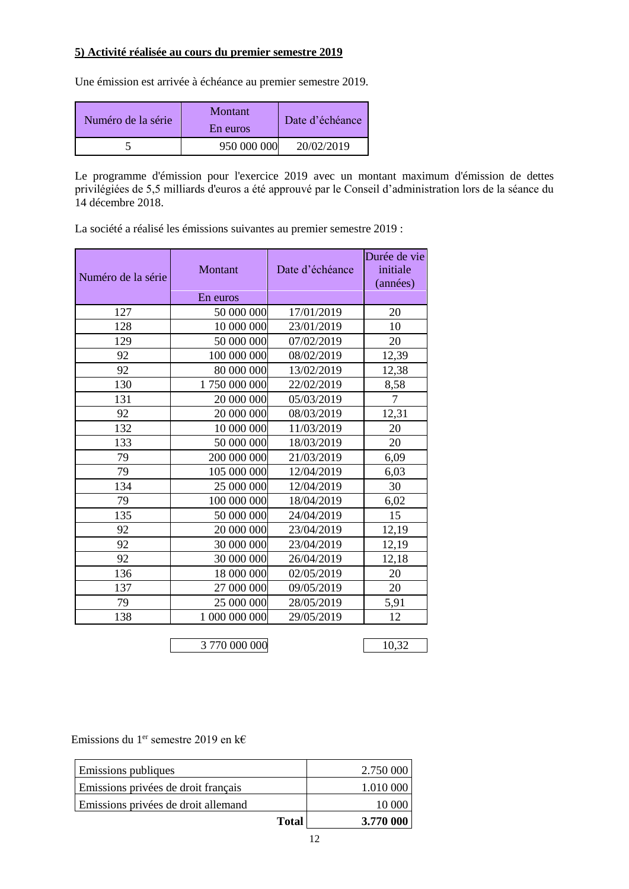**5) Activité réalisée au cours du premier semestre 2019**

Une émission est arrivée à échéance au premier semestre 2019.

| Numéro de la série | Montant En euros | Date d'échéance |
|---|---|---|
| 5 | 950 000 000 | 20/02/2019 |

Le programme d'émission pour l'exercice 2019 avec un montant maximum d'émission de dettes privilégiées de 5,5 milliards d'euros a été approuvé par le Conseil d'administration lors de la séance du 14 décembre 2018.

La société a réalisé les émissions suivantes au premier semestre 2019 :

| Numéro de la série | Montant | Date d'échéance | Durée de vie initiale (années) |
|---|---|---|---|
| | En euros | | |
| 127 | 50 000 000 | 17/01/2019 | 20 |
| 128 | 10 000 000 | 23/01/2019 | 10 |
| 129 | 50 000 000 | 07/02/2019 | 20 |
| 92 | 100 000 000 | 08/02/2019 | 12,39 |
| 92 | 80 000 000 | 13/02/2019 | 12,38 |
| 130 | 1 750 000 000 | 22/02/2019 | 8,58 |
| 131 | 20 000 000 | 05/03/2019 | 7 |
| 92 | 20 000 000 | 08/03/2019 | 12,31 |
| 132 | 10 000 000 | 11/03/2019 | 20 |
| 133 | 50 000 000 | 18/03/2019 | 20 |
| 79 | 200 000 000 | 21/03/2019 | 6,09 |
| 79 | 105 000 000 | 12/04/2019 | 6,03 |
| 134 | 25 000 000 | 12/04/2019 | 30 |
| 79 | 100 000 000 | 18/04/2019 | 6,02 |
| 135 | 50 000 000 | 24/04/2019 | 15 |
| 92 | 20 000 000 | 23/04/2019 | 12,19 |
| 92 | 30 000 000 | 23/04/2019 | 12,19 |
| 92 | 30 000 000 | 26/04/2019 | 12,18 |
| 136 | 18 000 000 | 02/05/2019 | 20 |
| 137 | 27 000 000 | 09/05/2019 | 20 |
| 79 | 25 000 000 | 28/05/2019 | 5,91 |
| 138 | 1 000 000 000 | 29/05/2019 | 12 |
| | 3 770 000 000 | | 10,32 |

Emissions du 1er semestre 2019 en k€

| | |
|---|---|
| Emissions publiques | 2.750 000 |
| Emissions privées de droit français | 1.010 000 |
| Emissions privées de droit allemand | 10 000 |
| **Total** | **3.770 000** |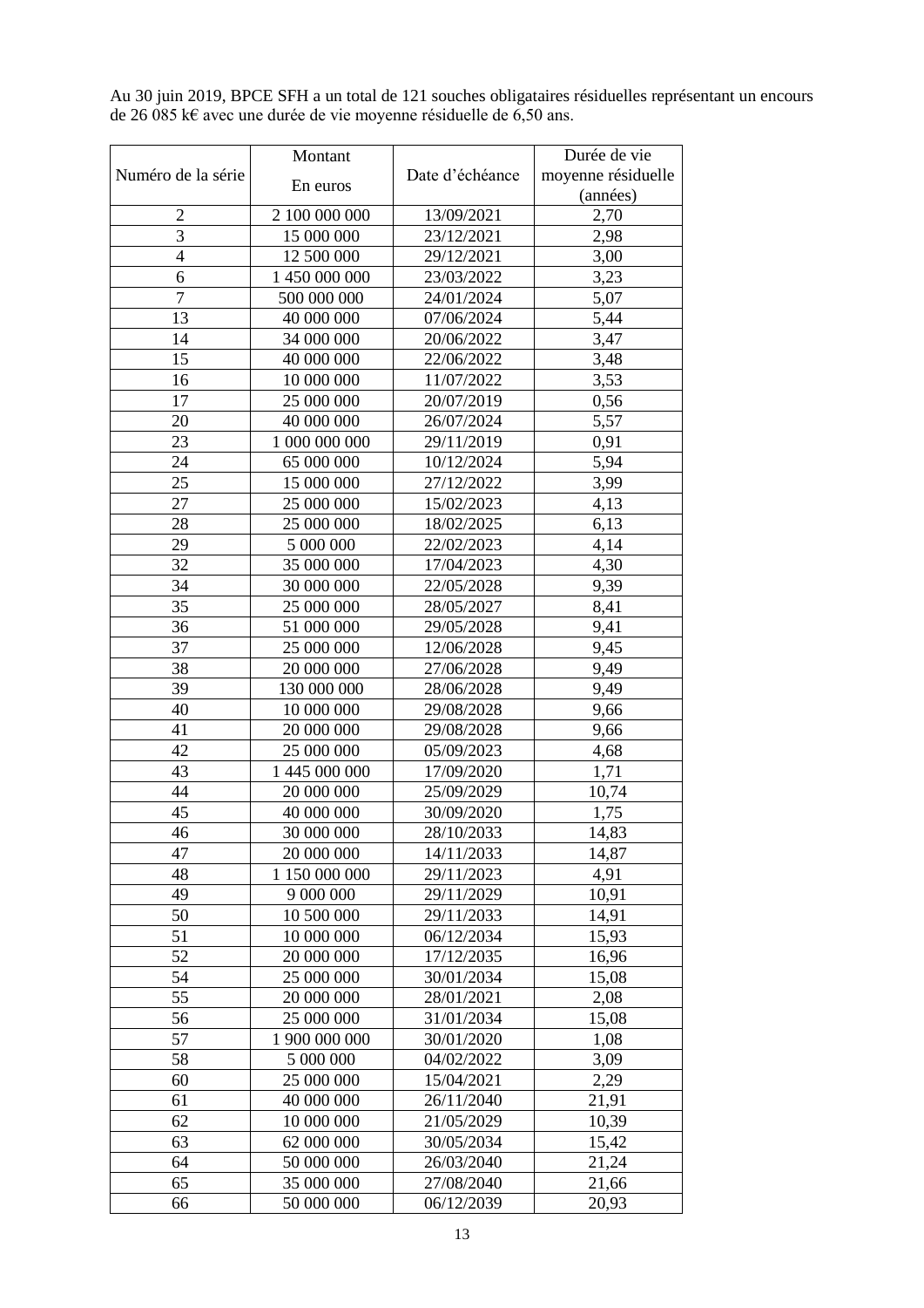Au 30 juin 2019, BPCE SFH a un total de 121 souches obligataires résiduelles représentant un encours de 26 085 k€ avec une durée de vie moyenne résiduelle de 6,50 ans.

| Numéro de la série | Montant En euros | Date d'échéance | Durée de vie moyenne résiduelle (années) |
|---|---|---|---|
| 2 | 2 100 000 000 | 13/09/2021 | 2,70 |
| 3 | 15 000 000 | 23/12/2021 | 2,98 |
| 4 | 12 500 000 | 29/12/2021 | 3,00 |
| 6 | 1 450 000 000 | 23/03/2022 | 3,23 |
| 7 | 500 000 000 | 24/01/2024 | 5,07 |
| 13 | 40 000 000 | 07/06/2024 | 5,44 |
| 14 | 34 000 000 | 20/06/2022 | 3,47 |
| 15 | 40 000 000 | 22/06/2022 | 3,48 |
| 16 | 10 000 000 | 11/07/2022 | 3,53 |
| 17 | 25 000 000 | 20/07/2019 | 0,56 |
| 20 | 40 000 000 | 26/07/2024 | 5,57 |
| 23 | 1 000 000 000 | 29/11/2019 | 0,91 |
| 24 | 65 000 000 | 10/12/2024 | 5,94 |
| 25 | 15 000 000 | 27/12/2022 | 3,99 |
| 27 | 25 000 000 | 15/02/2023 | 4,13 |
| 28 | 25 000 000 | 18/02/2025 | 6,13 |
| 29 | 5 000 000 | 22/02/2023 | 4,14 |
| 32 | 35 000 000 | 17/04/2023 | 4,30 |
| 34 | 30 000 000 | 22/05/2028 | 9,39 |
| 35 | 25 000 000 | 28/05/2027 | 8,41 |
| 36 | 51 000 000 | 29/05/2028 | 9,41 |
| 37 | 25 000 000 | 12/06/2028 | 9,45 |
| 38 | 20 000 000 | 27/06/2028 | 9,49 |
| 39 | 130 000 000 | 28/06/2028 | 9,49 |
| 40 | 10 000 000 | 29/08/2028 | 9,66 |
| 41 | 20 000 000 | 29/08/2028 | 9,66 |
| 42 | 25 000 000 | 05/09/2023 | 4,68 |
| 43 | 1 445 000 000 | 17/09/2020 | 1,71 |
| 44 | 20 000 000 | 25/09/2029 | 10,74 |
| 45 | 40 000 000 | 30/09/2020 | 1,75 |
| 46 | 30 000 000 | 28/10/2033 | 14,83 |
| 47 | 20 000 000 | 14/11/2033 | 14,87 |
| 48 | 1 150 000 000 | 29/11/2023 | 4,91 |
| 49 | 9 000 000 | 29/11/2029 | 10,91 |
| 50 | 10 500 000 | 29/11/2033 | 14,91 |
| 51 | 10 000 000 | 06/12/2034 | 15,93 |
| 52 | 20 000 000 | 17/12/2035 | 16,96 |
| 54 | 25 000 000 | 30/01/2034 | 15,08 |
| 55 | 20 000 000 | 28/01/2021 | 2,08 |
| 56 | 25 000 000 | 31/01/2034 | 15,08 |
| 57 | 1 900 000 000 | 30/01/2020 | 1,08 |
| 58 | 5 000 000 | 04/02/2022 | 3,09 |
| 60 | 25 000 000 | 15/04/2021 | 2,29 |
| 61 | 40 000 000 | 26/11/2040 | 21,91 |
| 62 | 10 000 000 | 21/05/2029 | 10,39 |
| 63 | 62 000 000 | 30/05/2034 | 15,42 |
| 64 | 50 000 000 | 26/03/2040 | 21,24 |
| 65 | 35 000 000 | 27/08/2040 | 21,66 |
| 66 | 50 000 000 | 06/12/2039 | 20,93 |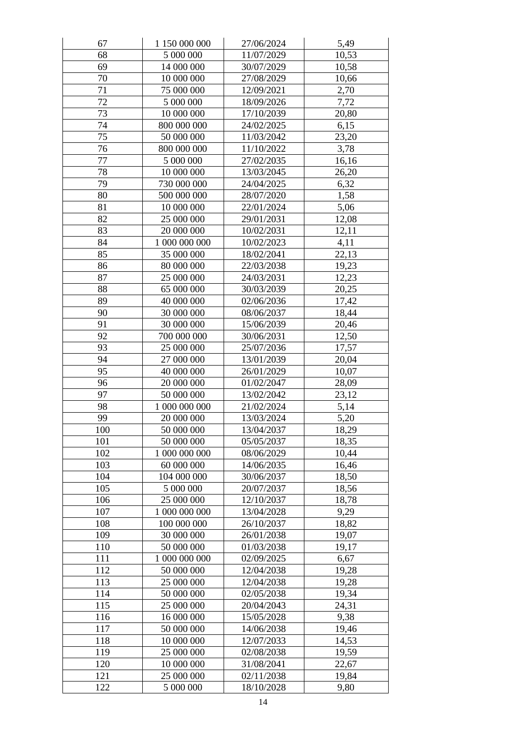| | | | |
|---|---|---|---|
| 67 | 1 150 000 000 | 27/06/2024 | 5,49 |
| 68 | 5 000 000 | 11/07/2029 | 10,53 |
| 69 | 14 000 000 | 30/07/2029 | 10,58 |
| 70 | 10 000 000 | 27/08/2029 | 10,66 |
| 71 | 75 000 000 | 12/09/2021 | 2,70 |
| 72 | 5 000 000 | 18/09/2026 | 7,72 |
| 73 | 10 000 000 | 17/10/2039 | 20,80 |
| 74 | 800 000 000 | 24/02/2025 | 6,15 |
| 75 | 50 000 000 | 11/03/2042 | 23,20 |
| 76 | 800 000 000 | 11/10/2022 | 3,78 |
| 77 | 5 000 000 | 27/02/2035 | 16,16 |
| 78 | 10 000 000 | 13/03/2045 | 26,20 |
| 79 | 730 000 000 | 24/04/2025 | 6,32 |
| 80 | 500 000 000 | 28/07/2020 | 1,58 |
| 81 | 10 000 000 | 22/01/2024 | 5,06 |
| 82 | 25 000 000 | 29/01/2031 | 12,08 |
| 83 | 20 000 000 | 10/02/2031 | 12,11 |
| 84 | 1 000 000 000 | 10/02/2023 | 4,11 |
| 85 | 35 000 000 | 18/02/2041 | 22,13 |
| 86 | 80 000 000 | 22/03/2038 | 19,23 |
| 87 | 25 000 000 | 24/03/2031 | 12,23 |
| 88 | 65 000 000 | 30/03/2039 | 20,25 |
| 89 | 40 000 000 | 02/06/2036 | 17,42 |
| 90 | 30 000 000 | 08/06/2037 | 18,44 |
| 91 | 30 000 000 | 15/06/2039 | 20,46 |
| 92 | 700 000 000 | 30/06/2031 | 12,50 |
| 93 | 25 000 000 | 25/07/2036 | 17,57 |
| 94 | 27 000 000 | 13/01/2039 | 20,04 |
| 95 | 40 000 000 | 26/01/2029 | 10,07 |
| 96 | 20 000 000 | 01/02/2047 | 28,09 |
| 97 | 50 000 000 | 13/02/2042 | 23,12 |
| 98 | 1 000 000 000 | 21/02/2024 | 5,14 |
| 99 | 20 000 000 | 13/03/2024 | 5,20 |
| 100 | 50 000 000 | 13/04/2037 | 18,29 |
| 101 | 50 000 000 | 05/05/2037 | 18,35 |
| 102 | 1 000 000 000 | 08/06/2029 | 10,44 |
| 103 | 60 000 000 | 14/06/2035 | 16,46 |
| 104 | 104 000 000 | 30/06/2037 | 18,50 |
| 105 | 5 000 000 | 20/07/2037 | 18,56 |
| 106 | 25 000 000 | 12/10/2037 | 18,78 |
| 107 | 1 000 000 000 | 13/04/2028 | 9,29 |
| 108 | 100 000 000 | 26/10/2037 | 18,82 |
| 109 | 30 000 000 | 26/01/2038 | 19,07 |
| 110 | 50 000 000 | 01/03/2038 | 19,17 |
| 111 | 1 000 000 000 | 02/09/2025 | 6,67 |
| 112 | 50 000 000 | 12/04/2038 | 19,28 |
| 113 | 25 000 000 | 12/04/2038 | 19,28 |
| 114 | 50 000 000 | 02/05/2038 | 19,34 |
| 115 | 25 000 000 | 20/04/2043 | 24,31 |
| 116 | 16 000 000 | 15/05/2028 | 9,38 |
| 117 | 50 000 000 | 14/06/2038 | 19,46 |
| 118 | 10 000 000 | 12/07/2033 | 14,53 |
| 119 | 25 000 000 | 02/08/2038 | 19,59 |
| 120 | 10 000 000 | 31/08/2041 | 22,67 |
| 121 | 25 000 000 | 02/11/2038 | 19,84 |
| 122 | 5 000 000 | 18/10/2028 | 9,80 |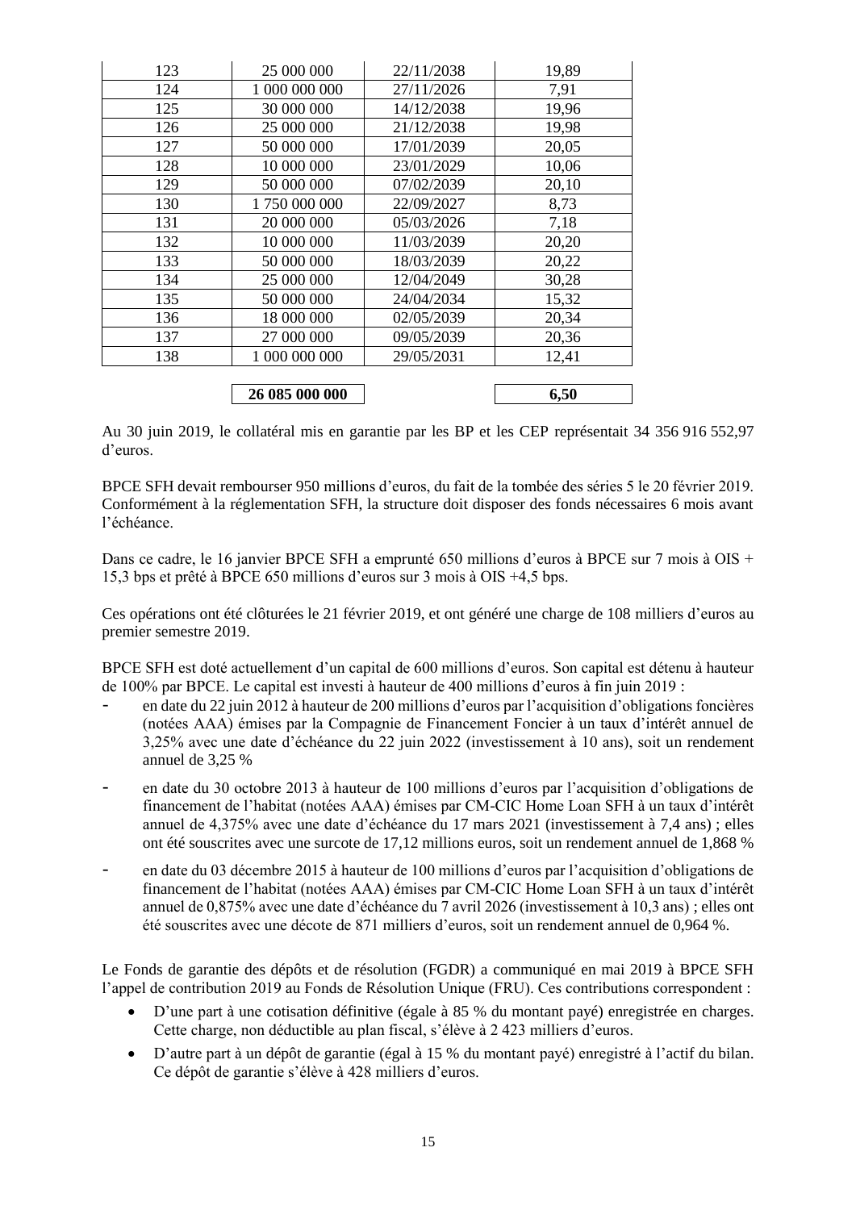| | | | |
|---|---|---|---|
| 123 | 25 000 000 | 22/11/2038 | 19,89 |
| 124 | 1 000 000 000 | 27/11/2026 | 7,91 |
| 125 | 30 000 000 | 14/12/2038 | 19,96 |
| 126 | 25 000 000 | 21/12/2038 | 19,98 |
| 127 | 50 000 000 | 17/01/2039 | 20,05 |
| 128 | 10 000 000 | 23/01/2029 | 10,06 |
| 129 | 50 000 000 | 07/02/2039 | 20,10 |
| 130 | 1 750 000 000 | 22/09/2027 | 8,73 |
| 131 | 20 000 000 | 05/03/2026 | 7,18 |
| 132 | 10 000 000 | 11/03/2039 | 20,20 |
| 133 | 50 000 000 | 18/03/2039 | 20,22 |
| 134 | 25 000 000 | 12/04/2049 | 30,28 |
| 135 | 50 000 000 | 24/04/2034 | 15,32 |
| 136 | 18 000 000 | 02/05/2039 | 20,34 |
| 137 | 27 000 000 | 09/05/2039 | 20,36 |
| 138 | 1 000 000 000 | 29/05/2031 | 12,41 |
| | **26 085 000 000** | | **6,50** |

Au 30 juin 2019, le collatéral mis en garantie par les BP et les CEP représentait 34 356 916 552,97 d'euros.

BPCE SFH devait rembourser 950 millions d'euros, du fait de la tombée des séries 5 le 20 février 2019. Conformément à la réglementation SFH, la structure doit disposer des fonds nécessaires 6 mois avant l'échéance.

Dans ce cadre, le 16 janvier BPCE SFH a emprunté 650 millions d'euros à BPCE sur 7 mois à OIS + 15,3 bps et prêté à BPCE 650 millions d'euros sur 3 mois à OIS +4,5 bps.

Ces opérations ont été clôturées le 21 février 2019, et ont généré une charge de 108 milliers d'euros au premier semestre 2019.

BPCE SFH est doté actuellement d'un capital de 600 millions d'euros. Son capital est détenu à hauteur de 100% par BPCE. Le capital est investi à hauteur de 400 millions d'euros à fin juin 2019 :

- en date du 22 juin 2012 à hauteur de 200 millions d'euros par l'acquisition d'obligations foncières (notées AAA) émises par la Compagnie de Financement Foncier à un taux d'intérêt annuel de 3,25% avec une date d'échéance du 22 juin 2022 (investissement à 10 ans), soit un rendement annuel de 3,25 %
- en date du 30 octobre 2013 à hauteur de 100 millions d'euros par l'acquisition d'obligations de financement de l'habitat (notées AAA) émises par CM-CIC Home Loan SFH à un taux d'intérêt annuel de 4,375% avec une date d'échéance du 17 mars 2021 (investissement à 7,4 ans) ; elles ont été souscrites avec une surcote de 17,12 millions euros, soit un rendement annuel de 1,868 %
- en date du 03 décembre 2015 à hauteur de 100 millions d'euros par l'acquisition d'obligations de financement de l'habitat (notées AAA) émises par CM-CIC Home Loan SFH à un taux d'intérêt annuel de 0,875% avec une date d'échéance du 7 avril 2026 (investissement à 10,3 ans) ; elles ont été souscrites avec une décote de 871 milliers d'euros, soit un rendement annuel de 0,964 %.

Le Fonds de garantie des dépôts et de résolution (FGDR) a communiqué en mai 2019 à BPCE SFH l'appel de contribution 2019 au Fonds de Résolution Unique (FRU). Ces contributions correspondent :

- D'une part à une cotisation définitive (égale à 85 % du montant payé) enregistrée en charges. Cette charge, non déductible au plan fiscal, s'élève à 2 423 milliers d'euros.
- D'autre part à un dépôt de garantie (égal à 15 % du montant payé) enregistré à l'actif du bilan. Ce dépôt de garantie s'élève à 428 milliers d'euros.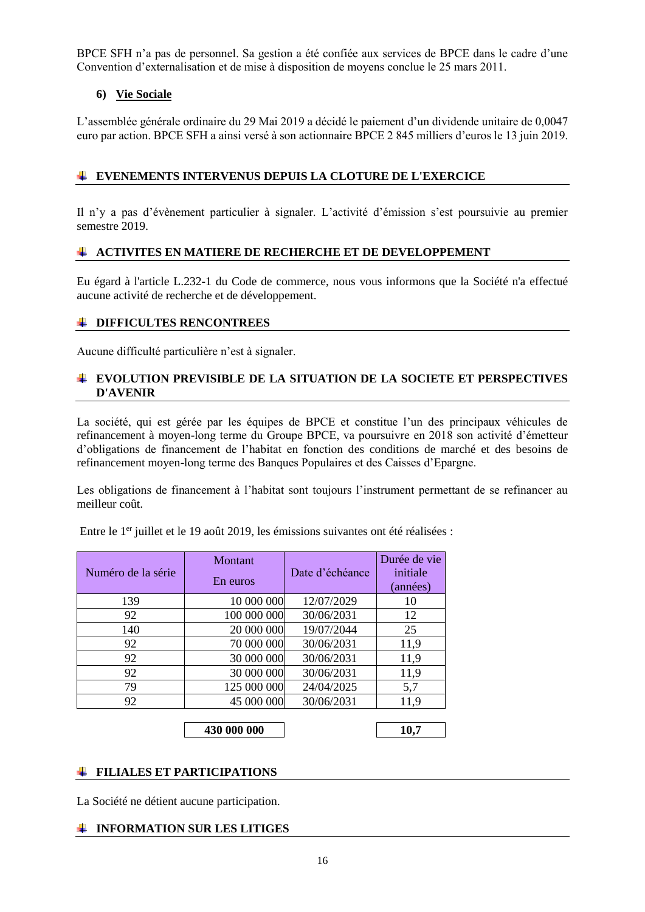BPCE SFH n'a pas de personnel. Sa gestion a été confiée aux services de BPCE dans le cadre d'une Convention d'externalisation et de mise à disposition de moyens conclue le 25 mars 2011.

### 6) Vie Sociale

L'assemblée générale ordinaire du 29 Mai 2019 a décidé le paiement d'un dividende unitaire de 0,0047 euro par action. BPCE SFH a ainsi versé à son actionnaire BPCE 2 845 milliers d'euros le 13 juin 2019.

## EVENEMENTS INTERVENUS DEPUIS LA CLOTURE DE L'EXERCICE

Il n'y a pas d'évènement particulier à signaler. L'activité d'émission s'est poursuivie au premier semestre 2019.

## ACTIVITES EN MATIERE DE RECHERCHE ET DE DEVELOPPEMENT

Eu égard à l'article L.232-1 du Code de commerce, nous vous informons que la Société n'a effectué aucune activité de recherche et de développement.

## DIFFICULTES RENCONTREES

Aucune difficulté particulière n'est à signaler.

## EVOLUTION PREVISIBLE DE LA SITUATION DE LA SOCIETE ET PERSPECTIVES D'AVENIR

La société, qui est gérée par les équipes de BPCE et constitue l'un des principaux véhicules de refinancement à moyen-long terme du Groupe BPCE, va poursuivre en 2018 son activité d'émetteur d'obligations de financement de l'habitat en fonction des conditions de marché et des besoins de refinancement moyen-long terme des Banques Populaires et des Caisses d'Epargne.

Les obligations de financement à l'habitat sont toujours l'instrument permettant de se refinancer au meilleur coût.

Entre le 1er juillet et le 19 août 2019, les émissions suivantes ont été réalisées :

| Numéro de la série | Montant En euros | Date d'échéance | Durée de vie initiale (années) |
|---|---|---|---|
| 139 | 10 000 000 | 12/07/2029 | 10 |
| 92 | 100 000 000 | 30/06/2031 | 12 |
| 140 | 20 000 000 | 19/07/2044 | 25 |
| 92 | 70 000 000 | 30/06/2031 | 11,9 |
| 92 | 30 000 000 | 30/06/2031 | 11,9 |
| 92 | 30 000 000 | 30/06/2031 | 11,9 |
| 79 | 125 000 000 | 24/04/2025 | 5,7 |
| 92 | 45 000 000 | 30/06/2031 | 11,9 |
| | **430 000 000** | | **10,7** |

## FILIALES ET PARTICIPATIONS

La Société ne détient aucune participation.

## INFORMATION SUR LES LITIGES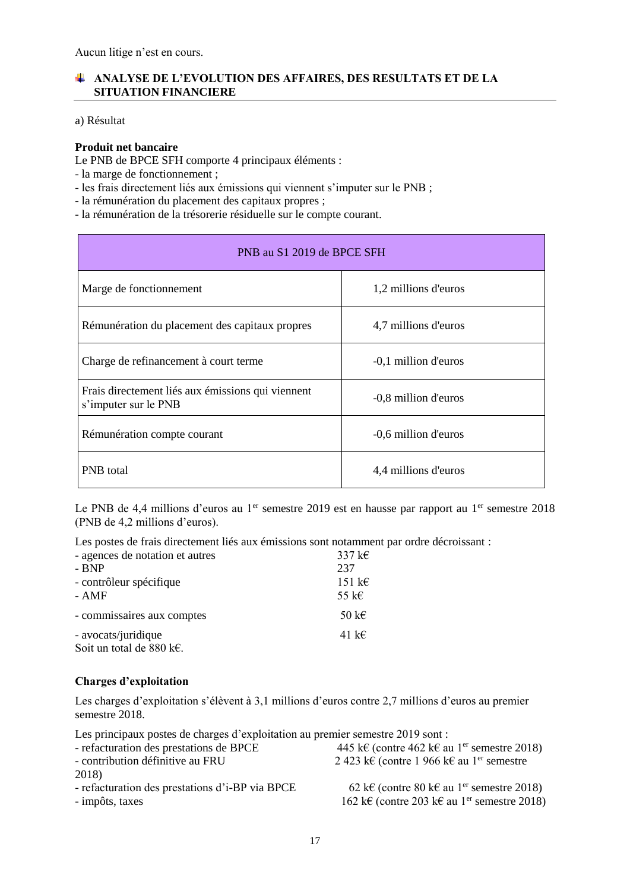Aucun litige n'est en cours.

## ANALYSE DE L'EVOLUTION DES AFFAIRES, DES RESULTATS ET DE LA SITUATION FINANCIERE

a) Résultat

**Produit net bancaire**

Le PNB de BPCE SFH comporte 4 principaux éléments :

- la marge de fonctionnement ;
- les frais directement liés aux émissions qui viennent s'imputer sur le PNB ;
- la rémunération du placement des capitaux propres ;
- la rémunération de la trésorerie résiduelle sur le compte courant.

| PNB au S1 2019 de BPCE SFH | |
|---|---|
| Marge de fonctionnement | 1,2 millions d'euros |
| Rémunération du placement des capitaux propres | 4,7 millions d'euros |
| Charge de refinancement à court terme | -0,1 million d'euros |
| Frais directement liés aux émissions qui viennent s'imputer sur le PNB | -0,8 million d'euros |
| Rémunération compte courant | -0,6 million d'euros |
| PNB total | 4,4 millions d'euros |

Le PNB de 4,4 millions d'euros au 1er semestre 2019 est en hausse par rapport au 1er semestre 2018 (PNB de 4,2 millions d'euros).

Les postes de frais directement liés aux émissions sont notamment par ordre décroissant :

- agences de notation et autres 337 k€
- BNP 237
- contrôleur spécifique 151 k€
- AMF 55 k€
- commissaires aux comptes 50 k€
- avocats/juridique 41 k€

Soit un total de 880 k€.

**Charges d'exploitation**

Les charges d'exploitation s'élèvent à 3,1 millions d'euros contre 2,7 millions d'euros au premier semestre 2018.

Les principaux postes de charges d'exploitation au premier semestre 2019 sont :

- refacturation des prestations de BPCE 445 k€ (contre 462 k€ au 1er semestre 2018)
- contribution définitive au FRU 2 423 k€ (contre 1 966 k€ au 1er semestre 2018)
- refacturation des prestations d'i-BP via BPCE 62 k€ (contre 80 k€ au 1er semestre 2018)
- impôts, taxes 162 k€ (contre 203 k€ au 1er semestre 2018)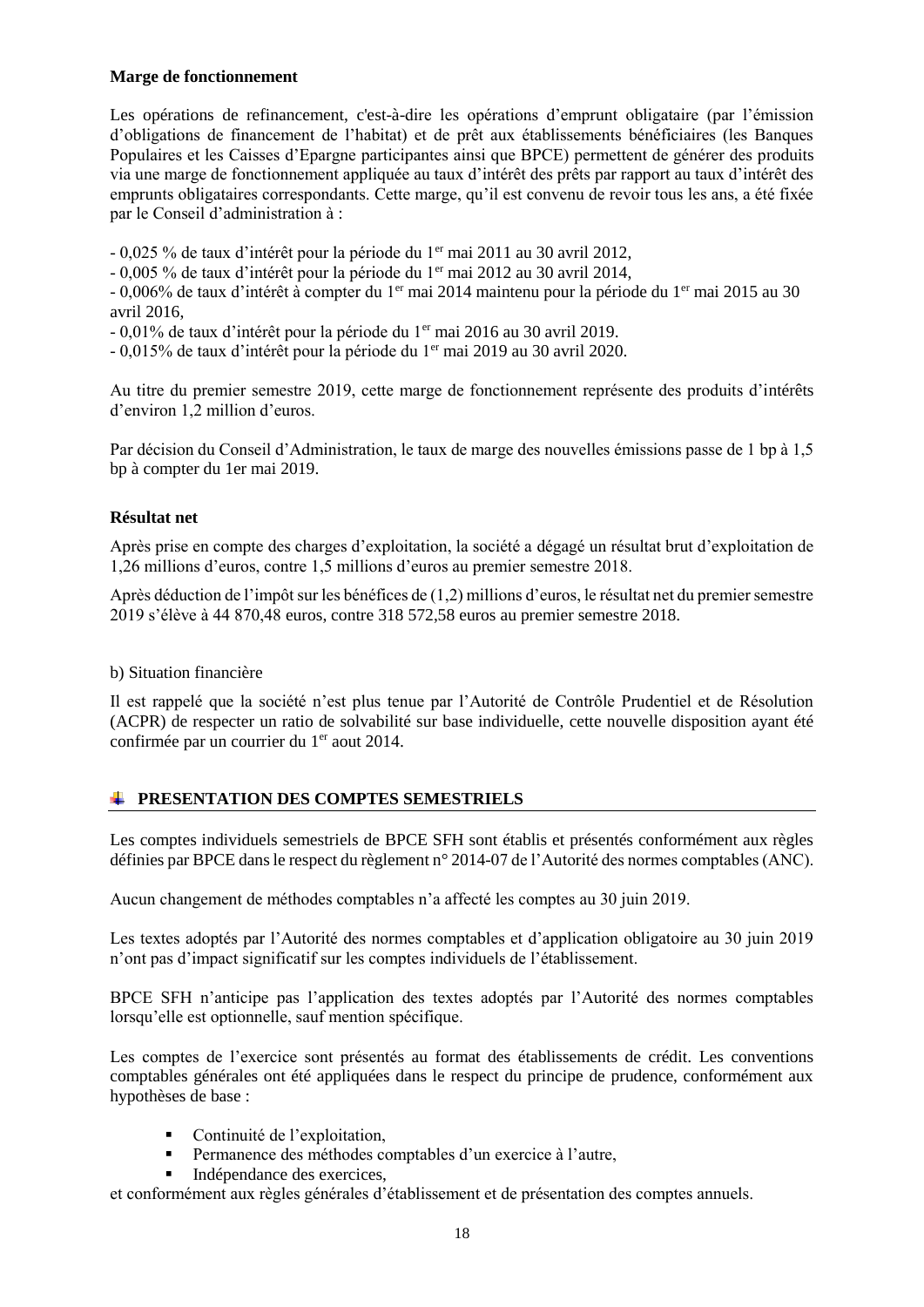**Marge de fonctionnement**

Les opérations de refinancement, c'est-à-dire les opérations d'emprunt obligataire (par l'émission d'obligations de financement de l'habitat) et de prêt aux établissements bénéficiaires (les Banques Populaires et les Caisses d'Epargne participantes ainsi que BPCE) permettent de générer des produits via une marge de fonctionnement appliquée au taux d'intérêt des prêts par rapport au taux d'intérêt des emprunts obligataires correspondants. Cette marge, qu'il est convenu de revoir tous les ans, a été fixée par le Conseil d'administration à :

- 0,025 % de taux d'intérêt pour la période du 1er mai 2011 au 30 avril 2012,
- 0,005 % de taux d'intérêt pour la période du 1er mai 2012 au 30 avril 2014,
- 0,006% de taux d'intérêt à compter du 1er mai 2014 maintenu pour la période du 1er mai 2015 au 30 avril 2016,
- 0,01% de taux d'intérêt pour la période du 1er mai 2016 au 30 avril 2019.
- 0,015% de taux d'intérêt pour la période du 1er mai 2019 au 30 avril 2020.

Au titre du premier semestre 2019, cette marge de fonctionnement représente des produits d'intérêts d'environ 1,2 million d'euros.

Par décision du Conseil d'Administration, le taux de marge des nouvelles émissions passe de 1 bp à 1,5 bp à compter du 1er mai 2019.

**Résultat net**

Après prise en compte des charges d'exploitation, la société a dégagé un résultat brut d'exploitation de 1,26 millions d'euros, contre 1,5 millions d'euros au premier semestre 2018.

Après déduction de l'impôt sur les bénéfices de (1,2) millions d'euros, le résultat net du premier semestre 2019 s'élève à 44 870,48 euros, contre 318 572,58 euros au premier semestre 2018.

b) Situation financière

Il est rappelé que la société n'est plus tenue par l'Autorité de Contrôle Prudentiel et de Résolution (ACPR) de respecter un ratio de solvabilité sur base individuelle, cette nouvelle disposition ayant été confirmée par un courrier du 1er aout 2014.

## PRESENTATION DES COMPTES SEMESTRIELS

Les comptes individuels semestriels de BPCE SFH sont établis et présentés conformément aux règles définies par BPCE dans le respect du règlement n° 2014-07 de l'Autorité des normes comptables (ANC).

Aucun changement de méthodes comptables n'a affecté les comptes au 30 juin 2019.

Les textes adoptés par l'Autorité des normes comptables et d'application obligatoire au 30 juin 2019 n'ont pas d'impact significatif sur les comptes individuels de l'établissement.

BPCE SFH n'anticipe pas l'application des textes adoptés par l'Autorité des normes comptables lorsqu'elle est optionnelle, sauf mention spécifique.

Les comptes de l'exercice sont présentés au format des établissements de crédit. Les conventions comptables générales ont été appliquées dans le respect du principe de prudence, conformément aux hypothèses de base :

- Continuité de l'exploitation,
- Permanence des méthodes comptables d'un exercice à l'autre,
- Indépendance des exercices,

et conformément aux règles générales d'établissement et de présentation des comptes annuels.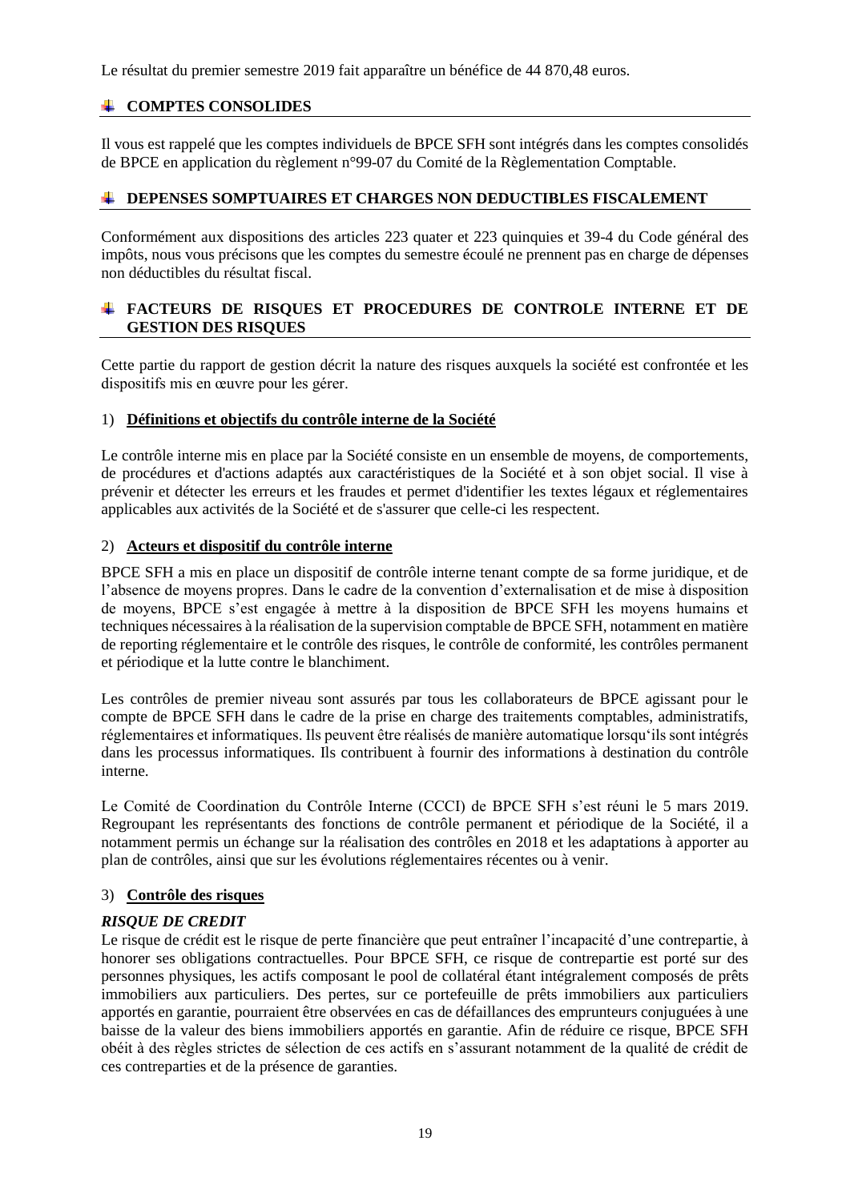Le résultat du premier semestre 2019 fait apparaître un bénéfice de 44 870,48 euros.

## COMPTES CONSOLIDES

Il vous est rappelé que les comptes individuels de BPCE SFH sont intégrés dans les comptes consolidés de BPCE en application du règlement n°99-07 du Comité de la Règlementation Comptable.

## DEPENSES SOMPTUAIRES ET CHARGES NON DEDUCTIBLES FISCALEMENT

Conformément aux dispositions des articles 223 quater et 223 quinquies et 39-4 du Code général des impôts, nous vous précisons que les comptes du semestre écoulé ne prennent pas en charge de dépenses non déductibles du résultat fiscal.

## FACTEURS DE RISQUES ET PROCEDURES DE CONTROLE INTERNE ET DE GESTION DES RISQUES

Cette partie du rapport de gestion décrit la nature des risques auxquels la société est confrontée et les dispositifs mis en œuvre pour les gérer.

### 1) Définitions et objectifs du contrôle interne de la Société

Le contrôle interne mis en place par la Société consiste en un ensemble de moyens, de comportements, de procédures et d'actions adaptés aux caractéristiques de la Société et à son objet social. Il vise à prévenir et détecter les erreurs et les fraudes et permet d'identifier les textes légaux et réglementaires applicables aux activités de la Société et de s'assurer que celle-ci les respectent.

### 2) Acteurs et dispositif du contrôle interne

BPCE SFH a mis en place un dispositif de contrôle interne tenant compte de sa forme juridique, et de l'absence de moyens propres. Dans le cadre de la convention d'externalisation et de mise à disposition de moyens, BPCE s'est engagée à mettre à la disposition de BPCE SFH les moyens humains et techniques nécessaires à la réalisation de la supervision comptable de BPCE SFH, notamment en matière de reporting réglementaire et le contrôle des risques, le contrôle de conformité, les contrôles permanent et périodique et la lutte contre le blanchiment.

Les contrôles de premier niveau sont assurés par tous les collaborateurs de BPCE agissant pour le compte de BPCE SFH dans le cadre de la prise en charge des traitements comptables, administratifs, réglementaires et informatiques. Ils peuvent être réalisés de manière automatique lorsqu'ils sont intégrés dans les processus informatiques. Ils contribuent à fournir des informations à destination du contrôle interne.

Le Comité de Coordination du Contrôle Interne (CCCI) de BPCE SFH s'est réuni le 5 mars 2019. Regroupant les représentants des fonctions de contrôle permanent et périodique de la Société, il a notamment permis un échange sur la réalisation des contrôles en 2018 et les adaptations à apporter au plan de contrôles, ainsi que sur les évolutions réglementaires récentes ou à venir.

### 3) Contrôle des risques

***RISQUE DE CREDIT***

Le risque de crédit est le risque de perte financière que peut entraîner l'incapacité d'une contrepartie, à honorer ses obligations contractuelles. Pour BPCE SFH, ce risque de contrepartie est porté sur des personnes physiques, les actifs composant le pool de collatéral étant intégralement composés de prêts immobiliers aux particuliers. Des pertes, sur ce portefeuille de prêts immobiliers aux particuliers apportés en garantie, pourraient être observées en cas de défaillances des emprunteurs conjuguées à une baisse de la valeur des biens immobiliers apportés en garantie. Afin de réduire ce risque, BPCE SFH obéit à des règles strictes de sélection de ces actifs en s'assurant notamment de la qualité de crédit de ces contreparties et de la présence de garanties.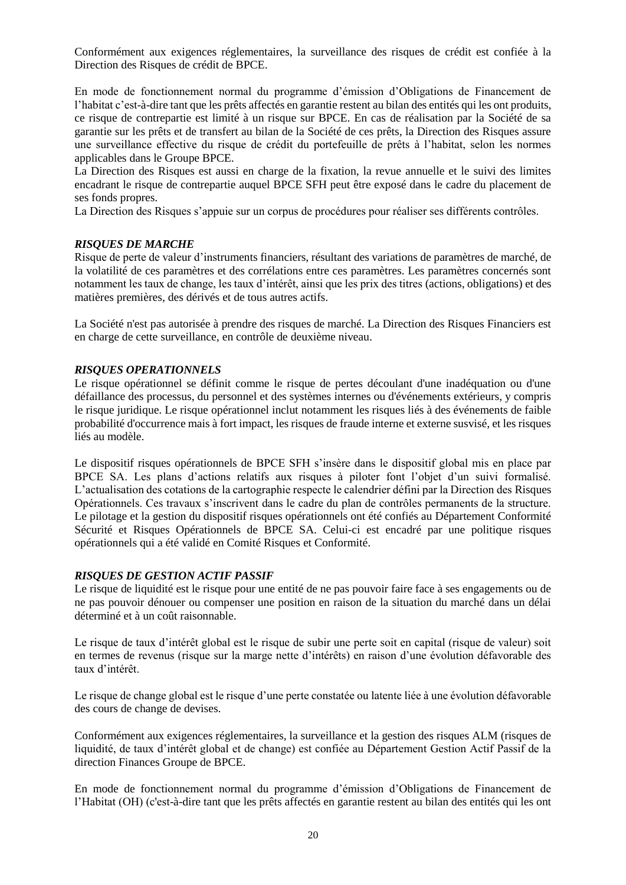Conformément aux exigences réglementaires, la surveillance des risques de crédit est confiée à la Direction des Risques de crédit de BPCE.

En mode de fonctionnement normal du programme d'émission d'Obligations de Financement de l'habitat c'est-à-dire tant que les prêts affectés en garantie restent au bilan des entités qui les ont produits, ce risque de contrepartie est limité à un risque sur BPCE. En cas de réalisation par la Société de sa garantie sur les prêts et de transfert au bilan de la Société de ces prêts, la Direction des Risques assure une surveillance effective du risque de crédit du portefeuille de prêts à l'habitat, selon les normes applicables dans le Groupe BPCE.
La Direction des Risques est aussi en charge de la fixation, la revue annuelle et le suivi des limites encadrant le risque de contrepartie auquel BPCE SFH peut être exposé dans le cadre du placement de ses fonds propres.
La Direction des Risques s'appuie sur un corpus de procédures pour réaliser ses différents contrôles.

***RISQUES DE MARCHE***

Risque de perte de valeur d'instruments financiers, résultant des variations de paramètres de marché, de la volatilité de ces paramètres et des corrélations entre ces paramètres. Les paramètres concernés sont notamment les taux de change, les taux d'intérêt, ainsi que les prix des titres (actions, obligations) et des matières premières, des dérivés et de tous autres actifs.

La Société n'est pas autorisée à prendre des risques de marché. La Direction des Risques Financiers est en charge de cette surveillance, en contrôle de deuxième niveau.

***RISQUES OPERATIONNELS***

Le risque opérationnel se définit comme le risque de pertes découlant d'une inadéquation ou d'une défaillance des processus, du personnel et des systèmes internes ou d'événements extérieurs, y compris le risque juridique. Le risque opérationnel inclut notamment les risques liés à des événements de faible probabilité d'occurrence mais à fort impact, les risques de fraude interne et externe susvisé, et les risques liés au modèle.

Le dispositif risques opérationnels de BPCE SFH s'insère dans le dispositif global mis en place par BPCE SA. Les plans d'actions relatifs aux risques à piloter font l'objet d'un suivi formalisé. L'actualisation des cotations de la cartographie respecte le calendrier défini par la Direction des Risques Opérationnels. Ces travaux s'inscrivent dans le cadre du plan de contrôles permanents de la structure. Le pilotage et la gestion du dispositif risques opérationnels ont été confiés au Département Conformité Sécurité et Risques Opérationnels de BPCE SA. Celui-ci est encadré par une politique risques opérationnels qui a été validé en Comité Risques et Conformité.

***RISQUES DE GESTION ACTIF PASSIF***

Le risque de liquidité est le risque pour une entité de ne pas pouvoir faire face à ses engagements ou de ne pas pouvoir dénouer ou compenser une position en raison de la situation du marché dans un délai déterminé et à un coût raisonnable.

Le risque de taux d'intérêt global est le risque de subir une perte soit en capital (risque de valeur) soit en termes de revenus (risque sur la marge nette d'intérêts) en raison d'une évolution défavorable des taux d'intérêt.

Le risque de change global est le risque d'une perte constatée ou latente liée à une évolution défavorable des cours de change de devises.

Conformément aux exigences réglementaires, la surveillance et la gestion des risques ALM (risques de liquidité, de taux d'intérêt global et de change) est confiée au Département Gestion Actif Passif de la direction Finances Groupe de BPCE.

En mode de fonctionnement normal du programme d'émission d'Obligations de Financement de l'Habitat (OH) (c'est-à-dire tant que les prêts affectés en garantie restent au bilan des entités qui les ont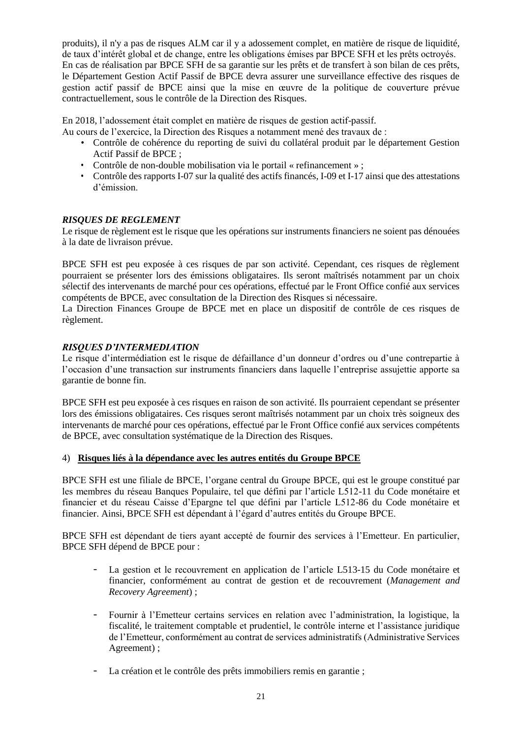produits), il n'y a pas de risques ALM car il y a adossement complet, en matière de risque de liquidité, de taux d'intérêt global et de change, entre les obligations émises par BPCE SFH et les prêts octroyés. En cas de réalisation par BPCE SFH de sa garantie sur les prêts et de transfert à son bilan de ces prêts, le Département Gestion Actif Passif de BPCE devra assurer une surveillance effective des risques de gestion actif passif de BPCE ainsi que la mise en œuvre de la politique de couverture prévue contractuellement, sous le contrôle de la Direction des Risques.

En 2018, l'adossement était complet en matière de risques de gestion actif-passif.
Au cours de l'exercice, la Direction des Risques a notamment mené des travaux de :

- Contrôle de cohérence du reporting de suivi du collatéral produit par le département Gestion Actif Passif de BPCE ;
- Contrôle de non-double mobilisation via le portail « refinancement » ;
- Contrôle des rapports I-07 sur la qualité des actifs financés, I-09 et I-17 ainsi que des attestations d'émission.

***RISQUES DE REGLEMENT***

Le risque de règlement est le risque que les opérations sur instruments financiers ne soient pas dénouées à la date de livraison prévue.

BPCE SFH est peu exposée à ces risques de par son activité. Cependant, ces risques de règlement pourraient se présenter lors des émissions obligataires. Ils seront maîtrisés notamment par un choix sélectif des intervenants de marché pour ces opérations, effectué par le Front Office confié aux services compétents de BPCE, avec consultation de la Direction des Risques si nécessaire.
La Direction Finances Groupe de BPCE met en place un dispositif de contrôle de ces risques de règlement.

***RISQUES D'INTERMEDIATION***

Le risque d'intermédiation est le risque de défaillance d'un donneur d'ordres ou d'une contrepartie à l'occasion d'une transaction sur instruments financiers dans laquelle l'entreprise assujettie apporte sa garantie de bonne fin.

BPCE SFH est peu exposée à ces risques en raison de son activité. Ils pourraient cependant se présenter lors des émissions obligataires. Ces risques seront maîtrisés notamment par un choix très soigneux des intervenants de marché pour ces opérations, effectué par le Front Office confié aux services compétents de BPCE, avec consultation systématique de la Direction des Risques.

4) **Risques liés à la dépendance avec les autres entités du Groupe BPCE**

BPCE SFH est une filiale de BPCE, l'organe central du Groupe BPCE, qui est le groupe constitué par les membres du réseau Banques Populaire, tel que défini par l'article L512-11 du Code monétaire et financier et du réseau Caisse d'Epargne tel que défini par l'article L512-86 du Code monétaire et financier. Ainsi, BPCE SFH est dépendant à l'égard d'autres entités du Groupe BPCE.

BPCE SFH est dépendant de tiers ayant accepté de fournir des services à l'Emetteur. En particulier, BPCE SFH dépend de BPCE pour :

- La gestion et le recouvrement en application de l'article L513-15 du Code monétaire et financier, conformément au contrat de gestion et de recouvrement (*Management and Recovery Agreement*) ;
- Fournir à l'Emetteur certains services en relation avec l'administration, la logistique, la fiscalité, le traitement comptable et prudentiel, le contrôle interne et l'assistance juridique de l'Emetteur, conformément au contrat de services administratifs (Administrative Services Agreement) ;
- La création et le contrôle des prêts immobiliers remis en garantie ;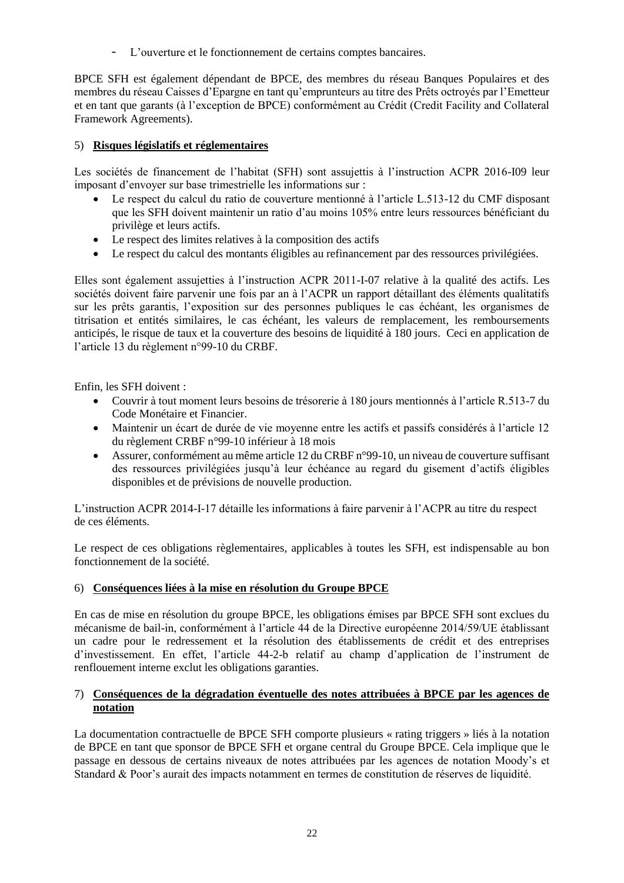- L'ouverture et le fonctionnement de certains comptes bancaires.

BPCE SFH est également dépendant de BPCE, des membres du réseau Banques Populaires et des membres du réseau Caisses d'Epargne en tant qu'emprunteurs au titre des Prêts octroyés par l'Emetteur et en tant que garants (à l'exception de BPCE) conformément au Crédit (Credit Facility and Collateral Framework Agreements).

5) **Risques législatifs et réglementaires**

Les sociétés de financement de l'habitat (SFH) sont assujettis à l'instruction ACPR 2016-I09 leur imposant d'envoyer sur base trimestrielle les informations sur :

- Le respect du calcul du ratio de couverture mentionné à l'article L.513-12 du CMF disposant que les SFH doivent maintenir un ratio d'au moins 105% entre leurs ressources bénéficiant du privilège et leurs actifs.
- Le respect des limites relatives à la composition des actifs
- Le respect du calcul des montants éligibles au refinancement par des ressources privilégiées.

Elles sont également assujetties à l'instruction ACPR 2011-I-07 relative à la qualité des actifs. Les sociétés doivent faire parvenir une fois par an à l'ACPR un rapport détaillant des éléments qualitatifs sur les prêts garantis, l'exposition sur des personnes publiques le cas échéant, les organismes de titrisation et entités similaires, le cas échéant, les valeurs de remplacement, les remboursements anticipés, le risque de taux et la couverture des besoins de liquidité à 180 jours. Ceci en application de l'article 13 du règlement n°99-10 du CRBF.

Enfin, les SFH doivent :

- Couvrir à tout moment leurs besoins de trésorerie à 180 jours mentionnés à l'article R.513-7 du Code Monétaire et Financier.
- Maintenir un écart de durée de vie moyenne entre les actifs et passifs considérés à l'article 12 du règlement CRBF n°99-10 inférieur à 18 mois
- Assurer, conformément au même article 12 du CRBF n°99-10, un niveau de couverture suffisant des ressources privilégiées jusqu'à leur échéance au regard du gisement d'actifs éligibles disponibles et de prévisions de nouvelle production.

L'instruction ACPR 2014-I-17 détaille les informations à faire parvenir à l'ACPR au titre du respect de ces éléments.

Le respect de ces obligations règlementaires, applicables à toutes les SFH, est indispensable au bon fonctionnement de la société.

6) **Conséquences liées à la mise en résolution du Groupe BPCE**

En cas de mise en résolution du groupe BPCE, les obligations émises par BPCE SFH sont exclues du mécanisme de bail-in, conformément à l'article 44 de la Directive européenne 2014/59/UE établissant un cadre pour le redressement et la résolution des établissements de crédit et des entreprises d'investissement. En effet, l'article 44-2-b relatif au champ d'application de l'instrument de renflouement interne exclut les obligations garanties.

7) **Conséquences de la dégradation éventuelle des notes attribuées à BPCE par les agences de notation**

La documentation contractuelle de BPCE SFH comporte plusieurs « rating triggers » liés à la notation de BPCE en tant que sponsor de BPCE SFH et organe central du Groupe BPCE. Cela implique que le passage en dessous de certains niveaux de notes attribuées par les agences de notation Moody's et Standard & Poor's aurait des impacts notamment en termes de constitution de réserves de liquidité.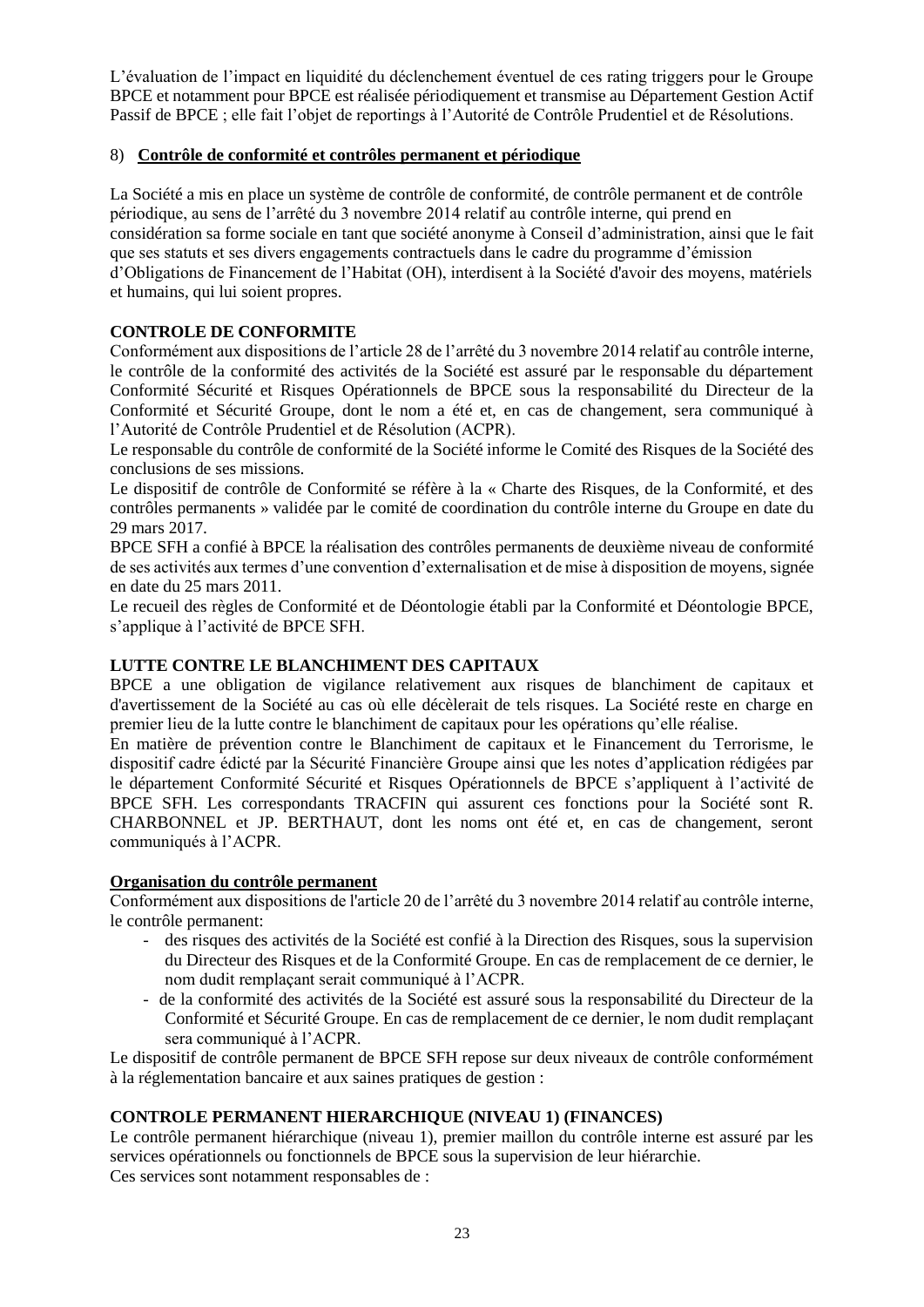L'évaluation de l'impact en liquidité du déclenchement éventuel de ces rating triggers pour le Groupe BPCE et notamment pour BPCE est réalisée périodiquement et transmise au Département Gestion Actif Passif de BPCE ; elle fait l'objet de reportings à l'Autorité de Contrôle Prudentiel et de Résolutions.

8) **Contrôle de conformité et contrôles permanent et périodique**

La Société a mis en place un système de contrôle de conformité, de contrôle permanent et de contrôle périodique, au sens de l'arrêté du 3 novembre 2014 relatif au contrôle interne, qui prend en considération sa forme sociale en tant que société anonyme à Conseil d'administration, ainsi que le fait que ses statuts et ses divers engagements contractuels dans le cadre du programme d'émission d'Obligations de Financement de l'Habitat (OH), interdisent à la Société d'avoir des moyens, matériels et humains, qui lui soient propres.

**CONTROLE DE CONFORMITE**

Conformément aux dispositions de l'article 28 de l'arrêté du 3 novembre 2014 relatif au contrôle interne, le contrôle de la conformité des activités de la Société est assuré par le responsable du département Conformité Sécurité et Risques Opérationnels de BPCE sous la responsabilité du Directeur de la Conformité et Sécurité Groupe, dont le nom a été et, en cas de changement, sera communiqué à l'Autorité de Contrôle Prudentiel et de Résolution (ACPR).

Le responsable du contrôle de conformité de la Société informe le Comité des Risques de la Société des conclusions de ses missions.

Le dispositif de contrôle de Conformité se réfère à la « Charte des Risques, de la Conformité, et des contrôles permanents » validée par le comité de coordination du contrôle interne du Groupe en date du 29 mars 2017.

BPCE SFH a confié à BPCE la réalisation des contrôles permanents de deuxième niveau de conformité de ses activités aux termes d'une convention d'externalisation et de mise à disposition de moyens, signée en date du 25 mars 2011.

Le recueil des règles de Conformité et de Déontologie établi par la Conformité et Déontologie BPCE, s'applique à l'activité de BPCE SFH.

**LUTTE CONTRE LE BLANCHIMENT DES CAPITAUX**

BPCE a une obligation de vigilance relativement aux risques de blanchiment de capitaux et d'avertissement de la Société au cas où elle décèlerait de tels risques. La Société reste en charge en premier lieu de la lutte contre le blanchiment de capitaux pour les opérations qu'elle réalise.

En matière de prévention contre le Blanchiment de capitaux et le Financement du Terrorisme, le dispositif cadre édicté par la Sécurité Financière Groupe ainsi que les notes d'application rédigées par le département Conformité Sécurité et Risques Opérationnels de BPCE s'appliquent à l'activité de BPCE SFH. Les correspondants TRACFIN qui assurent ces fonctions pour la Société sont R. CHARBONNEL et JP. BERTHAUT, dont les noms ont été et, en cas de changement, seront communiqués à l'ACPR.

**Organisation du contrôle permanent**

Conformément aux dispositions de l'article 20 de l'arrêté du 3 novembre 2014 relatif au contrôle interne, le contrôle permanent:

- des risques des activités de la Société est confié à la Direction des Risques, sous la supervision du Directeur des Risques et de la Conformité Groupe. En cas de remplacement de ce dernier, le nom dudit remplaçant serait communiqué à l'ACPR.
- de la conformité des activités de la Société est assuré sous la responsabilité du Directeur de la Conformité et Sécurité Groupe. En cas de remplacement de ce dernier, le nom dudit remplaçant sera communiqué à l'ACPR.

Le dispositif de contrôle permanent de BPCE SFH repose sur deux niveaux de contrôle conformément à la réglementation bancaire et aux saines pratiques de gestion :

**CONTROLE PERMANENT HIERARCHIQUE (NIVEAU 1) (FINANCES)**

Le contrôle permanent hiérarchique (niveau 1), premier maillon du contrôle interne est assuré par les services opérationnels ou fonctionnels de BPCE sous la supervision de leur hiérarchie.

Ces services sont notamment responsables de :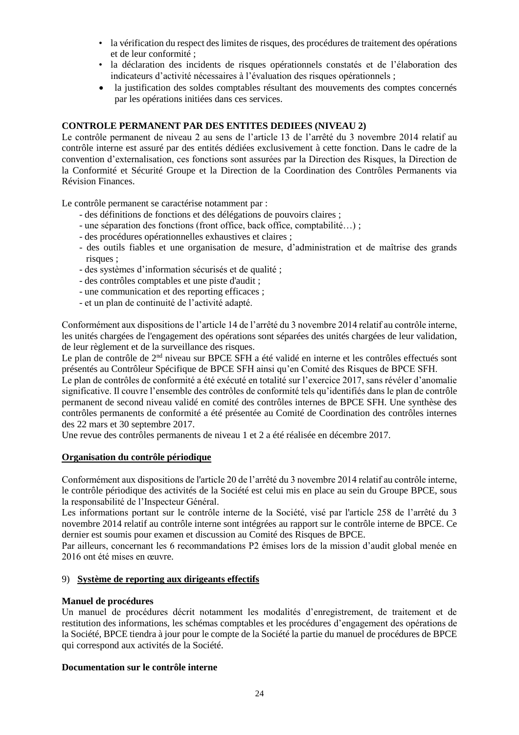- la vérification du respect des limites de risques, des procédures de traitement des opérations et de leur conformité ;
- la déclaration des incidents de risques opérationnels constatés et de l'élaboration des indicateurs d'activité nécessaires à l'évaluation des risques opérationnels ;
- la justification des soldes comptables résultant des mouvements des comptes concernés par les opérations initiées dans ces services.

**CONTROLE PERMANENT PAR DES ENTITES DEDIEES (NIVEAU 2)**

Le contrôle permanent de niveau 2 au sens de l'article 13 de l'arrêté du 3 novembre 2014 relatif au contrôle interne est assuré par des entités dédiées exclusivement à cette fonction. Dans le cadre de la convention d'externalisation, ces fonctions sont assurées par la Direction des Risques, la Direction de la Conformité et Sécurité Groupe et la Direction de la Coordination des Contrôles Permanents via Révision Finances.

Le contrôle permanent se caractérise notamment par :

- des définitions de fonctions et des délégations de pouvoirs claires ;
- une séparation des fonctions (front office, back office, comptabilité…) ;
- des procédures opérationnelles exhaustives et claires ;
- des outils fiables et une organisation de mesure, d'administration et de maîtrise des grands risques ;
- des systèmes d'information sécurisés et de qualité ;
- des contrôles comptables et une piste d'audit ;
- une communication et des reporting efficaces ;
- et un plan de continuité de l'activité adapté.

Conformément aux dispositions de l'article 14 de l'arrêté du 3 novembre 2014 relatif au contrôle interne, les unités chargées de l'engagement des opérations sont séparées des unités chargées de leur validation, de leur règlement et de la surveillance des risques.

Le plan de contrôle de 2nd niveau sur BPCE SFH a été validé en interne et les contrôles effectués sont présentés au Contrôleur Spécifique de BPCE SFH ainsi qu'en Comité des Risques de BPCE SFH.

Le plan de contrôles de conformité a été exécuté en totalité sur l'exercice 2017, sans révéler d'anomalie significative. Il couvre l'ensemble des contrôles de conformité tels qu'identifiés dans le plan de contrôle permanent de second niveau validé en comité des contrôles internes de BPCE SFH. Une synthèse des contrôles permanents de conformité a été présentée au Comité de Coordination des contrôles internes des 22 mars et 30 septembre 2017.

Une revue des contrôles permanents de niveau 1 et 2 a été réalisée en décembre 2017.

**<u>Organisation du contrôle périodique</u>**

Conformément aux dispositions de l'article 20 de l'arrêté du 3 novembre 2014 relatif au contrôle interne, le contrôle périodique des activités de la Société est celui mis en place au sein du Groupe BPCE, sous la responsabilité de l'Inspecteur Général.

Les informations portant sur le contrôle interne de la Société, visé par l'article 258 de l'arrêté du 3 novembre 2014 relatif au contrôle interne sont intégrées au rapport sur le contrôle interne de BPCE. Ce dernier est soumis pour examen et discussion au Comité des Risques de BPCE.

Par ailleurs, concernant les 6 recommandations P2 émises lors de la mission d'audit global menée en 2016 ont été mises en œuvre.

9) **<u>Système de reporting aux dirigeants effectifs</u>**

**Manuel de procédures**

Un manuel de procédures décrit notamment les modalités d'enregistrement, de traitement et de restitution des informations, les schémas comptables et les procédures d'engagement des opérations de la Société, BPCE tiendra à jour pour le compte de la Société la partie du manuel de procédures de BPCE qui correspond aux activités de la Société.

**Documentation sur le contrôle interne**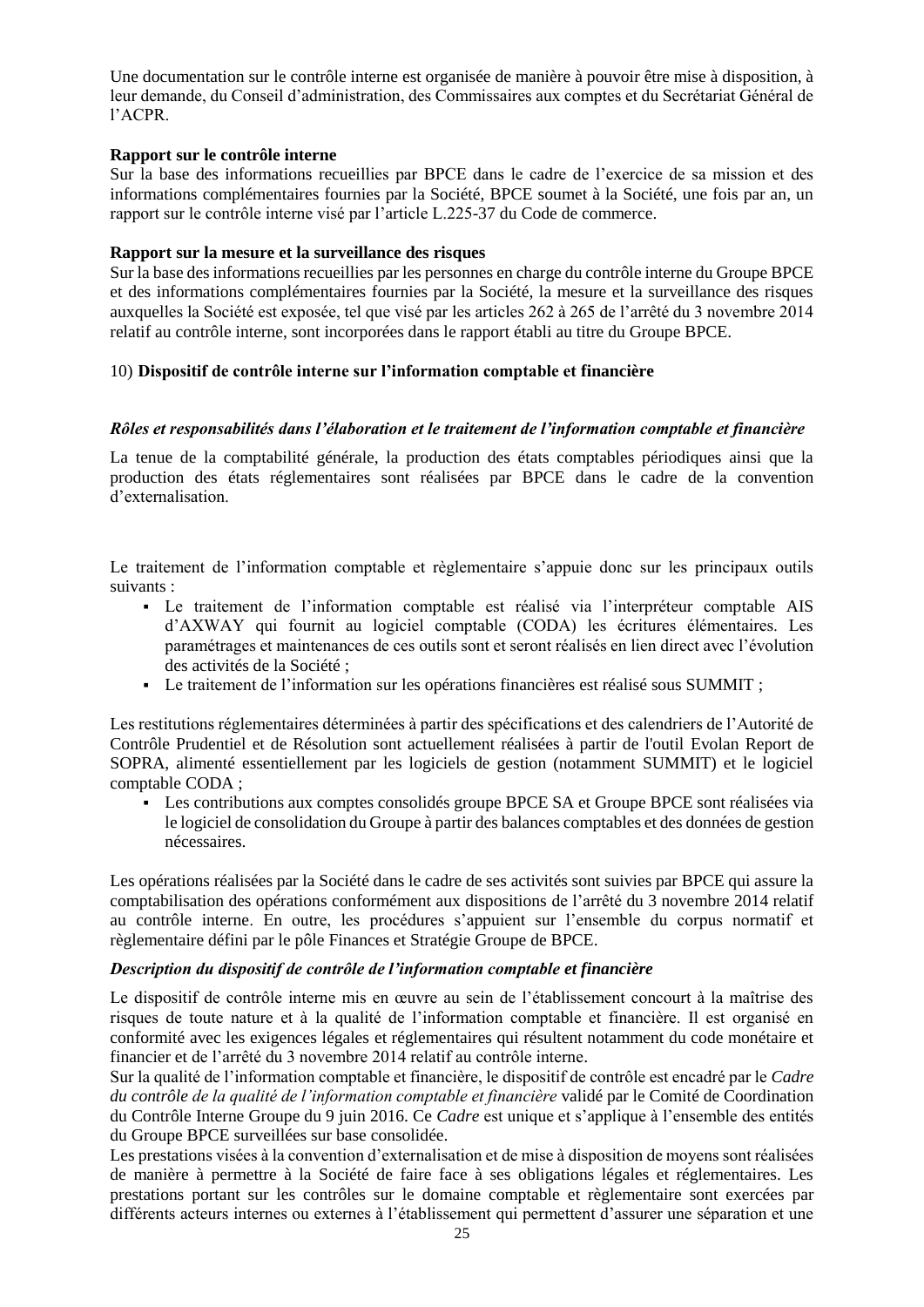Une documentation sur le contrôle interne est organisée de manière à pouvoir être mise à disposition, à leur demande, du Conseil d'administration, des Commissaires aux comptes et du Secrétariat Général de l'ACPR.

**Rapport sur le contrôle interne**

Sur la base des informations recueillies par BPCE dans le cadre de l'exercice de sa mission et des informations complémentaires fournies par la Société, BPCE soumet à la Société, une fois par an, un rapport sur le contrôle interne visé par l'article L.225-37 du Code de commerce.

**Rapport sur la mesure et la surveillance des risques**

Sur la base des informations recueillies par les personnes en charge du contrôle interne du Groupe BPCE et des informations complémentaires fournies par la Société, la mesure et la surveillance des risques auxquelles la Société est exposée, tel que visé par les articles 262 à 265 de l'arrêté du 3 novembre 2014 relatif au contrôle interne, sont incorporées dans le rapport établi au titre du Groupe BPCE.

10) **Dispositif de contrôle interne sur l'information comptable et financière**

***Rôles et responsabilités dans l'élaboration et le traitement de l'information comptable et financière***

La tenue de la comptabilité générale, la production des états comptables périodiques ainsi que la production des états réglementaires sont réalisées par BPCE dans le cadre de la convention d'externalisation.

Le traitement de l'information comptable et règlementaire s'appuie donc sur les principaux outils suivants :

- Le traitement de l'information comptable est réalisé via l'interpréteur comptable AIS d'AXWAY qui fournit au logiciel comptable (CODA) les écritures élémentaires. Les paramétrages et maintenances de ces outils sont et seront réalisés en lien direct avec l'évolution des activités de la Société ;
- Le traitement de l'information sur les opérations financières est réalisé sous SUMMIT ;

Les restitutions réglementaires déterminées à partir des spécifications et des calendriers de l'Autorité de Contrôle Prudentiel et de Résolution sont actuellement réalisées à partir de l'outil Evolan Report de SOPRA, alimenté essentiellement par les logiciels de gestion (notamment SUMMIT) et le logiciel comptable CODA ;

- Les contributions aux comptes consolidés groupe BPCE SA et Groupe BPCE sont réalisées via le logiciel de consolidation du Groupe à partir des balances comptables et des données de gestion nécessaires.

Les opérations réalisées par la Société dans le cadre de ses activités sont suivies par BPCE qui assure la comptabilisation des opérations conformément aux dispositions de l'arrêté du 3 novembre 2014 relatif au contrôle interne. En outre, les procédures s'appuient sur l'ensemble du corpus normatif et règlementaire défini par le pôle Finances et Stratégie Groupe de BPCE.

***Description du dispositif de contrôle de l'information comptable et financière***

Le dispositif de contrôle interne mis en œuvre au sein de l'établissement concourt à la maîtrise des risques de toute nature et à la qualité de l'information comptable et financière. Il est organisé en conformité avec les exigences légales et réglementaires qui résultent notamment du code monétaire et financier et de l'arrêté du 3 novembre 2014 relatif au contrôle interne.

Sur la qualité de l'information comptable et financière, le dispositif de contrôle est encadré par le *Cadre du contrôle de la qualité de l'information comptable et financière* validé par le Comité de Coordination du Contrôle Interne Groupe du 9 juin 2016. Ce *Cadre* est unique et s'applique à l'ensemble des entités du Groupe BPCE surveillées sur base consolidée.

Les prestations visées à la convention d'externalisation et de mise à disposition de moyens sont réalisées de manière à permettre à la Société de faire face à ses obligations légales et réglementaires. Les prestations portant sur les contrôles sur le domaine comptable et règlementaire sont exercées par différents acteurs internes ou externes à l'établissement qui permettent d'assurer une séparation et une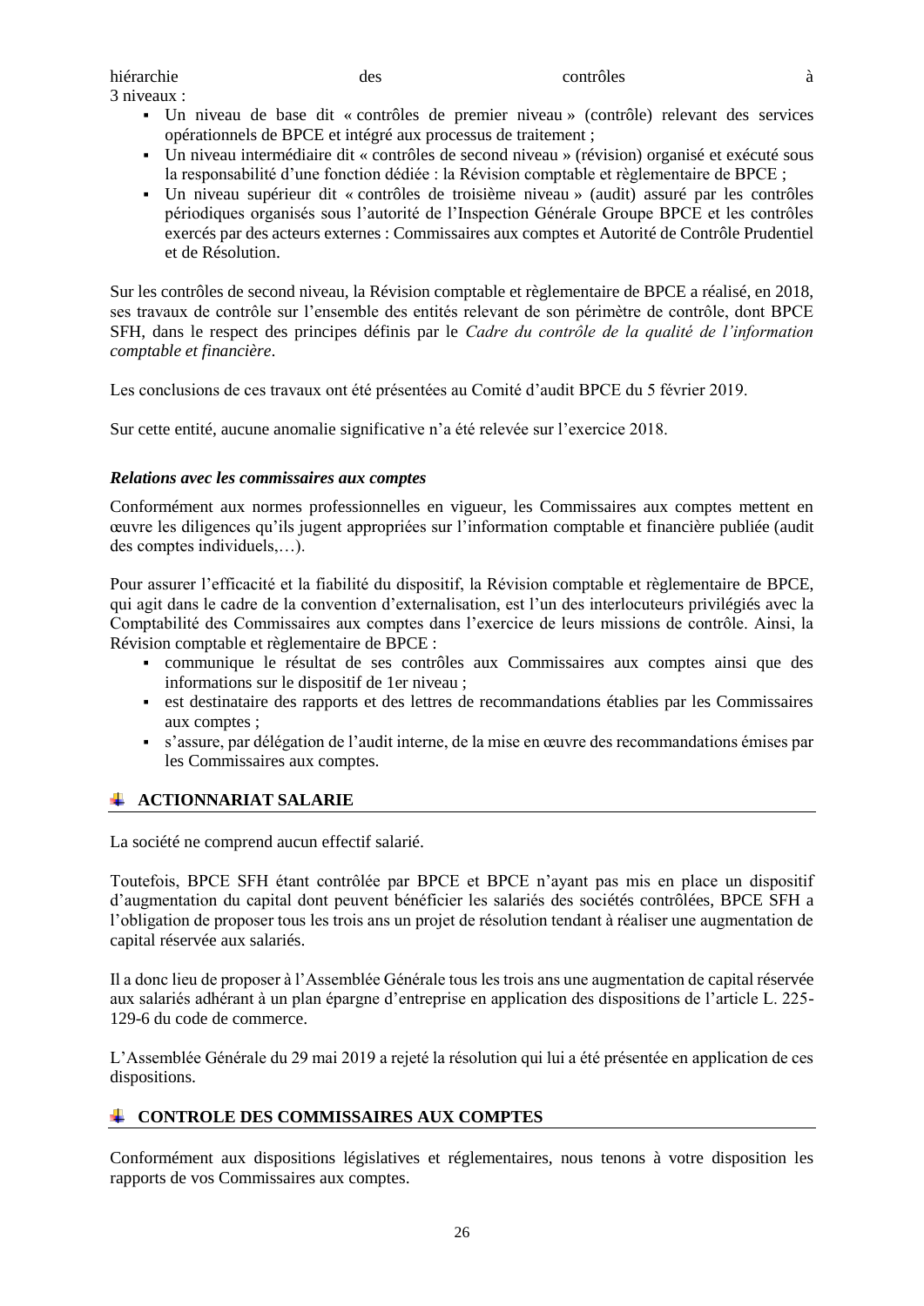hiérarchie des contrôles à 3 niveaux :

- Un niveau de base dit « contrôles de premier niveau » (contrôle) relevant des services opérationnels de BPCE et intégré aux processus de traitement ;
- Un niveau intermédiaire dit « contrôles de second niveau » (révision) organisé et exécuté sous la responsabilité d'une fonction dédiée : la Révision comptable et règlementaire de BPCE ;
- Un niveau supérieur dit « contrôles de troisième niveau » (audit) assuré par les contrôles périodiques organisés sous l'autorité de l'Inspection Générale Groupe BPCE et les contrôles exercés par des acteurs externes : Commissaires aux comptes et Autorité de Contrôle Prudentiel et de Résolution.

Sur les contrôles de second niveau, la Révision comptable et règlementaire de BPCE a réalisé, en 2018, ses travaux de contrôle sur l'ensemble des entités relevant de son périmètre de contrôle, dont BPCE SFH, dans le respect des principes définis par le *Cadre du contrôle de la qualité de l'information comptable et financière*.

Les conclusions de ces travaux ont été présentées au Comité d'audit BPCE du 5 février 2019.

Sur cette entité, aucune anomalie significative n'a été relevée sur l'exercice 2018.

***Relations avec les commissaires aux comptes***

Conformément aux normes professionnelles en vigueur, les Commissaires aux comptes mettent en œuvre les diligences qu'ils jugent appropriées sur l'information comptable et financière publiée (audit des comptes individuels,…).

Pour assurer l'efficacité et la fiabilité du dispositif, la Révision comptable et règlementaire de BPCE, qui agit dans le cadre de la convention d'externalisation, est l'un des interlocuteurs privilégiés avec la Comptabilité des Commissaires aux comptes dans l'exercice de leurs missions de contrôle. Ainsi, la Révision comptable et règlementaire de BPCE :

- communique le résultat de ses contrôles aux Commissaires aux comptes ainsi que des informations sur le dispositif de 1er niveau ;
- est destinataire des rapports et des lettres de recommandations établies par les Commissaires aux comptes ;
- s'assure, par délégation de l'audit interne, de la mise en œuvre des recommandations émises par les Commissaires aux comptes.

## ACTIONNARIAT SALARIE

La société ne comprend aucun effectif salarié.

Toutefois, BPCE SFH étant contrôlée par BPCE et BPCE n'ayant pas mis en place un dispositif d'augmentation du capital dont peuvent bénéficier les salariés des sociétés contrôlées, BPCE SFH a l'obligation de proposer tous les trois ans un projet de résolution tendant à réaliser une augmentation de capital réservée aux salariés.

Il a donc lieu de proposer à l'Assemblée Générale tous les trois ans une augmentation de capital réservée aux salariés adhérant à un plan épargne d'entreprise en application des dispositions de l'article L. 225-129-6 du code de commerce.

L'Assemblée Générale du 29 mai 2019 a rejeté la résolution qui lui a été présentée en application de ces dispositions.

## CONTROLE DES COMMISSAIRES AUX COMPTES

Conformément aux dispositions législatives et réglementaires, nous tenons à votre disposition les rapports de vos Commissaires aux comptes.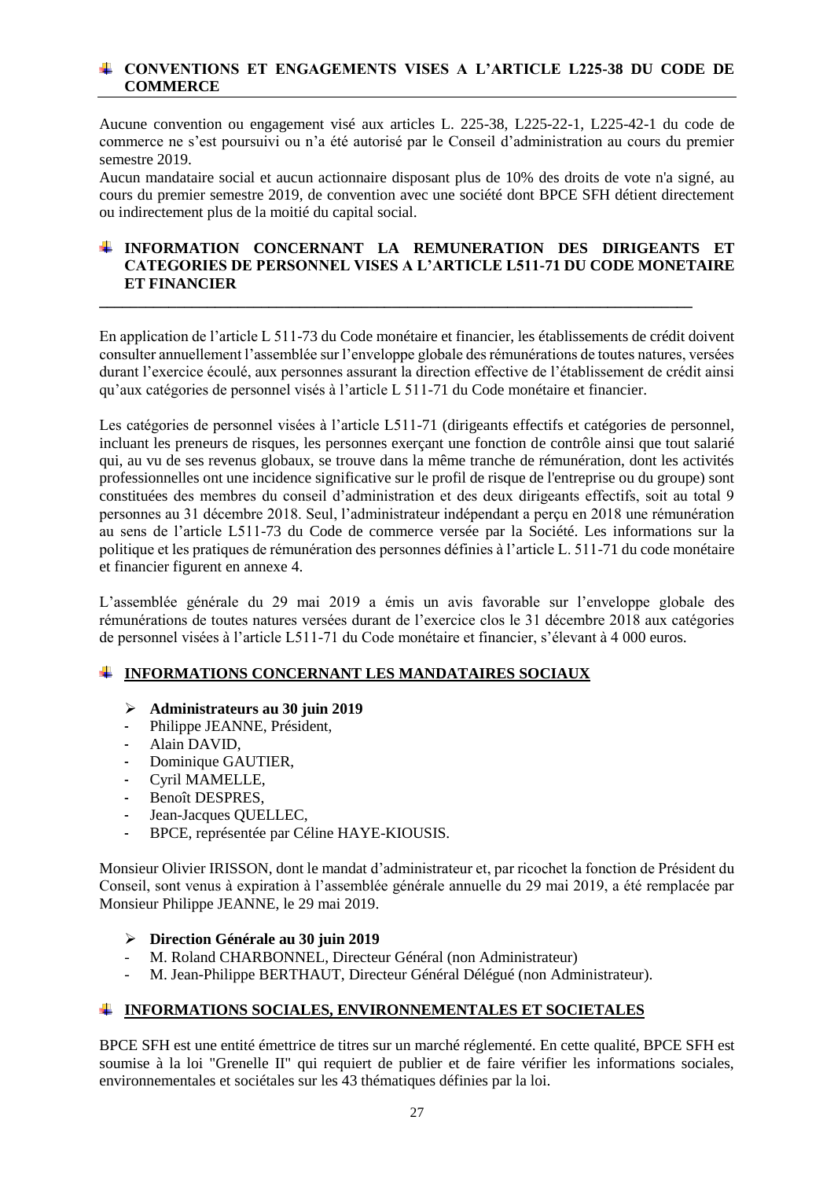## CONVENTIONS ET ENGAGEMENTS VISES A L'ARTICLE L225-38 DU CODE DE COMMERCE

Aucune convention ou engagement visé aux articles L. 225-38, L225-22-1, L225-42-1 du code de commerce ne s'est poursuivi ou n'a été autorisé par le Conseil d'administration au cours du premier semestre 2019.
Aucun mandataire social et aucun actionnaire disposant plus de 10% des droits de vote n'a signé, au cours du premier semestre 2019, de convention avec une société dont BPCE SFH détient directement ou indirectement plus de la moitié du capital social.

## INFORMATION CONCERNANT LA REMUNERATION DES DIRIGEANTS ET CATEGORIES DE PERSONNEL VISES A L'ARTICLE L511-71 DU CODE MONETAIRE ET FINANCIER

En application de l'article L 511-73 du Code monétaire et financier, les établissements de crédit doivent consulter annuellement l'assemblée sur l'enveloppe globale des rémunérations de toutes natures, versées durant l'exercice écoulé, aux personnes assurant la direction effective de l'établissement de crédit ainsi qu'aux catégories de personnel visés à l'article L 511-71 du Code monétaire et financier.

Les catégories de personnel visées à l'article L511-71 (dirigeants effectifs et catégories de personnel, incluant les preneurs de risques, les personnes exerçant une fonction de contrôle ainsi que tout salarié qui, au vu de ses revenus globaux, se trouve dans la même tranche de rémunération, dont les activités professionnelles ont une incidence significative sur le profil de risque de l'entreprise ou du groupe) sont constituées des membres du conseil d'administration et des deux dirigeants effectifs, soit au total 9 personnes au 31 décembre 2018. Seul, l'administrateur indépendant a perçu en 2018 une rémunération au sens de l'article L511-73 du Code de commerce versée par la Société. Les informations sur la politique et les pratiques de rémunération des personnes définies à l'article L. 511-71 du code monétaire et financier figurent en annexe 4.

L'assemblée générale du 29 mai 2019 a émis un avis favorable sur l'enveloppe globale des rémunérations de toutes natures versées durant de l'exercice clos le 31 décembre 2018 aux catégories de personnel visées à l'article L511-71 du Code monétaire et financier, s'élevant à 4 000 euros.

## INFORMATIONS CONCERNANT LES MANDATAIRES SOCIAUX

### Administrateurs au 30 juin 2019

- Philippe JEANNE, Président,
- Alain DAVID,
- Dominique GAUTIER,
- Cyril MAMELLE,
- Benoît DESPRES,
- Jean-Jacques QUELLEC,
- BPCE, représentée par Céline HAYE-KIOUSIS.

Monsieur Olivier IRISSON, dont le mandat d'administrateur et, par ricochet la fonction de Président du Conseil, sont venus à expiration à l'assemblée générale annuelle du 29 mai 2019, a été remplacée par Monsieur Philippe JEANNE, le 29 mai 2019.

### Direction Générale au 30 juin 2019

- M. Roland CHARBONNEL, Directeur Général (non Administrateur)
- M. Jean-Philippe BERTHAUT, Directeur Général Délégué (non Administrateur).

## INFORMATIONS SOCIALES, ENVIRONNEMENTALES ET SOCIETALES

BPCE SFH est une entité émettrice de titres sur un marché réglementé. En cette qualité, BPCE SFH est soumise à la loi "Grenelle II" qui requiert de publier et de faire vérifier les informations sociales, environnementales et sociétales sur les 43 thématiques définies par la loi.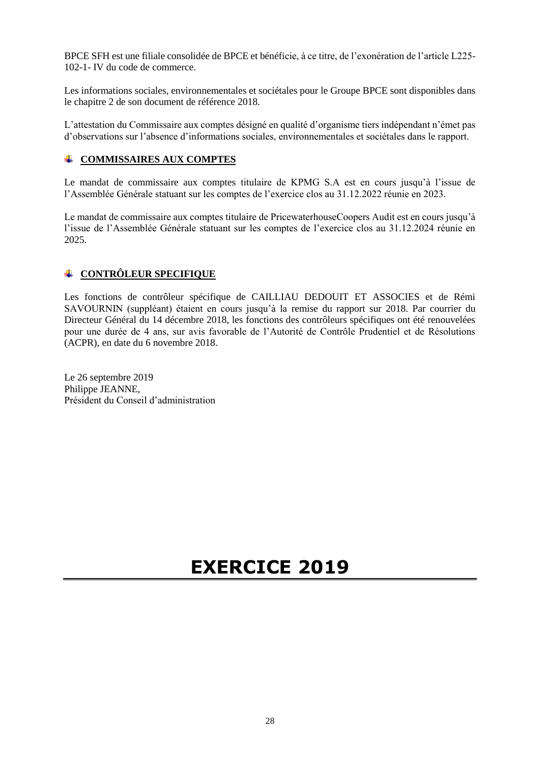BPCE SFH est une filiale consolidée de BPCE et bénéficie, à ce titre, de l'exonération de l'article L225-102-1- IV du code de commerce.

Les informations sociales, environnementales et sociétales pour le Groupe BPCE sont disponibles dans le chapitre 2 de son document de référence 2018.

L'attestation du Commissaire aux comptes désigné en qualité d'organisme tiers indépendant n'émet pas d'observations sur l'absence d'informations sociales, environnementales et sociétales dans le rapport.

### **COMMISSAIRES AUX COMPTES**

Le mandat de commissaire aux comptes titulaire de KPMG S.A est en cours jusqu'à l'issue de l'Assemblée Générale statuant sur les comptes de l'exercice clos au 31.12.2022 réunie en 2023.

Le mandat de commissaire aux comptes titulaire de PricewaterhouseCoopers Audit est en cours jusqu'à l'issue de l'Assemblée Générale statuant sur les comptes de l'exercice clos au 31.12.2024 réunie en 2025.

### **CONTRÔLEUR SPECIFIQUE**

Les fonctions de contrôleur spécifique de CAILLIAU DEDOUIT ET ASSOCIES et de Rémi SAVOURNIN (suppléant) étaient en cours jusqu'à la remise du rapport sur 2018. Par courrier du Directeur Général du 14 décembre 2018, les fonctions des contrôleurs spécifiques ont été renouvelées pour une durée de 4 ans, sur avis favorable de l'Autorité de Contrôle Prudentiel et de Résolutions (ACPR), en date du 6 novembre 2018.

Le 26 septembre 2019
Philippe JEANNE,
Président du Conseil d'administration

# EXERCICE 2019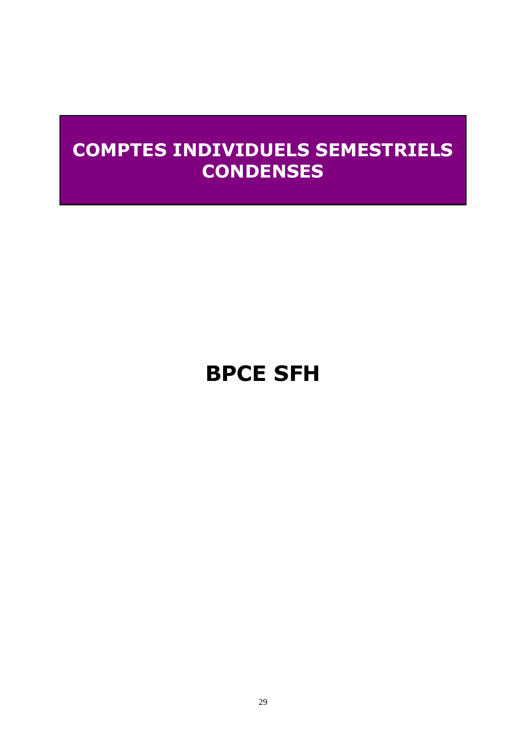# COMPTES INDIVIDUELS SEMESTRIELS CONDENSES

# BPCE SFH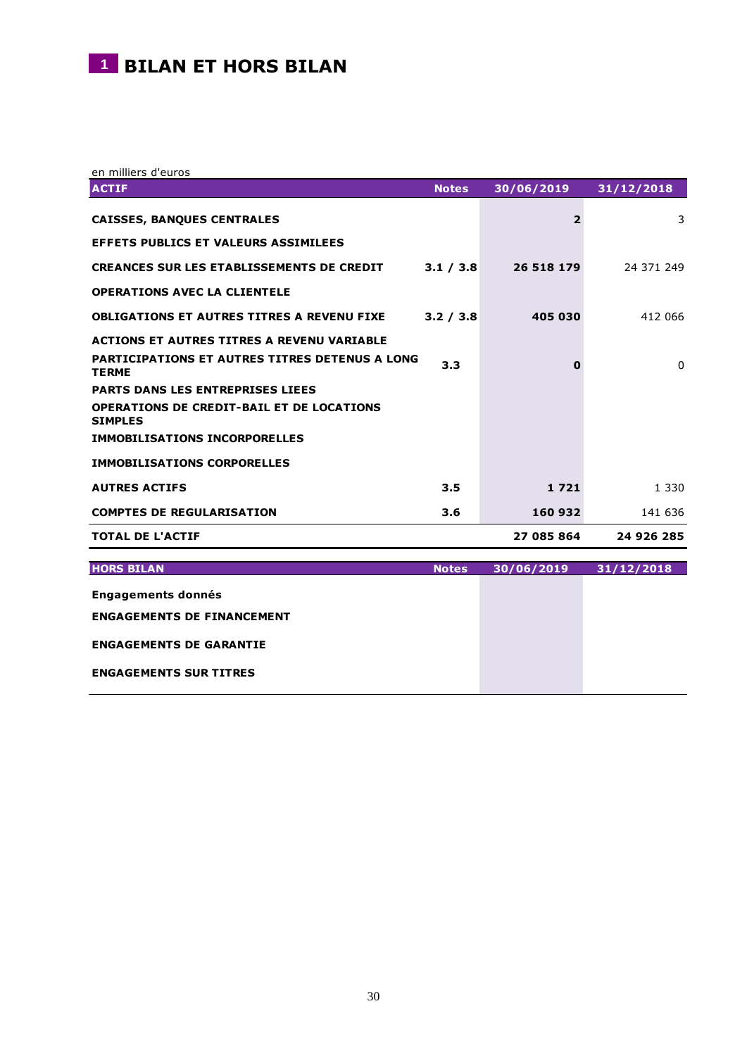# 1 BILAN ET HORS BILAN

en milliers d'euros

| ACTIF | Notes | 30/06/2019 | 31/12/2018 |
|---|---|---|---|
| **CAISSES, BANQUES CENTRALES** | | **2** | 3 |
| **EFFETS PUBLICS ET VALEURS ASSIMILEES** | | | |
| **CREANCES SUR LES ETABLISSEMENTS DE CREDIT** | **3.1 / 3.8** | **26 518 179** | 24 371 249 |
| **OPERATIONS AVEC LA CLIENTELE** | | | |
| **OBLIGATIONS ET AUTRES TITRES A REVENU FIXE** | **3.2 / 3.8** | **405 030** | 412 066 |
| **ACTIONS ET AUTRES TITRES A REVENU VARIABLE** | | | |
| **PARTICIPATIONS ET AUTRES TITRES DETENUS A LONG TERME** | **3.3** | **0** | 0 |
| **PARTS DANS LES ENTREPRISES LIEES** | | | |
| **OPERATIONS DE CREDIT-BAIL ET DE LOCATIONS SIMPLES** | | | |
| **IMMOBILISATIONS INCORPORELLES** | | | |
| **IMMOBILISATIONS CORPORELLES** | | | |
| **AUTRES ACTIFS** | **3.5** | **1 721** | 1 330 |
| **COMPTES DE REGULARISATION** | **3.6** | **160 932** | 141 636 |
| **TOTAL DE L'ACTIF** | | **27 085 864** | **24 926 285** |

| HORS BILAN | Notes | 30/06/2019 | 31/12/2018 |
|---|---|---|---|
| **Engagements donnés** | | | |
| **ENGAGEMENTS DE FINANCEMENT** | | | |
| **ENGAGEMENTS DE GARANTIE** | | | |
| **ENGAGEMENTS SUR TITRES** | | | |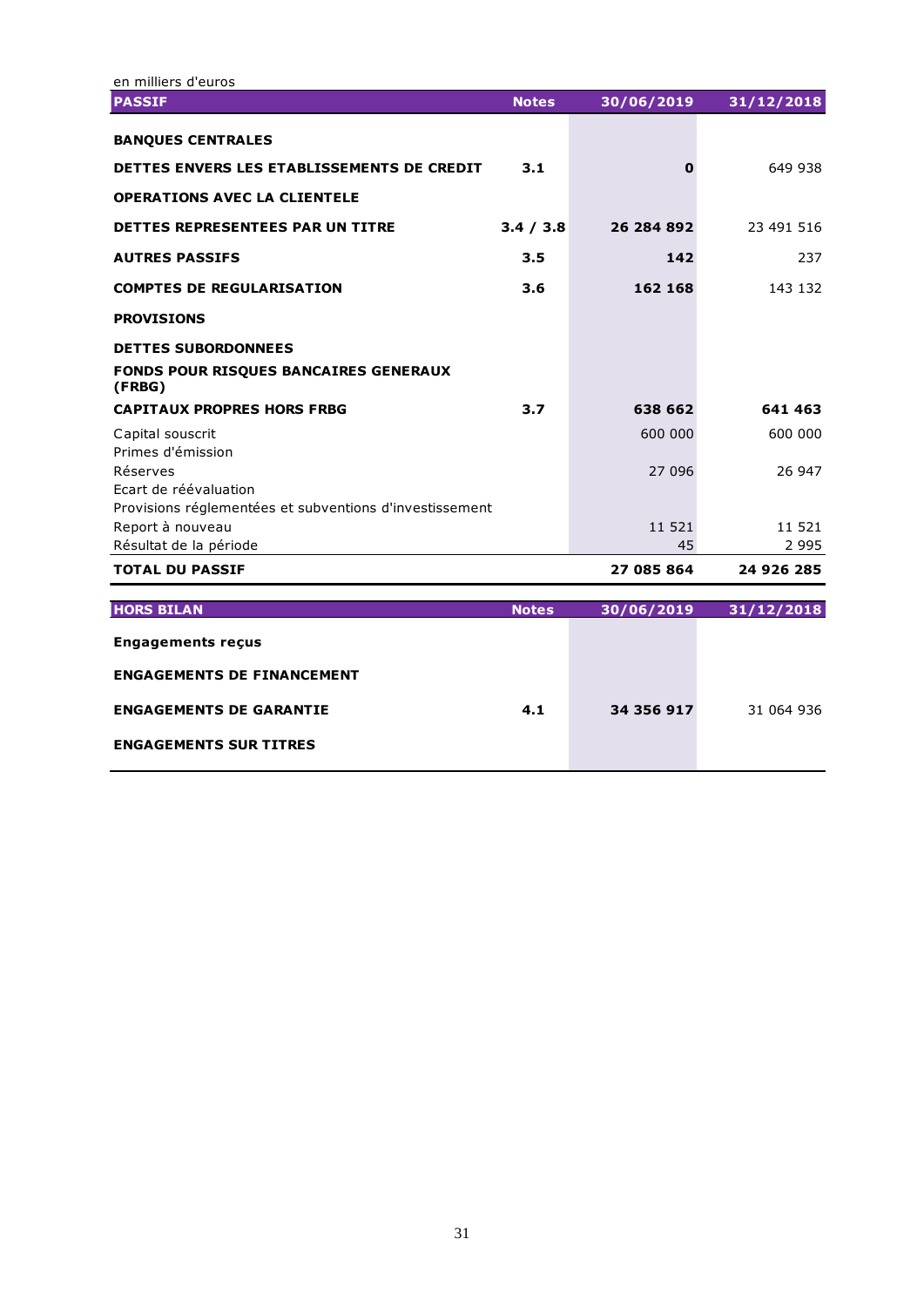en milliers d'euros

| PASSIF | Notes | 30/06/2019 | 31/12/2018 |
|---|---|---|---|
| **BANQUES CENTRALES** | | | |
| **DETTES ENVERS LES ETABLISSEMENTS DE CREDIT** | **3.1** | **0** | 649 938 |
| **OPERATIONS AVEC LA CLIENTELE** | | | |
| **DETTES REPRESENTEES PAR UN TITRE** | **3.4 / 3.8** | **26 284 892** | 23 491 516 |
| **AUTRES PASSIFS** | **3.5** | **142** | 237 |
| **COMPTES DE REGULARISATION** | **3.6** | **162 168** | 143 132 |
| **PROVISIONS** | | | |
| **DETTES SUBORDONNEES** | | | |
| **FONDS POUR RISQUES BANCAIRES GENERAUX (FRBG)** | | | |
| **CAPITAUX PROPRES HORS FRBG** | **3.7** | **638 662** | **641 463** |
| Capital souscrit | | 600 000 | 600 000 |
| Primes d'émission | | | |
| Réserves | | 27 096 | 26 947 |
| Ecart de réévaluation | | | |
| Provisions réglementées et subventions d'investissement | | | |
| Report à nouveau | | 11 521 | 11 521 |
| Résultat de la période | | 45 | 2 995 |
| **TOTAL DU PASSIF** | | **27 085 864** | **24 926 285** |

| HORS BILAN | Notes | 30/06/2019 | 31/12/2018 |
|---|---|---|---|
| **Engagements reçus** | | | |
| **ENGAGEMENTS DE FINANCEMENT** | | | |
| **ENGAGEMENTS DE GARANTIE** | **4.1** | **34 356 917** | 31 064 936 |
| **ENGAGEMENTS SUR TITRES** | | | |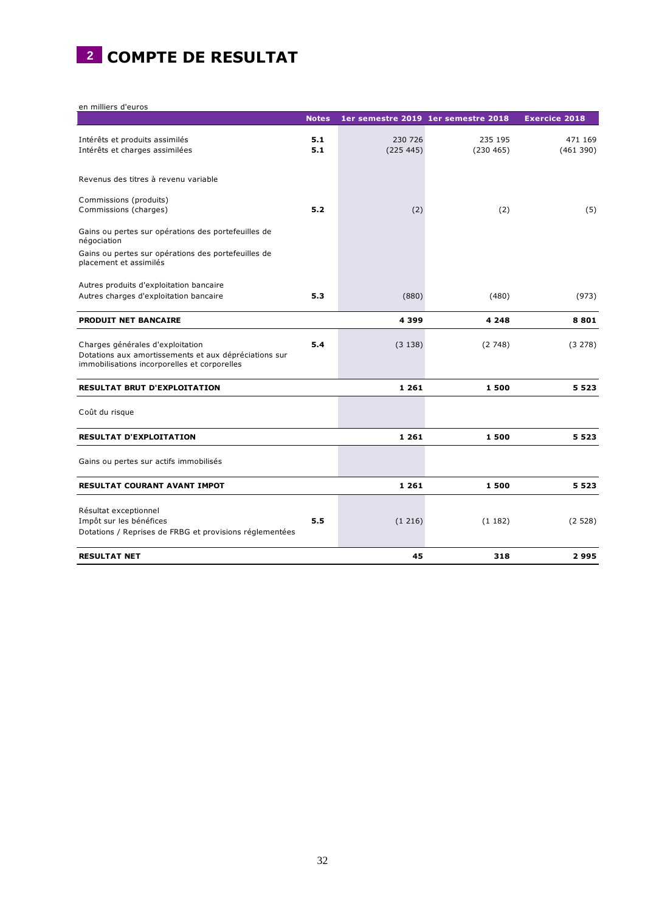# 2 COMPTE DE RESULTAT

en milliers d'euros

| | Notes | 1er semestre 2019 | 1er semestre 2018 | Exercice 2018 |
|---|---|---|---|---|
| Intérêts et produits assimilés | 5.1 | 230 726 | 235 195 | 471 169 |
| Intérêts et charges assimilées | 5.1 | (225 445) | (230 465) | (461 390) |
| Revenus des titres à revenu variable | | | | |
| Commissions (produits) | | | | |
| Commissions (charges) | 5.2 | (2) | (2) | (5) |
| Gains ou pertes sur opérations des portefeuilles de négociation | | | | |
| Gains ou pertes sur opérations des portefeuilles de placement et assimilés | | | | |
| Autres produits d'exploitation bancaire | | | | |
| Autres charges d'exploitation bancaire | 5.3 | (880) | (480) | (973) |
| **PRODUIT NET BANCAIRE** | | **4 399** | **4 248** | **8 801** |
| Charges générales d'exploitation | 5.4 | (3 138) | (2 748) | (3 278) |
| Dotations aux amortissements et aux dépréciations sur immobilisations incorporelles et corporelles | | | | |
| **RESULTAT BRUT D'EXPLOITATION** | | **1 261** | **1 500** | **5 523** |
| Coût du risque | | | | |
| **RESULTAT D'EXPLOITATION** | | **1 261** | **1 500** | **5 523** |
| Gains ou pertes sur actifs immobilisés | | | | |
| **RESULTAT COURANT AVANT IMPOT** | | **1 261** | **1 500** | **5 523** |
| Résultat exceptionnel | | | | |
| Impôt sur les bénéfices | 5.5 | (1 216) | (1 182) | (2 528) |
| Dotations / Reprises de FRBG et provisions réglementées | | | | |
| **RESULTAT NET** | | **45** | **318** | **2 995** |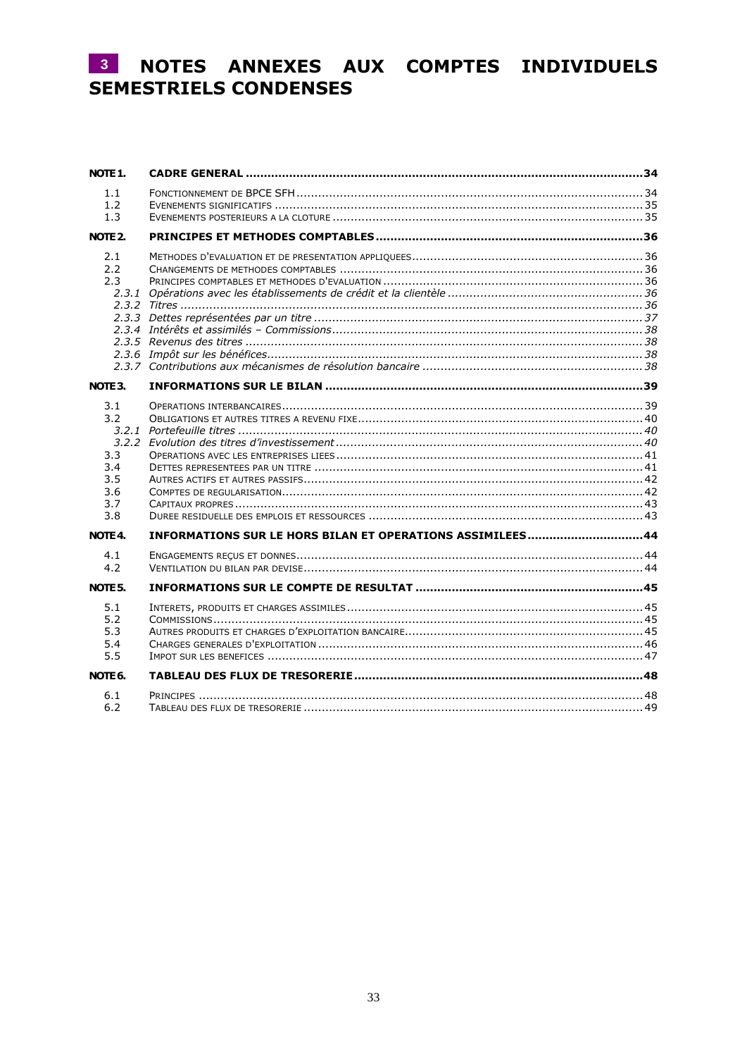# 3 NOTES ANNEXES AUX COMPTES INDIVIDUELS SEMESTRIELS CONDENSES

| | | |
|---|---|---|
| **NOTE 1.** | **CADRE GENERAL** | **34** |
| 1.1 | FONCTIONNEMENT DE BPCE SFH | 34 |
| 1.2 | EVENEMENTS SIGNIFICATIFS | 35 |
| 1.3 | EVENEMENTS POSTERIEURS A LA CLOTURE | 35 |
| **NOTE 2.** | **PRINCIPES ET METHODES COMPTABLES** | **36** |
| 2.1 | METHODES D'EVALUATION ET DE PRESENTATION APPLIQUEES | 36 |
| 2.2 | CHANGEMENTS DE METHODES COMPTABLES | 36 |
| 2.3 | PRINCIPES COMPTABLES ET METHODES D'EVALUATION | 36 |
| *2.3.1* | *Opérations avec les établissements de crédit et la clientèle* | *36* |
| *2.3.2* | *Titres* | *36* |
| *2.3.3* | *Dettes représentées par un titre* | *37* |
| *2.3.4* | *Intérêts et assimilés – Commissions* | *38* |
| *2.3.5* | *Revenus des titres* | *38* |
| *2.3.6* | *Impôt sur les bénéfices* | *38* |
| *2.3.7* | *Contributions aux mécanismes de résolution bancaire* | *38* |
| **NOTE 3.** | **INFORMATIONS SUR LE BILAN** | **39** |
| 3.1 | OPERATIONS INTERBANCAIRES | 39 |
| 3.2 | OBLIGATIONS ET AUTRES TITRES A REVENU FIXE | 40 |
| *3.2.1* | *Portefeuille titres* | *40* |
| *3.2.2* | *Evolution des titres d'investissement* | *40* |
| 3.3 | OPERATIONS AVEC LES ENTREPRISES LIEES | 41 |
| 3.4 | DETTES REPRESENTEES PAR UN TITRE | 41 |
| 3.5 | AUTRES ACTIFS ET AUTRES PASSIFS | 42 |
| 3.6 | COMPTES DE REGULARISATION | 42 |
| 3.7 | CAPITAUX PROPRES | 43 |
| 3.8 | DUREE RESIDUELLE DES EMPLOIS ET RESSOURCES | 43 |
| **NOTE 4.** | **INFORMATIONS SUR LE HORS BILAN ET OPERATIONS ASSIMILEES** | **44** |
| 4.1 | ENGAGEMENTS REÇUS ET DONNES | 44 |
| 4.2 | VENTILATION DU BILAN PAR DEVISE | 44 |
| **NOTE 5.** | **INFORMATIONS SUR LE COMPTE DE RESULTAT** | **45** |
| 5.1 | INTERETS, PRODUITS ET CHARGES ASSIMILES | 45 |
| 5.2 | COMMISSIONS | 45 |
| 5.3 | AUTRES PRODUITS ET CHARGES D'EXPLOITATION BANCAIRE | 45 |
| 5.4 | CHARGES GENERALES D'EXPLOITATION | 46 |
| 5.5 | IMPOT SUR LES BENEFICES | 47 |
| **NOTE 6.** | **TABLEAU DES FLUX DE TRESORERIE** | **48** |
| 6.1 | PRINCIPES | 48 |
| 6.2 | TABLEAU DES FLUX DE TRESORERIE | 49 |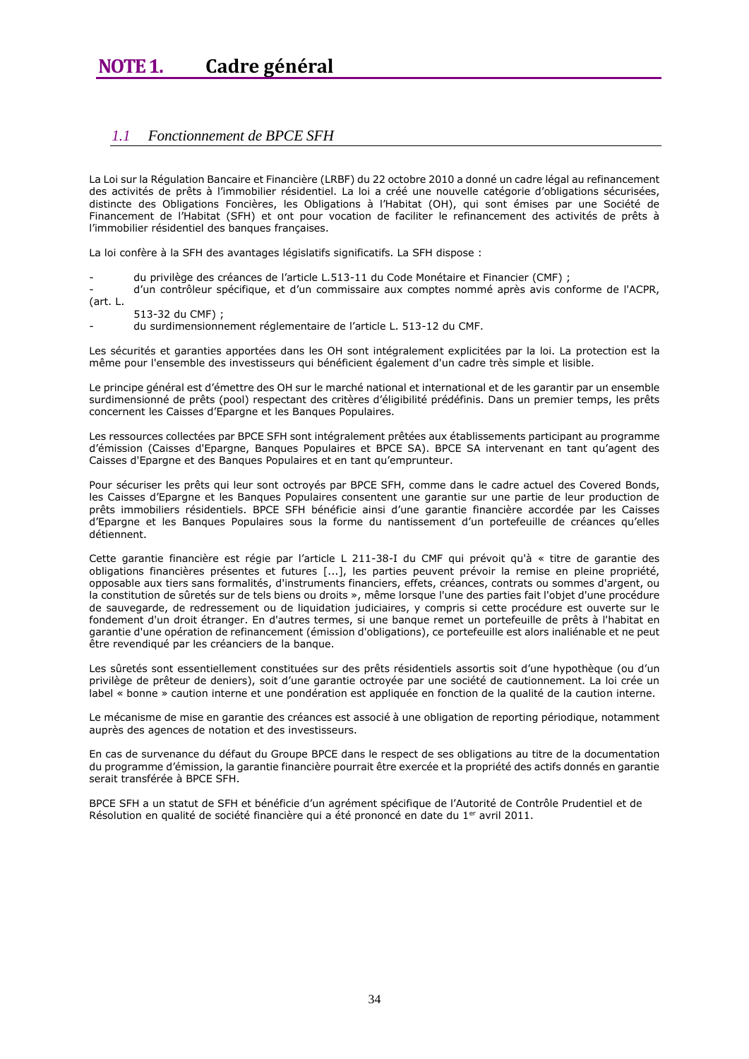# NOTE 1. Cadre général

## *1.1 Fonctionnement de BPCE SFH*

La Loi sur la Régulation Bancaire et Financière (LRBF) du 22 octobre 2010 a donné un cadre légal au refinancement des activités de prêts à l'immobilier résidentiel. La loi a créé une nouvelle catégorie d'obligations sécurisées, distincte des Obligations Foncières, les Obligations à l'Habitat (OH), qui sont émises par une Société de Financement de l'Habitat (SFH) et ont pour vocation de faciliter le refinancement des activités de prêts à l'immobilier résidentiel des banques françaises.

La loi confère à la SFH des avantages législatifs significatifs. La SFH dispose :

- du privilège des créances de l'article L.513-11 du Code Monétaire et Financier (CMF) ;
- d'un contrôleur spécifique, et d'un commissaire aux comptes nommé après avis conforme de l'ACPR, (art. L. 513-32 du CMF) ;
- du surdimensionnement réglementaire de l'article L. 513-12 du CMF.

Les sécurités et garanties apportées dans les OH sont intégralement explicitées par la loi. La protection est la même pour l'ensemble des investisseurs qui bénéficient également d'un cadre très simple et lisible.

Le principe général est d'émettre des OH sur le marché national et international et de les garantir par un ensemble surdimensionné de prêts (pool) respectant des critères d'éligibilité prédéfinis. Dans un premier temps, les prêts concernent les Caisses d'Epargne et les Banques Populaires.

Les ressources collectées par BPCE SFH sont intégralement prêtées aux établissements participant au programme d'émission (Caisses d'Epargne, Banques Populaires et BPCE SA). BPCE SA intervenant en tant qu'agent des Caisses d'Epargne et des Banques Populaires et en tant qu'emprunteur.

Pour sécuriser les prêts qui leur sont octroyés par BPCE SFH, comme dans le cadre actuel des Covered Bonds, les Caisses d'Epargne et les Banques Populaires consentent une garantie sur une partie de leur production de prêts immobiliers résidentiels. BPCE SFH bénéficie ainsi d'une garantie financière accordée par les Caisses d'Epargne et les Banques Populaires sous la forme du nantissement d'un portefeuille de créances qu'elles détiennent.

Cette garantie financière est régie par l'article L 211-38-I du CMF qui prévoit qu'à « titre de garantie des obligations financières présentes et futures [...], les parties peuvent prévoir la remise en pleine propriété, opposable aux tiers sans formalités, d'instruments financiers, effets, créances, contrats ou sommes d'argent, ou la constitution de sûretés sur de tels biens ou droits », même lorsque l'une des parties fait l'objet d'une procédure de sauvegarde, de redressement ou de liquidation judiciaires, y compris si cette procédure est ouverte sur le fondement d'un droit étranger. En d'autres termes, si une banque remet un portefeuille de prêts à l'habitat en garantie d'une opération de refinancement (émission d'obligations), ce portefeuille est alors inaliénable et ne peut être revendiqué par les créanciers de la banque.

Les sûretés sont essentiellement constituées sur des prêts résidentiels assortis soit d'une hypothèque (ou d'un privilège de prêteur de deniers), soit d'une garantie octroyée par une société de cautionnement. La loi crée un label « bonne » caution interne et une pondération est appliquée en fonction de la qualité de la caution interne.

Le mécanisme de mise en garantie des créances est associé à une obligation de reporting périodique, notamment auprès des agences de notation et des investisseurs.

En cas de survenance du défaut du Groupe BPCE dans le respect de ses obligations au titre de la documentation du programme d'émission, la garantie financière pourrait être exercée et la propriété des actifs donnés en garantie serait transférée à BPCE SFH.

BPCE SFH a un statut de SFH et bénéficie d'un agrément spécifique de l'Autorité de Contrôle Prudentiel et de Résolution en qualité de société financière qui a été prononcé en date du 1er avril 2011.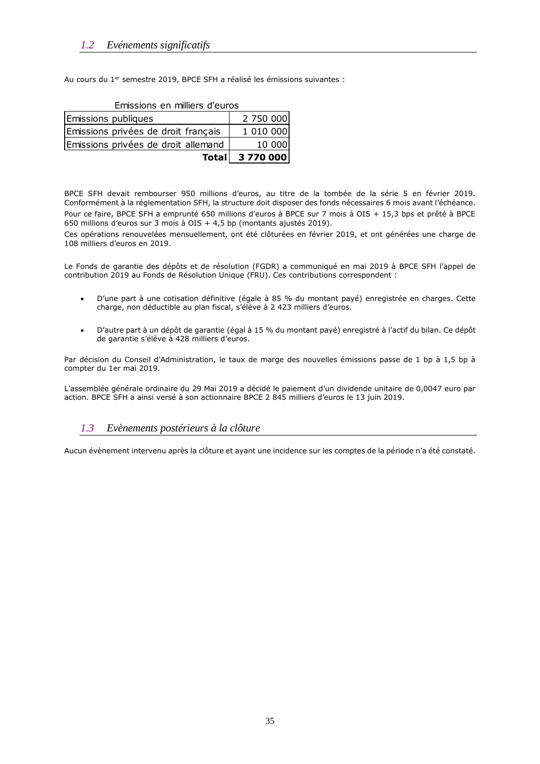## *1.2 Evénements significatifs*

Au cours du 1[er] semestre 2019, BPCE SFH a réalisé les émissions suivantes :

Emissions en milliers d'euros

| | |
|---|---|
| Emissions publiques | 2 750 000 |
| Emissions privées de droit français | 1 010 000 |
| Emissions privées de droit allemand | 10 000 |
| **Total** | **3 770 000** |

BPCE SFH devait rembourser 950 millions d'euros, au titre de la tombée de la série 5 en février 2019. Conformément à la réglementation SFH, la structure doit disposer des fonds nécessaires 6 mois avant l'échéance. Pour ce faire, BPCE SFH a emprunté 650 millions d'euros à BPCE sur 7 mois à OIS + 15,3 bps et prêté à BPCE 650 millions d'euros sur 3 mois à OIS + 4,5 bp (montants ajustés 2019).

Ces opérations renouvelées mensuellement, ont été clôturées en février 2019, et ont générées une charge de 108 milliers d'euros en 2019.

Le Fonds de garantie des dépôts et de résolution (FGDR) a communiqué en mai 2019 à BPCE SFH l'appel de contribution 2019 au Fonds de Résolution Unique (FRU). Ces contributions correspondent :

- D'une part à une cotisation définitive (égale à 85 % du montant payé) enregistrée en charges. Cette charge, non déductible au plan fiscal, s'élève à 2 423 milliers d'euros.
- D'autre part à un dépôt de garantie (égal à 15 % du montant payé) enregistré à l'actif du bilan. Ce dépôt de garantie s'élève à 428 milliers d'euros.

Par décision du Conseil d'Administration, le taux de marge des nouvelles émissions passe de 1 bp à 1,5 bp à compter du 1er mai 2019.

L'assemblée générale ordinaire du 29 Mai 2019 a décidé le paiement d'un dividende unitaire de 0,0047 euro par action. BPCE SFH a ainsi versé à son actionnaire BPCE 2 845 milliers d'euros le 13 juin 2019.

## *1.3 Evènements postérieurs à la clôture*

Aucun évènement intervenu après la clôture et ayant une incidence sur les comptes de la période n'a été constaté.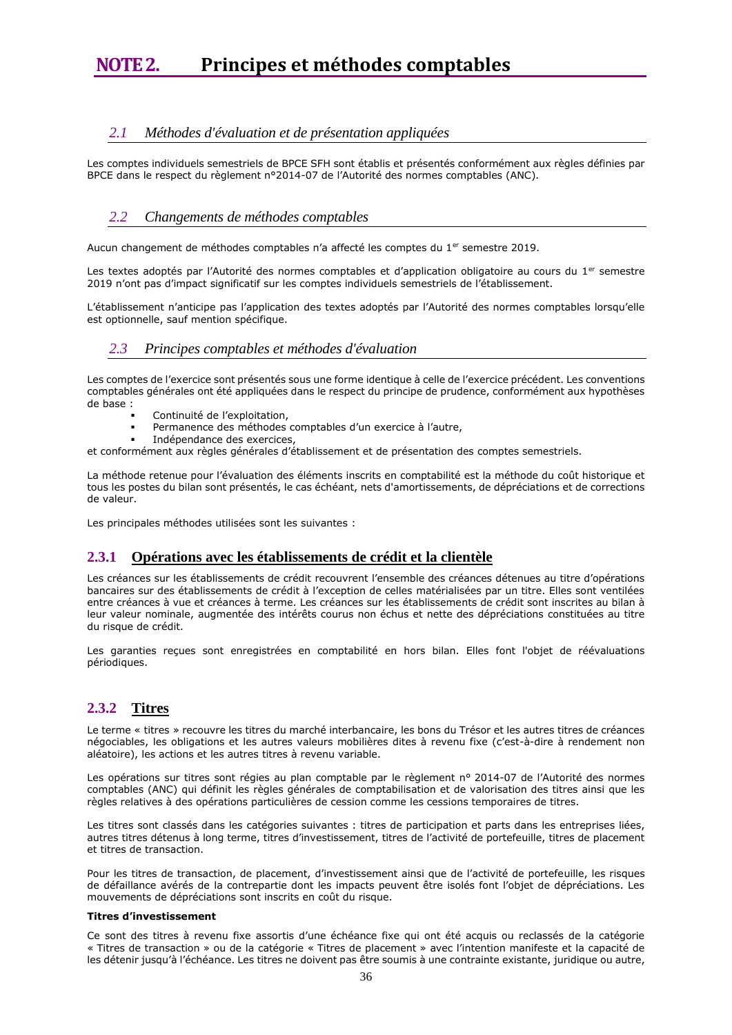# NOTE 2. Principes et méthodes comptables

## *2.1 Méthodes d'évaluation et de présentation appliquées*

Les comptes individuels semestriels de BPCE SFH sont établis et présentés conformément aux règles définies par BPCE dans le respect du règlement n°2014-07 de l'Autorité des normes comptables (ANC).

## *2.2 Changements de méthodes comptables*

Aucun changement de méthodes comptables n'a affecté les comptes du 1er semestre 2019.

Les textes adoptés par l'Autorité des normes comptables et d'application obligatoire au cours du 1er semestre 2019 n'ont pas d'impact significatif sur les comptes individuels semestriels de l'établissement.

L'établissement n'anticipe pas l'application des textes adoptés par l'Autorité des normes comptables lorsqu'elle est optionnelle, sauf mention spécifique.

## *2.3 Principes comptables et méthodes d'évaluation*

Les comptes de l'exercice sont présentés sous une forme identique à celle de l'exercice précédent. Les conventions comptables générales ont été appliquées dans le respect du principe de prudence, conformément aux hypothèses de base :

- Continuité de l'exploitation,
- Permanence des méthodes comptables d'un exercice à l'autre,
- Indépendance des exercices,

et conformément aux règles générales d'établissement et de présentation des comptes semestriels.

La méthode retenue pour l'évaluation des éléments inscrits en comptabilité est la méthode du coût historique et tous les postes du bilan sont présentés, le cas échéant, nets d'amortissements, de dépréciations et de corrections de valeur.

Les principales méthodes utilisées sont les suivantes :

### 2.3.1 Opérations avec les établissements de crédit et la clientèle

Les créances sur les établissements de crédit recouvrent l'ensemble des créances détenues au titre d'opérations bancaires sur des établissements de crédit à l'exception de celles matérialisées par un titre. Elles sont ventilées entre créances à vue et créances à terme. Les créances sur les établissements de crédit sont inscrites au bilan à leur valeur nominale, augmentée des intérêts courus non échus et nette des dépréciations constituées au titre du risque de crédit.

Les garanties reçues sont enregistrées en comptabilité en hors bilan. Elles font l'objet de réévaluations périodiques.

### 2.3.2 Titres

Le terme « titres » recouvre les titres du marché interbancaire, les bons du Trésor et les autres titres de créances négociables, les obligations et les autres valeurs mobilières dites à revenu fixe (c'est-à-dire à rendement non aléatoire), les actions et les autres titres à revenu variable.

Les opérations sur titres sont régies au plan comptable par le règlement n° 2014-07 de l'Autorité des normes comptables (ANC) qui définit les règles générales de comptabilisation et de valorisation des titres ainsi que les règles relatives à des opérations particulières de cession comme les cessions temporaires de titres.

Les titres sont classés dans les catégories suivantes : titres de participation et parts dans les entreprises liées, autres titres détenus à long terme, titres d'investissement, titres de l'activité de portefeuille, titres de placement et titres de transaction.

Pour les titres de transaction, de placement, d'investissement ainsi que de l'activité de portefeuille, les risques de défaillance avérés de la contrepartie dont les impacts peuvent être isolés font l'objet de dépréciations. Les mouvements de dépréciations sont inscrits en coût du risque.

**Titres d'investissement**

Ce sont des titres à revenu fixe assortis d'une échéance fixe qui ont été acquis ou reclassés de la catégorie « Titres de transaction » ou de la catégorie « Titres de placement » avec l'intention manifeste et la capacité de les détenir jusqu'à l'échéance. Les titres ne doivent pas être soumis à une contrainte existante, juridique ou autre,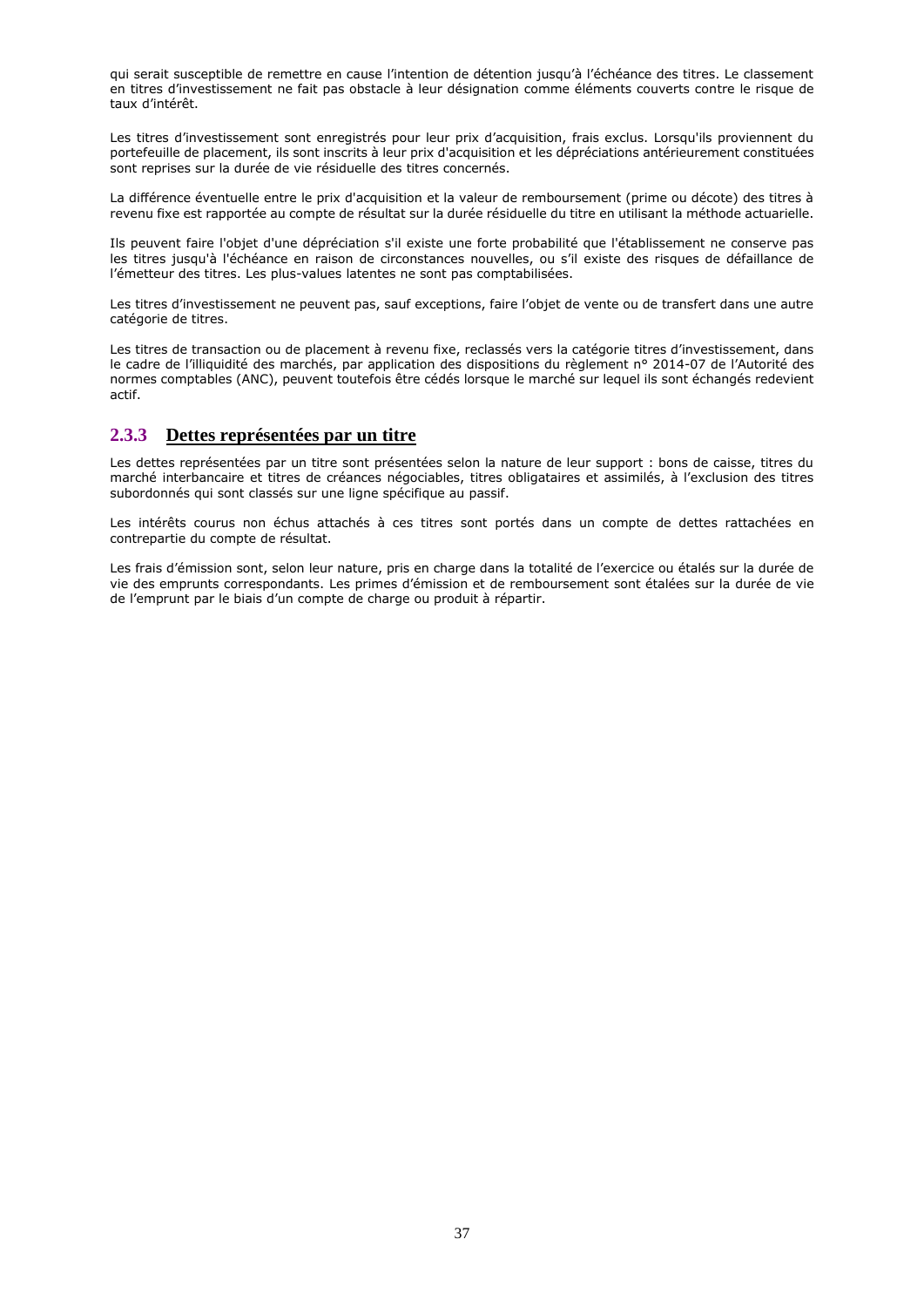qui serait susceptible de remettre en cause l'intention de détention jusqu'à l'échéance des titres. Le classement en titres d'investissement ne fait pas obstacle à leur désignation comme éléments couverts contre le risque de taux d'intérêt.

Les titres d'investissement sont enregistrés pour leur prix d'acquisition, frais exclus. Lorsqu'ils proviennent du portefeuille de placement, ils sont inscrits à leur prix d'acquisition et les dépréciations antérieurement constituées sont reprises sur la durée de vie résiduelle des titres concernés.

La différence éventuelle entre le prix d'acquisition et la valeur de remboursement (prime ou décote) des titres à revenu fixe est rapportée au compte de résultat sur la durée résiduelle du titre en utilisant la méthode actuarielle.

Ils peuvent faire l'objet d'une dépréciation s'il existe une forte probabilité que l'établissement ne conserve pas les titres jusqu'à l'échéance en raison de circonstances nouvelles, ou s'il existe des risques de défaillance de l'émetteur des titres. Les plus-values latentes ne sont pas comptabilisées.

Les titres d'investissement ne peuvent pas, sauf exceptions, faire l'objet de vente ou de transfert dans une autre catégorie de titres.

Les titres de transaction ou de placement à revenu fixe, reclassés vers la catégorie titres d'investissement, dans le cadre de l'illiquidité des marchés, par application des dispositions du règlement n° 2014-07 de l'Autorité des normes comptables (ANC), peuvent toutefois être cédés lorsque le marché sur lequel ils sont échangés redevient actif.

### 2.3.3 Dettes représentées par un titre

Les dettes représentées par un titre sont présentées selon la nature de leur support : bons de caisse, titres du marché interbancaire et titres de créances négociables, titres obligataires et assimilés, à l'exclusion des titres subordonnés qui sont classés sur une ligne spécifique au passif.

Les intérêts courus non échus attachés à ces titres sont portés dans un compte de dettes rattachées en contrepartie du compte de résultat.

Les frais d'émission sont, selon leur nature, pris en charge dans la totalité de l'exercice ou étalés sur la durée de vie des emprunts correspondants. Les primes d'émission et de remboursement sont étalées sur la durée de vie de l'emprunt par le biais d'un compte de charge ou produit à répartir.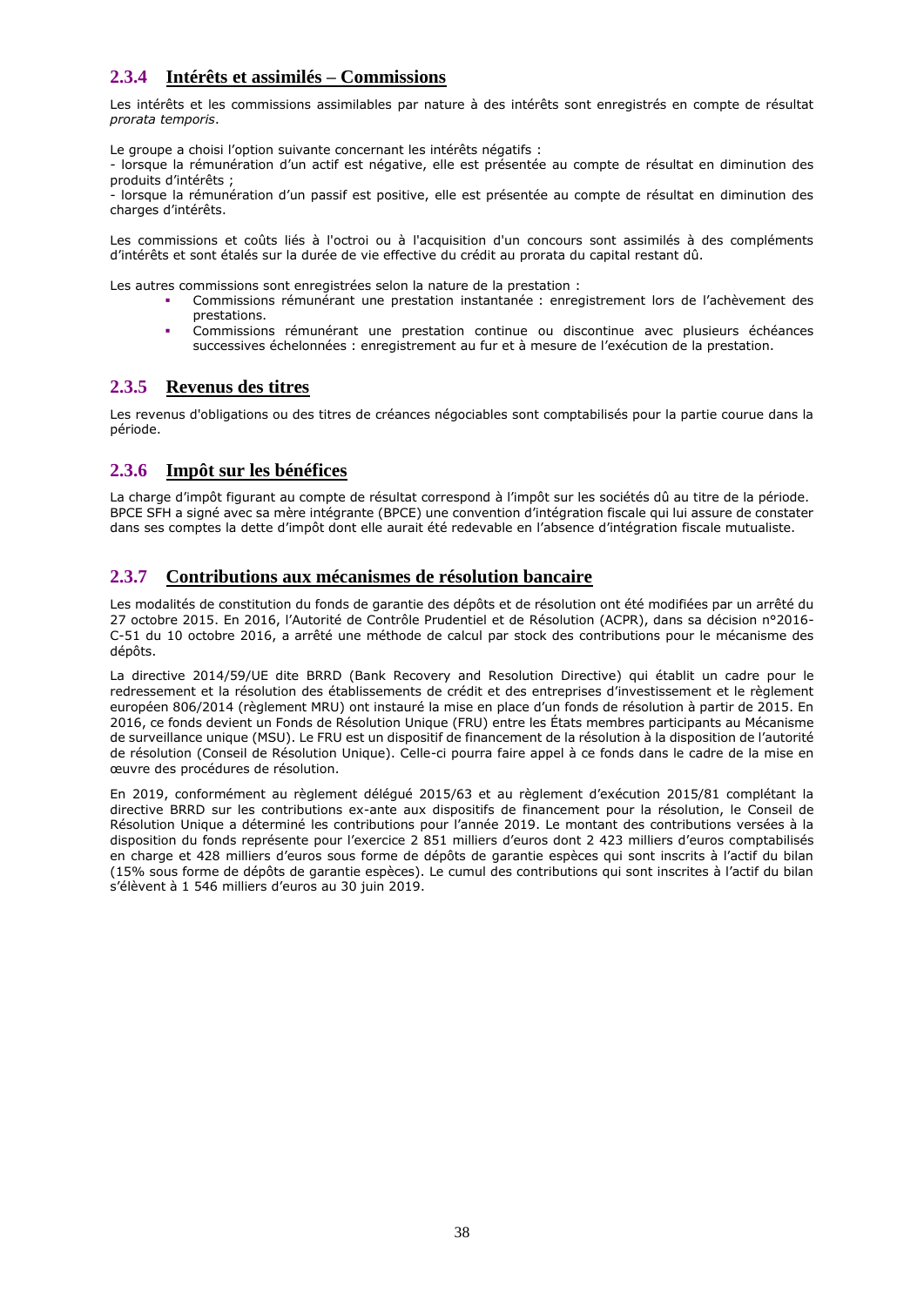### 2.3.4 Intérêts et assimilés – Commissions

Les intérêts et les commissions assimilables par nature à des intérêts sont enregistrés en compte de résultat *prorata temporis*.

Le groupe a choisi l'option suivante concernant les intérêts négatifs :
- lorsque la rémunération d'un actif est négative, elle est présentée au compte de résultat en diminution des produits d'intérêts ;
- lorsque la rémunération d'un passif est positive, elle est présentée au compte de résultat en diminution des charges d'intérêts.

Les commissions et coûts liés à l'octroi ou à l'acquisition d'un concours sont assimilés à des compléments d'intérêts et sont étalés sur la durée de vie effective du crédit au prorata du capital restant dû.

Les autres commissions sont enregistrées selon la nature de la prestation :

- Commissions rémunérant une prestation instantanée : enregistrement lors de l'achèvement des prestations.
- Commissions rémunérant une prestation continue ou discontinue avec plusieurs échéances successives échelonnées : enregistrement au fur et à mesure de l'exécution de la prestation.

### 2.3.5 Revenus des titres

Les revenus d'obligations ou des titres de créances négociables sont comptabilisés pour la partie courue dans la période.

### 2.3.6 Impôt sur les bénéfices

La charge d'impôt figurant au compte de résultat correspond à l'impôt sur les sociétés dû au titre de la période. BPCE SFH a signé avec sa mère intégrante (BPCE) une convention d'intégration fiscale qui lui assure de constater dans ses comptes la dette d'impôt dont elle aurait été redevable en l'absence d'intégration fiscale mutualiste.

### 2.3.7 Contributions aux mécanismes de résolution bancaire

Les modalités de constitution du fonds de garantie des dépôts et de résolution ont été modifiées par un arrêté du 27 octobre 2015. En 2016, l'Autorité de Contrôle Prudentiel et de Résolution (ACPR), dans sa décision n°2016-C-51 du 10 octobre 2016, a arrêté une méthode de calcul par stock des contributions pour le mécanisme des dépôts.

La directive 2014/59/UE dite BRRD (Bank Recovery and Resolution Directive) qui établit un cadre pour le redressement et la résolution des établissements de crédit et des entreprises d'investissement et le règlement européen 806/2014 (règlement MRU) ont instauré la mise en place d'un fonds de résolution à partir de 2015. En 2016, ce fonds devient un Fonds de Résolution Unique (FRU) entre les États membres participants au Mécanisme de surveillance unique (MSU). Le FRU est un dispositif de financement de la résolution à la disposition de l'autorité de résolution (Conseil de Résolution Unique). Celle-ci pourra faire appel à ce fonds dans le cadre de la mise en œuvre des procédures de résolution.

En 2019, conformément au règlement délégué 2015/63 et au règlement d'exécution 2015/81 complétant la directive BRRD sur les contributions ex-ante aux dispositifs de financement pour la résolution, le Conseil de Résolution Unique a déterminé les contributions pour l'année 2019. Le montant des contributions versées à la disposition du fonds représente pour l'exercice 2 851 milliers d'euros dont 2 423 milliers d'euros comptabilisés en charge et 428 milliers d'euros sous forme de dépôts de garantie espèces qui sont inscrits à l'actif du bilan (15% sous forme de dépôts de garantie espèces). Le cumul des contributions qui sont inscrites à l'actif du bilan s'élèvent à 1 546 milliers d'euros au 30 juin 2019.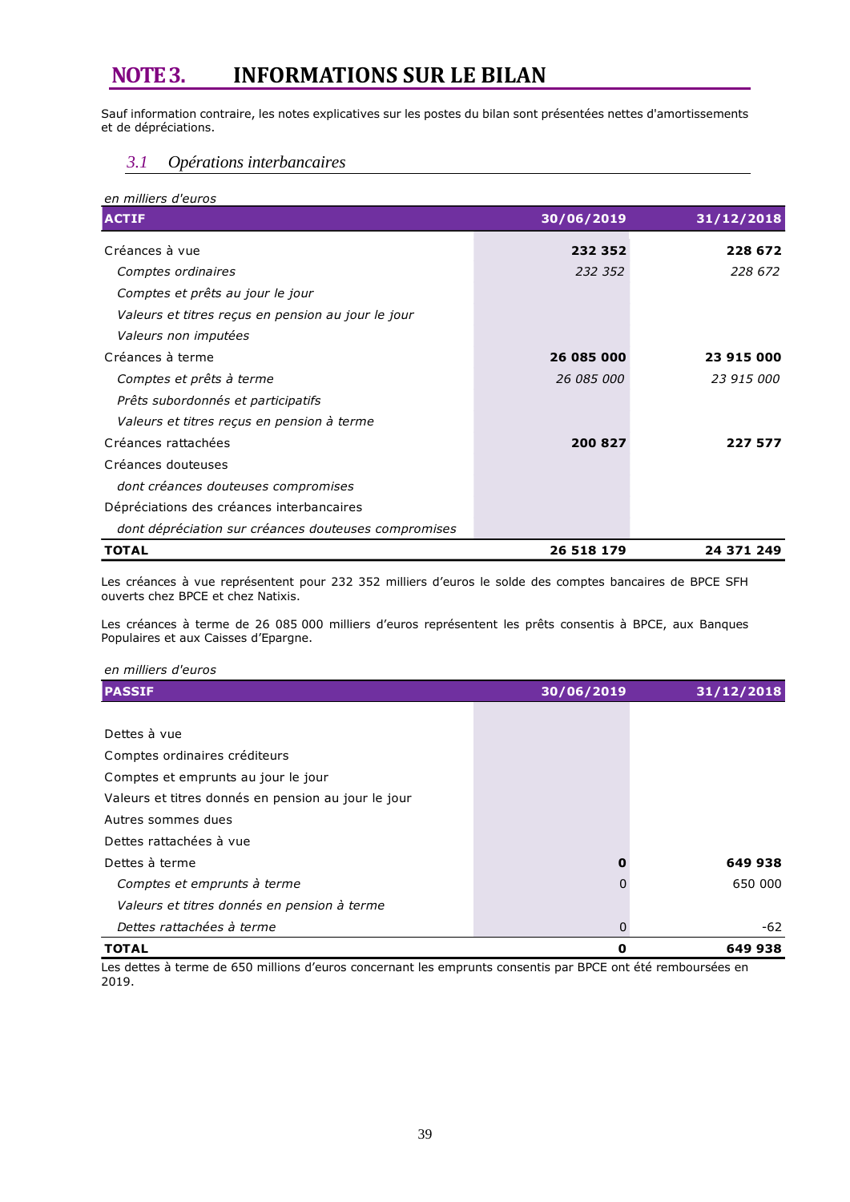# NOTE 3. INFORMATIONS SUR LE BILAN

Sauf information contraire, les notes explicatives sur les postes du bilan sont présentées nettes d'amortissements et de dépréciations.

## *3.1 Opérations interbancaires*

*en milliers d'euros*

| ACTIF | 30/06/2019 | 31/12/2018 |
|---|---|---|
| Créances à vue | **232 352** | **228 672** |
| *Comptes ordinaires* | *232 352* | *228 672* |
| *Comptes et prêts au jour le jour* | | |
| *Valeurs et titres reçus en pension au jour le jour* | | |
| *Valeurs non imputées* | | |
| Créances à terme | **26 085 000** | **23 915 000** |
| *Comptes et prêts à terme* | *26 085 000* | *23 915 000* |
| *Prêts subordonnés et participatifs* | | |
| *Valeurs et titres reçus en pension à terme* | | |
| Créances rattachées | **200 827** | **227 577** |
| Créances douteuses | | |
| *dont créances douteuses compromises* | | |
| Dépréciations des créances interbancaires | | |
| *dont dépréciation sur créances douteuses compromises* | | |
| **TOTAL** | **26 518 179** | **24 371 249** |

Les créances à vue représentent pour 232 352 milliers d'euros le solde des comptes bancaires de BPCE SFH ouverts chez BPCE et chez Natixis.

Les créances à terme de 26 085 000 milliers d'euros représentent les prêts consentis à BPCE, aux Banques Populaires et aux Caisses d'Epargne.

*en milliers d'euros*

| PASSIF | 30/06/2019 | 31/12/2018 |
|---|---|---|
| Dettes à vue | | |
| Comptes ordinaires créditeurs | | |
| Comptes et emprunts au jour le jour | | |
| Valeurs et titres donnés en pension au jour le jour | | |
| Autres sommes dues | | |
| Dettes rattachées à vue | | |
| Dettes à terme | **0** | **649 938** |
| *Comptes et emprunts à terme* | 0 | 650 000 |
| *Valeurs et titres donnés en pension à terme* | | |
| *Dettes rattachées à terme* | 0 | -62 |
| **TOTAL** | **0** | **649 938** |

Les dettes à terme de 650 millions d'euros concernant les emprunts consentis par BPCE ont été remboursées en 2019.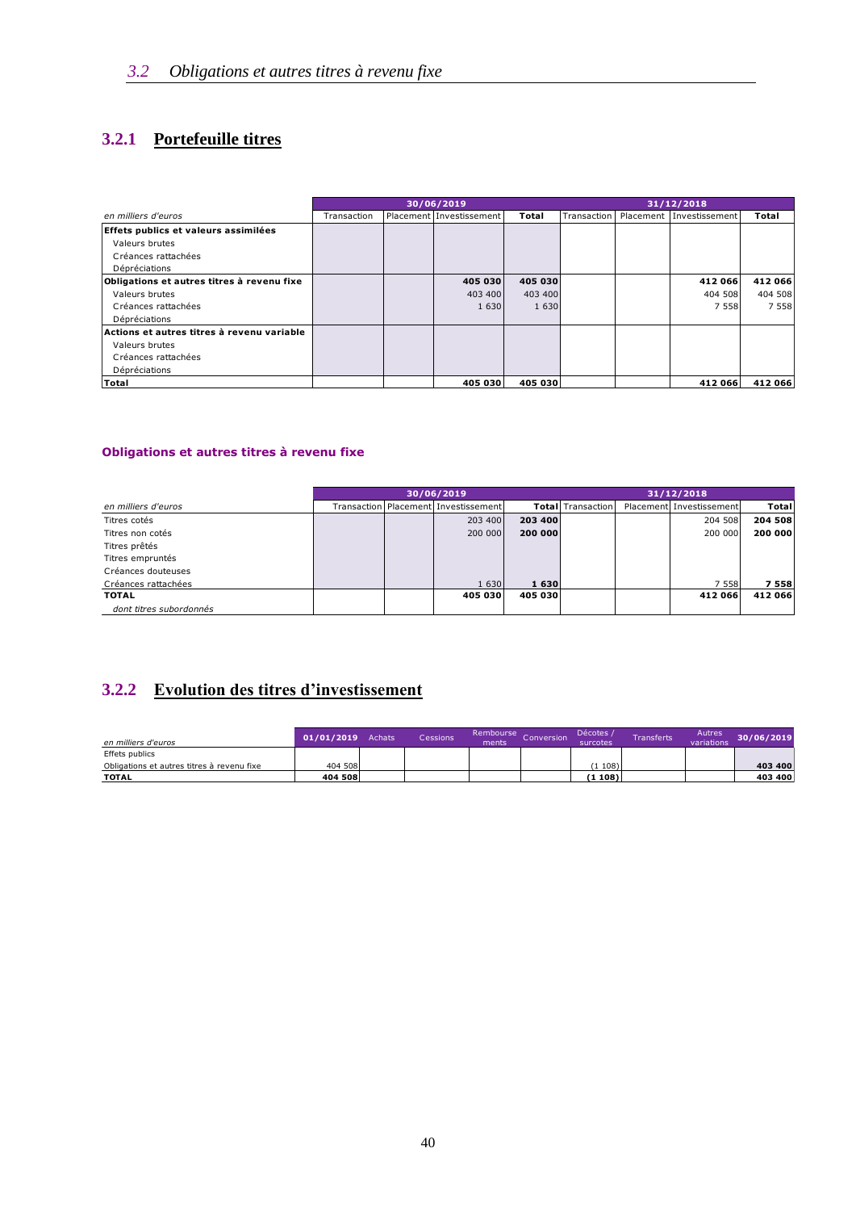## 3.2 Obligations et autres titres à revenu fixe

### 3.2.1 Portefeuille titres

| en milliers d'euros | 30/06/2019 | | | | 31/12/2018 | | | |
|---|---|---|---|---|---|---|---|---|
| | Transaction | Placement | Investissement | Total | Transaction | Placement | Investissement | Total |
| **Effets publics et valeurs assimilées** | | | | | | | | |
| Valeurs brutes | | | | | | | | |
| Créances rattachées | | | | | | | | |
| Dépréciations | | | | | | | | |
| **Obligations et autres titres à revenu fixe** | | | **405 030** | **405 030** | | | **412 066** | **412 066** |
| Valeurs brutes | | | 403 400 | 403 400 | | | 404 508 | 404 508 |
| Créances rattachées | | | 1 630 | 1 630 | | | 7 558 | 7 558 |
| Dépréciations | | | | | | | | |
| **Actions et autres titres à revenu variable** | | | | | | | | |
| Valeurs brutes | | | | | | | | |
| Créances rattachées | | | | | | | | |
| Dépréciations | | | | | | | | |
| **Total** | | | **405 030** | **405 030** | | | **412 066** | **412 066** |

**Obligations et autres titres à revenu fixe**

| en milliers d'euros | 30/06/2019 | | | | 31/12/2018 | | | |
|---|---|---|---|---|---|---|---|---|
| | Transaction | Placement | Investissement | Total | Transaction | Placement | Investissement | Total |
| Titres cotés | | | 203 400 | **203 400** | | | 204 508 | **204 508** |
| Titres non cotés | | | 200 000 | **200 000** | | | 200 000 | **200 000** |
| Titres prêtés | | | | | | | | |
| Titres empruntés | | | | | | | | |
| Créances douteuses | | | | | | | | |
| Créances rattachées | | | 1 630 | **1 630** | | | 7 558 | **7 558** |
| **TOTAL** | | | **405 030** | **405 030** | | | **412 066** | **412 066** |
| *dont titres subordonnés* | | | | | | | | |

### 3.2.2 Evolution des titres d'investissement

| en milliers d'euros | 01/01/2019 | Achats | Cessions | Remboursements | Conversion | Décotes / surcotes | Transferts | Autres variations | 30/06/2019 |
|---|---|---|---|---|---|---|---|---|---|
| Effets publics | | | | | | | | | |
| Obligations et autres titres à revenu fixe | 404 508 | | | | | (1 108) | | | **403 400** |
| **TOTAL** | **404 508** | | | | | **(1 108)** | | | **403 400** |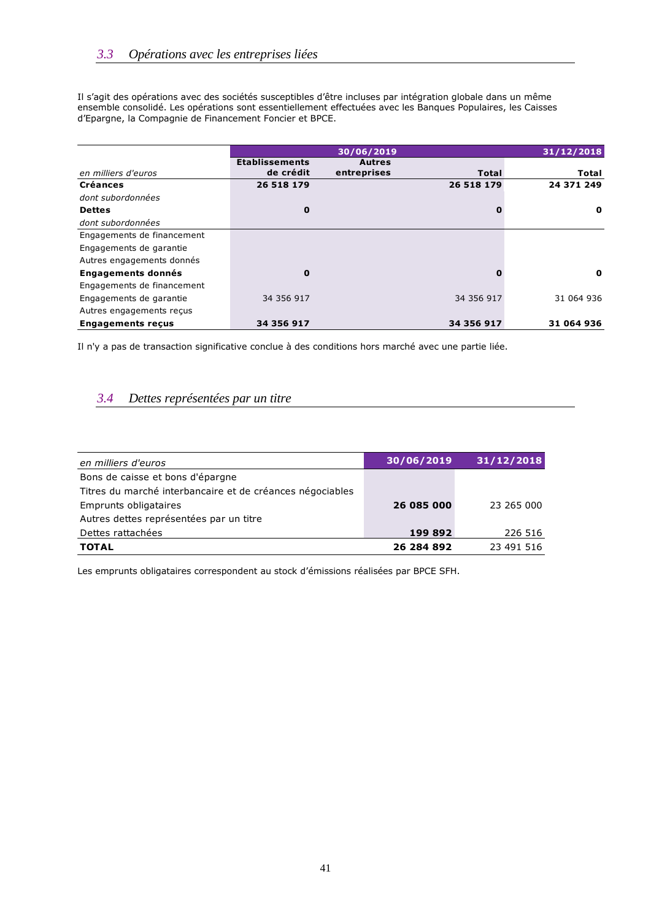### 3.3 Opérations avec les entreprises liées

Il s'agit des opérations avec des sociétés susceptibles d'être incluses par intégration globale dans un même ensemble consolidé. Les opérations sont essentiellement effectuées avec les Banques Populaires, les Caisses d'Epargne, la Compagnie de Financement Foncier et BPCE.

| | 30/06/2019 | | | 31/12/2018 |
|---|---|---|---|---|
| *en milliers d'euros* | **Etablissements de crédit** | **Autres entreprises** | **Total** | **Total** |
| **Créances** | **26 518 179** | | **26 518 179** | **24 371 249** |
| *dont subordonnées* | | | | |
| **Dettes** | **0** | | **0** | **0** |
| *dont subordonnées* | | | | |
| Engagements de financement | | | | |
| Engagements de garantie | | | | |
| Autres engagements donnés | | | | |
| **Engagements donnés** | **0** | | **0** | **0** |
| Engagements de financement | | | | |
| Engagements de garantie | 34 356 917 | | 34 356 917 | 31 064 936 |
| Autres engagements reçus | | | | |
| **Engagements reçus** | **34 356 917** | | **34 356 917** | **31 064 936** |

Il n'y a pas de transaction significative conclue à des conditions hors marché avec une partie liée.

### 3.4 Dettes représentées par un titre

| *en milliers d'euros* | 30/06/2019 | 31/12/2018 |
|---|---|---|
| Bons de caisse et bons d'épargne | | |
| Titres du marché interbancaire et de créances négociables | | |
| Emprunts obligataires | **26 085 000** | 23 265 000 |
| Autres dettes représentées par un titre | | |
| Dettes rattachées | **199 892** | 226 516 |
| **TOTAL** | **26 284 892** | 23 491 516 |

Les emprunts obligataires correspondent au stock d'émissions réalisées par BPCE SFH.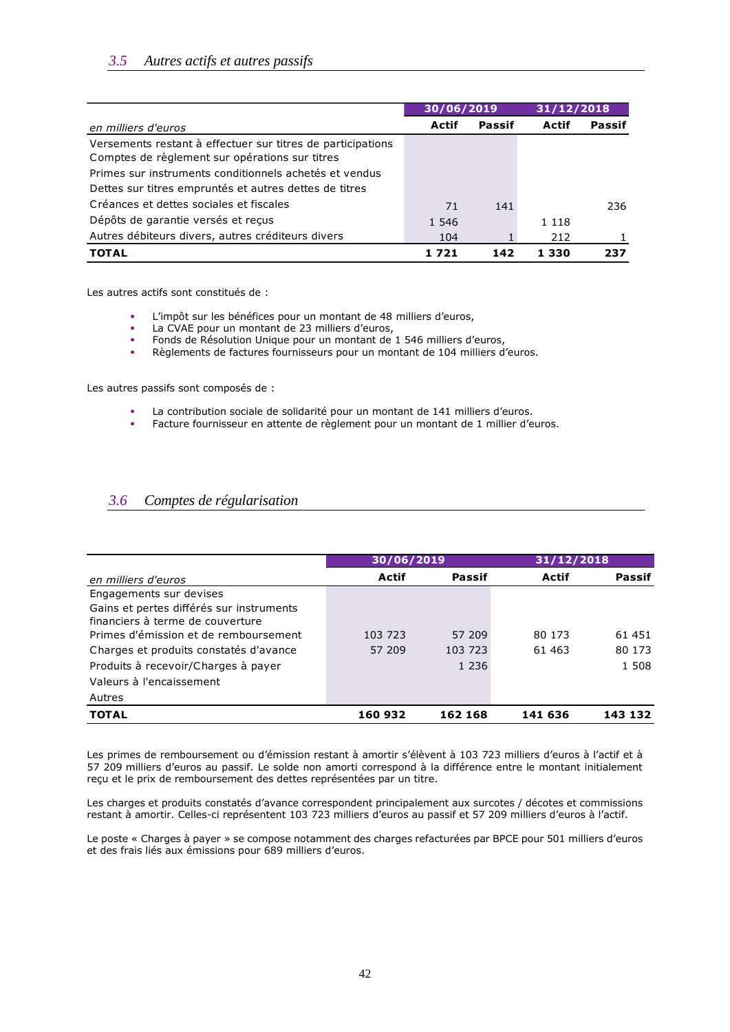## 3.5 *Autres actifs et autres passifs*

| *en milliers d'euros* | 30/06/2019 | | 31/12/2018 | |
|---|---|---|---|---|
| | **Actif** | **Passif** | **Actif** | **Passif** |
| Versements restant à effectuer sur titres de participations | | | | |
| Comptes de règlement sur opérations sur titres | | | | |
| Primes sur instruments conditionnels achetés et vendus | | | | |
| Dettes sur titres empruntés et autres dettes de titres | | | | |
| Créances et dettes sociales et fiscales | 71 | 141 | | 236 |
| Dépôts de garantie versés et reçus | 1 546 | | 1 118 | |
| Autres débiteurs divers, autres créditeurs divers | 104 | 1 | 212 | 1 |
| **TOTAL** | **1 721** | **142** | **1 330** | **237** |

Les autres actifs sont constitués de :

- L'impôt sur les bénéfices pour un montant de 48 milliers d'euros,
- La CVAE pour un montant de 23 milliers d'euros,
- Fonds de Résolution Unique pour un montant de 1 546 milliers d'euros,
- Règlements de factures fournisseurs pour un montant de 104 milliers d'euros.

Les autres passifs sont composés de :

- La contribution sociale de solidarité pour un montant de 141 milliers d'euros.
- Facture fournisseur en attente de règlement pour un montant de 1 millier d'euros.

## 3.6 *Comptes de régularisation*

| *en milliers d'euros* | 30/06/2019 | | 31/12/2018 | |
|---|---|---|---|---|
| | **Actif** | **Passif** | **Actif** | **Passif** |
| Engagements sur devises | | | | |
| Gains et pertes différés sur instruments financiers à terme de couverture | | | | |
| Primes d'émission et de remboursement | 103 723 | 57 209 | 80 173 | 61 451 |
| Charges et produits constatés d'avance | 57 209 | 103 723 | 61 463 | 80 173 |
| Produits à recevoir/Charges à payer | | 1 236 | | 1 508 |
| Valeurs à l'encaissement | | | | |
| Autres | | | | |
| **TOTAL** | **160 932** | **162 168** | **141 636** | **143 132** |

Les primes de remboursement ou d'émission restant à amortir s'élèvent à 103 723 milliers d'euros à l'actif et à 57 209 milliers d'euros au passif. Le solde non amorti correspond à la différence entre le montant initialement reçu et le prix de remboursement des dettes représentées par un titre.

Les charges et produits constatés d'avance correspondent principalement aux surcotes / décotes et commissions restant à amortir. Celles-ci représentent 103 723 milliers d'euros au passif et 57 209 milliers d'euros à l'actif.

Le poste « Charges à payer » se compose notamment des charges refacturées par BPCE pour 501 milliers d'euros et des frais liés aux émissions pour 689 milliers d'euros.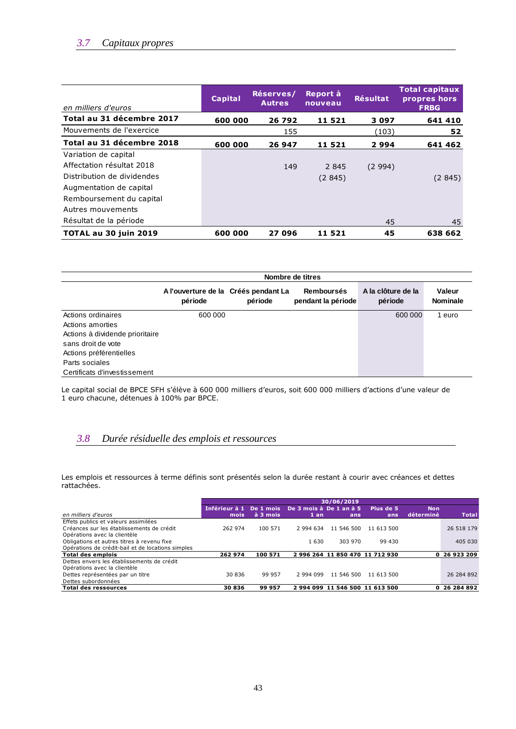### 3.7 Capitaux propres

| en milliers d'euros | Capital | Réserves/ Autres | Report à nouveau | Résultat | Total capitaux propres hors FRBG |
|---|---|---|---|---|---|
| **Total au 31 décembre 2017** | **600 000** | **26 792** | **11 521** | **3 097** | **641 410** |
| Mouvements de l'exercice | | 155 | | (103) | **52** |
| **Total au 31 décembre 2018** | **600 000** | **26 947** | **11 521** | **2 994** | **641 462** |
| Variation de capital | | | | | |
| Affectation résultat 2018 | | 149 | 2 845 | (2 994) | |
| Distribution de dividendes | | | (2 845) | | (2 845) |
| Augmentation de capital | | | | | |
| Remboursement du capital | | | | | |
| Autres mouvements | | | | | |
| Résultat de la période | | | | 45 | 45 |
| **TOTAL au 30 juin 2019** | **600 000** | **27 096** | **11 521** | **45** | **638 662** |

| | Nombre de titres | | | | |
|---|---|---|---|---|---|
| | A l'ouverture de la période | Créés pendant La période | Remboursés pendant la période | A la clôture de la période | Valeur Nominale |
| Actions ordinaires | 600 000 | | | 600 000 | 1 euro |
| Actions amorties | | | | | |
| Actions à dividende prioritaire sans droit de vote | | | | | |
| Actions préférentielles | | | | | |
| Parts sociales | | | | | |
| Certificats d'investissement | | | | | |

Le capital social de BPCE SFH s'élève à 600 000 milliers d'euros, soit 600 000 milliers d'actions d'une valeur de 1 euro chacune, détenues à 100% par BPCE.

### 3.8 Durée résiduelle des emplois et ressources

Les emplois et ressources à terme définis sont présentés selon la durée restant à courir avec créances et dettes rattachées.

| | 30/06/2019 | | | | | | |
|---|---|---|---|---|---|---|---|
| en milliers d'euros | Inférieur à 1 mois | De 1 mois à 3 mois | De 3 mois à 1 an | De 1 an à 5 ans | Plus de 5 ans | Non déterminé | Total |
| Effets publics et valeurs assimilées | | | | | | | |
| Créances sur les établissements de crédit | 262 974 | 100 571 | 2 994 634 | 11 546 500 | 11 613 500 | | 26 518 179 |
| Opérations avec la clientèle | | | | | | | |
| Obligations et autres titres à revenu fixe | | | 1 630 | 303 970 | 99 430 | | 405 030 |
| Opérations de crédit-bail et de locations simples | | | | | | | |
| **Total des emplois** | **262 974** | **100 571** | **2 996 264** | **11 850 470** | **11 712 930** | **0** | **26 923 209** |
| Dettes envers les établissements de crédit | | | | | | | |
| Opérations avec la clientèle | | | | | | | |
| Dettes représentées par un titre | 30 836 | 99 957 | 2 994 099 | 11 546 500 | 11 613 500 | | 26 284 892 |
| Dettes subordonnées | | | | | | | |
| **Total des ressources** | **30 836** | **99 957** | **2 994 099** | **11 546 500** | **11 613 500** | **0** | **26 284 892** |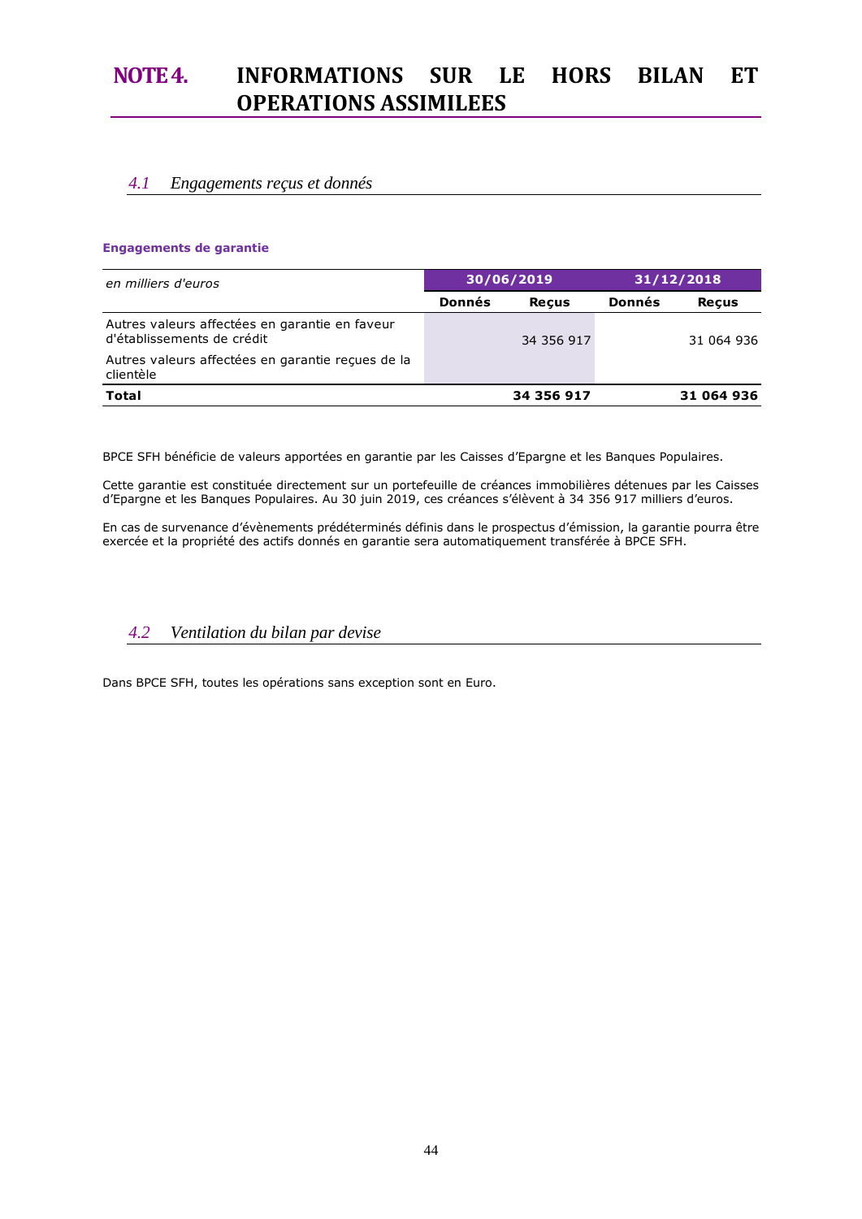# NOTE 4. INFORMATIONS SUR LE HORS BILAN ET OPERATIONS ASSIMILEES

## 4.1 *Engagements reçus et donnés*

**Engagements de garantie**

| *en milliers d'euros* | 30/06/2019 | | 31/12/2018 | |
|---|---|---|---|---|
| | **Donnés** | **Reçus** | **Donnés** | **Reçus** |
| Autres valeurs affectées en garantie en faveur d'établissements de crédit | | 34 356 917 | | 31 064 936 |
| Autres valeurs affectées en garantie reçues de la clientèle | | | | |
| **Total** | | **34 356 917** | | **31 064 936** |

BPCE SFH bénéficie de valeurs apportées en garantie par les Caisses d'Epargne et les Banques Populaires.

Cette garantie est constituée directement sur un portefeuille de créances immobilières détenues par les Caisses d'Epargne et les Banques Populaires. Au 30 juin 2019, ces créances s'élèvent à 34 356 917 milliers d'euros.

En cas de survenance d'évènements prédéterminés définis dans le prospectus d'émission, la garantie pourra être exercée et la propriété des actifs donnés en garantie sera automatiquement transférée à BPCE SFH.

## 4.2 *Ventilation du bilan par devise*

Dans BPCE SFH, toutes les opérations sans exception sont en Euro.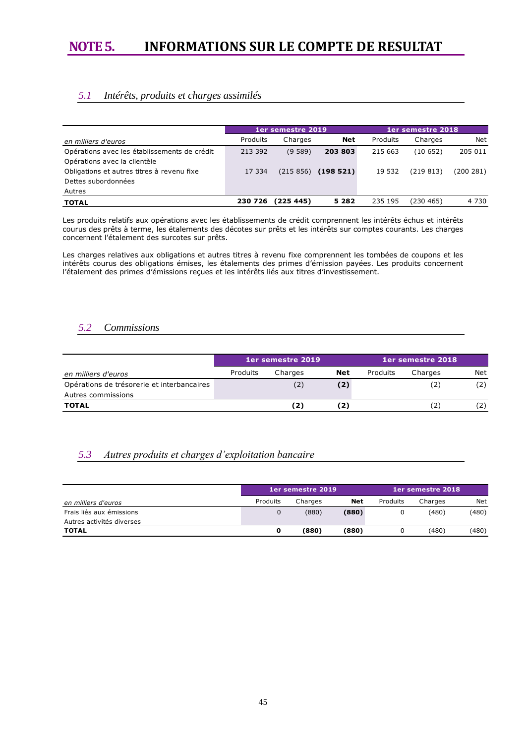# NOTE 5. INFORMATIONS SUR LE COMPTE DE RESULTAT

## 5.1 *Intérêts, produits et charges assimilés*

| en milliers d'euros | 1er semestre 2019 | | | 1er semestre 2018 | | |
|---|---|---|---|---|---|---|
| | Produits | Charges | **Net** | Produits | Charges | Net |
| Opérations avec les établissements de crédit | 213 392 | (9 589) | **203 803** | 215 663 | (10 652) | 205 011 |
| Opérations avec la clientèle | | | | | | |
| Obligations et autres titres à revenu fixe | 17 334 | (215 856) | **(198 521)** | 19 532 | (219 813) | (200 281) |
| Dettes subordonnées | | | | | | |
| Autres | | | | | | |
| **TOTAL** | **230 726** | **(225 445)** | **5 282** | 235 195 | (230 465) | 4 730 |

Les produits relatifs aux opérations avec les établissements de crédit comprennent les intérêts échus et intérêts courus des prêts à terme, les étalements des décotes sur prêts et les intérêts sur comptes courants. Les charges concernent l'étalement des surcotes sur prêts.

Les charges relatives aux obligations et autres titres à revenu fixe comprennent les tombées de coupons et les intérêts courus des obligations émises, les étalements des primes d'émission payées. Les produits concernent l'étalement des primes d'émissions reçues et les intérêts liés aux titres d'investissement.

## 5.2 *Commissions*

| en milliers d'euros | 1er semestre 2019 | | | 1er semestre 2018 | | |
|---|---|---|---|---|---|---|
| | Produits | Charges | **Net** | Produits | Charges | Net |
| Opérations de trésorerie et interbancaires | | (2) | **(2)** | | (2) | (2) |
| Autres commissions | | | | | | |
| **TOTAL** | | **(2)** | **(2)** | | (2) | (2) |

## 5.3 *Autres produits et charges d'exploitation bancaire*

| en milliers d'euros | 1er semestre 2019 | | | 1er semestre 2018 | | |
|---|---|---|---|---|---|---|
| | Produits | Charges | **Net** | Produits | Charges | Net |
| Frais liés aux émissions | 0 | (880) | **(880)** | 0 | (480) | (480) |
| Autres activités diverses | | | | | | |
| **TOTAL** | **0** | **(880)** | **(880)** | 0 | (480) | (480) |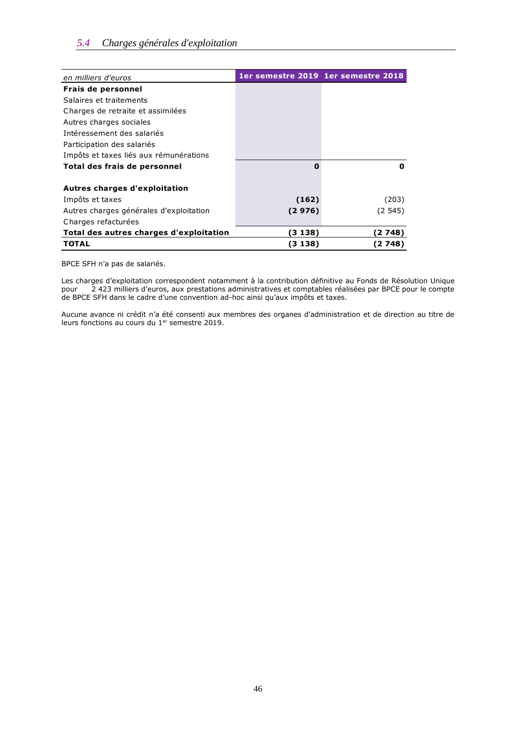### *5.4 Charges générales d'exploitation*

| *en milliers d'euros* | 1er semestre 2019 | 1er semestre 2018 |
|---|---|---|
| **Frais de personnel** | | |
| Salaires et traitements | | |
| Charges de retraite et assimilées | | |
| Autres charges sociales | | |
| Intéressement des salariés | | |
| Participation des salariés | | |
| Impôts et taxes liés aux rémunérations | | |
| **Total des frais de personnel** | **0** | **0** |
| | | |
| **Autres charges d'exploitation** | | |
| Impôts et taxes | **(162)** | (203) |
| Autres charges générales d'exploitation | **(2 976)** | (2 545) |
| Charges refacturées | | |
| **Total des autres charges d'exploitation** | **(3 138)** | **(2 748)** |
| **TOTAL** | **(3 138)** | **(2 748)** |

BPCE SFH n'a pas de salariés.

Les charges d'exploitation correspondent notamment à la contribution définitive au Fonds de Résolution Unique pour 2 423 milliers d'euros, aux prestations administratives et comptables réalisées par BPCE pour le compte de BPCE SFH dans le cadre d'une convention ad-hoc ainsi qu'aux impôts et taxes.

Aucune avance ni crédit n'a été consenti aux membres des organes d'administration et de direction au titre de leurs fonctions au cours du 1er semestre 2019.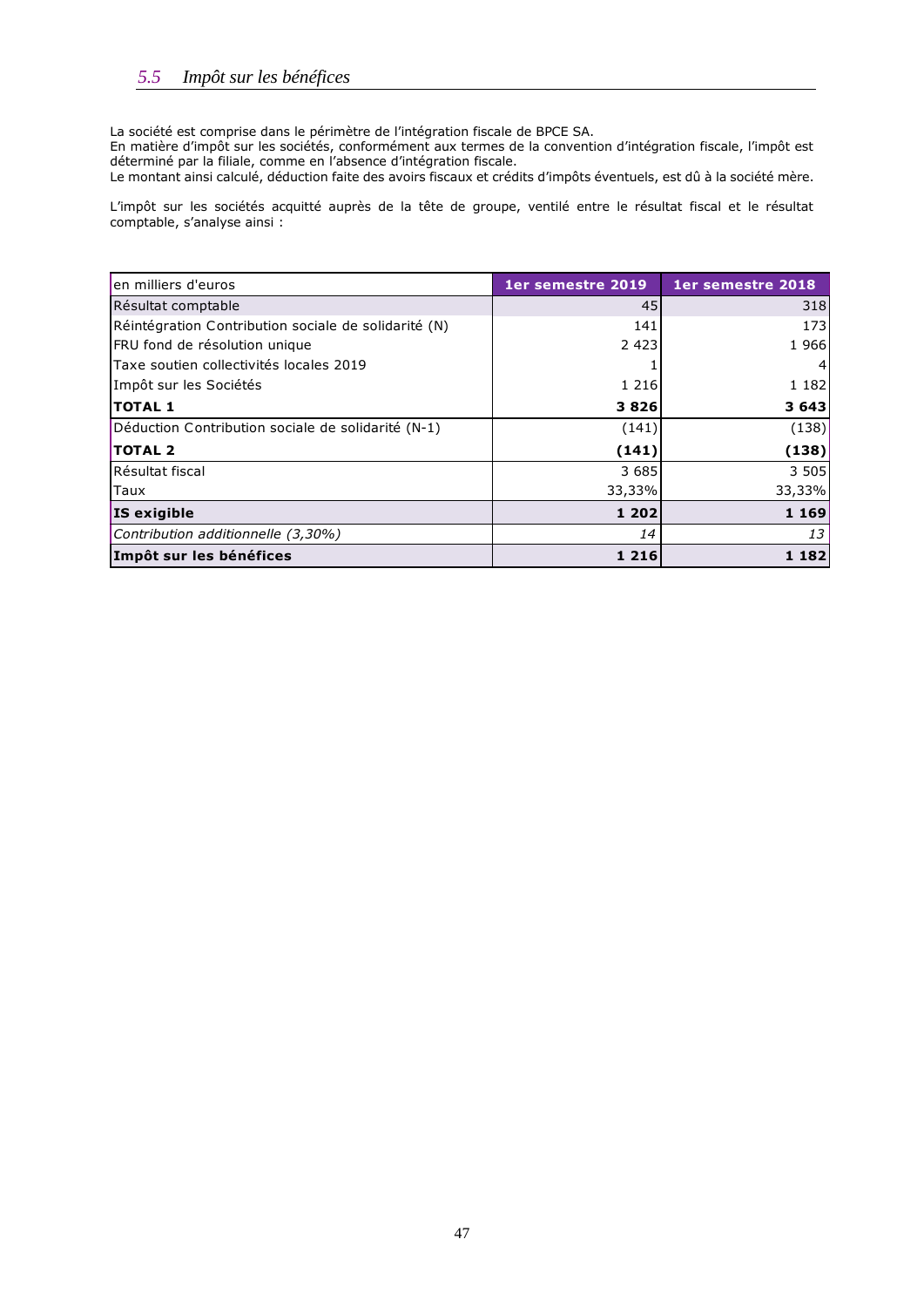## 5.5 *Impôt sur les bénéfices*

La société est comprise dans le périmètre de l'intégration fiscale de BPCE SA.
En matière d'impôt sur les sociétés, conformément aux termes de la convention d'intégration fiscale, l'impôt est déterminé par la filiale, comme en l'absence d'intégration fiscale.
Le montant ainsi calculé, déduction faite des avoirs fiscaux et crédits d'impôts éventuels, est dû à la société mère.

L'impôt sur les sociétés acquitté auprès de la tête de groupe, ventilé entre le résultat fiscal et le résultat comptable, s'analyse ainsi :

| en milliers d'euros | 1er semestre 2019 | 1er semestre 2018 |
|---|---|---|
| Résultat comptable | 45 | 318 |
| Réintégration Contribution sociale de solidarité (N) | 141 | 173 |
| FRU fond de résolution unique | 2 423 | 1 966 |
| Taxe soutien collectivités locales 2019 | 1 | 4 |
| Impôt sur les Sociétés | 1 216 | 1 182 |
| **TOTAL 1** | **3 826** | **3 643** |
| Déduction Contribution sociale de solidarité (N-1) | (141) | (138) |
| **TOTAL 2** | **(141)** | **(138)** |
| Résultat fiscal | 3 685 | 3 505 |
| Taux | 33,33% | 33,33% |
| **IS exigible** | **1 202** | **1 169** |
| *Contribution additionnelle (3,30%)* | *14* | *13* |
| **Impôt sur les bénéfices** | **1 216** | **1 182** |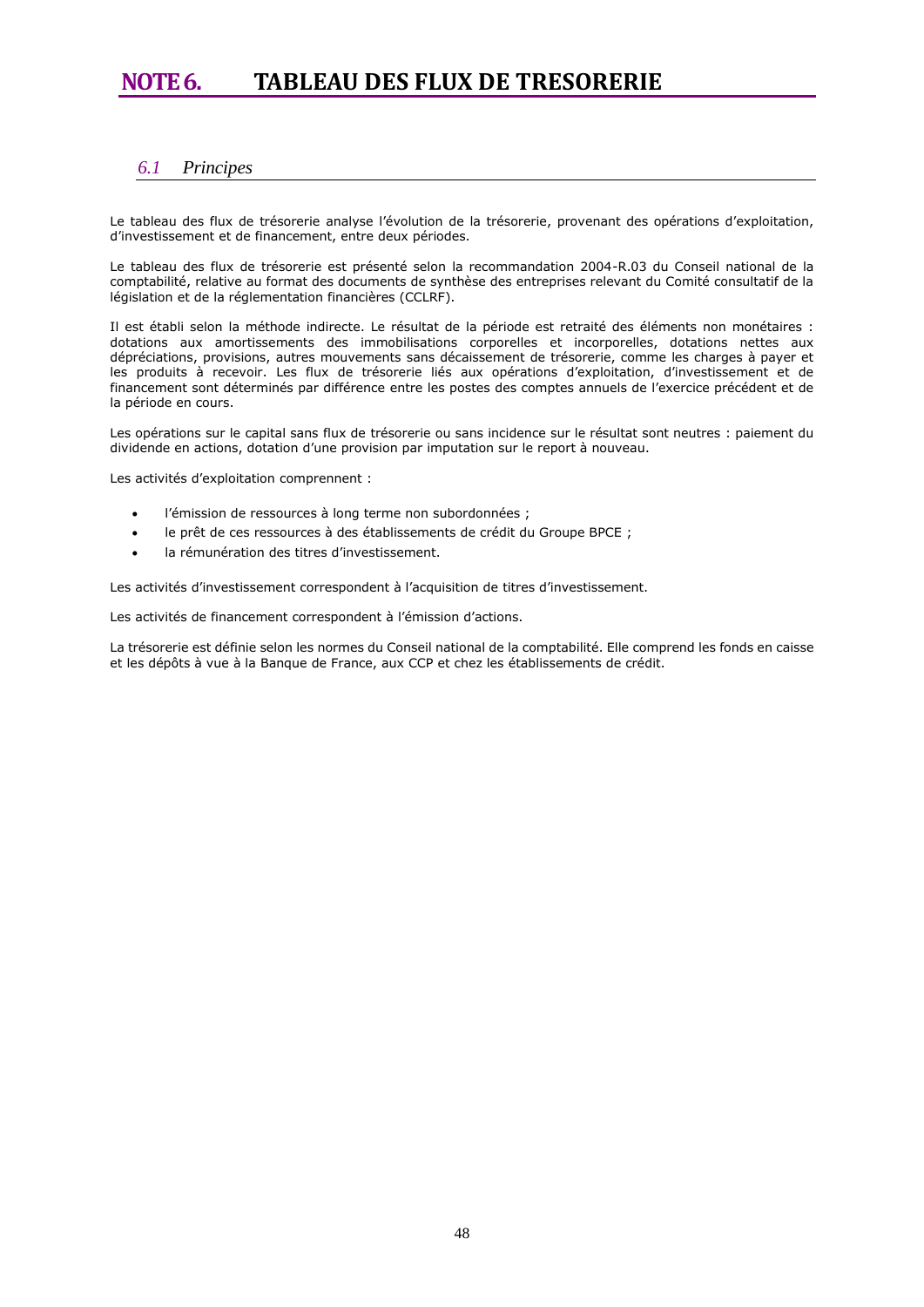# NOTE 6. TABLEAU DES FLUX DE TRESORERIE

## *6.1 Principes*

Le tableau des flux de trésorerie analyse l'évolution de la trésorerie, provenant des opérations d'exploitation, d'investissement et de financement, entre deux périodes.

Le tableau des flux de trésorerie est présenté selon la recommandation 2004-R.03 du Conseil national de la comptabilité, relative au format des documents de synthèse des entreprises relevant du Comité consultatif de la législation et de la réglementation financières (CCLRF).

Il est établi selon la méthode indirecte. Le résultat de la période est retraité des éléments non monétaires : dotations aux amortissements des immobilisations corporelles et incorporelles, dotations nettes aux dépréciations, provisions, autres mouvements sans décaissement de trésorerie, comme les charges à payer et les produits à recevoir. Les flux de trésorerie liés aux opérations d'exploitation, d'investissement et de financement sont déterminés par différence entre les postes des comptes annuels de l'exercice précédent et de la période en cours.

Les opérations sur le capital sans flux de trésorerie ou sans incidence sur le résultat sont neutres : paiement du dividende en actions, dotation d'une provision par imputation sur le report à nouveau.

Les activités d'exploitation comprennent :

- l'émission de ressources à long terme non subordonnées ;
- le prêt de ces ressources à des établissements de crédit du Groupe BPCE ;
- la rémunération des titres d'investissement.

Les activités d'investissement correspondent à l'acquisition de titres d'investissement.

Les activités de financement correspondent à l'émission d'actions.

La trésorerie est définie selon les normes du Conseil national de la comptabilité. Elle comprend les fonds en caisse et les dépôts à vue à la Banque de France, aux CCP et chez les établissements de crédit.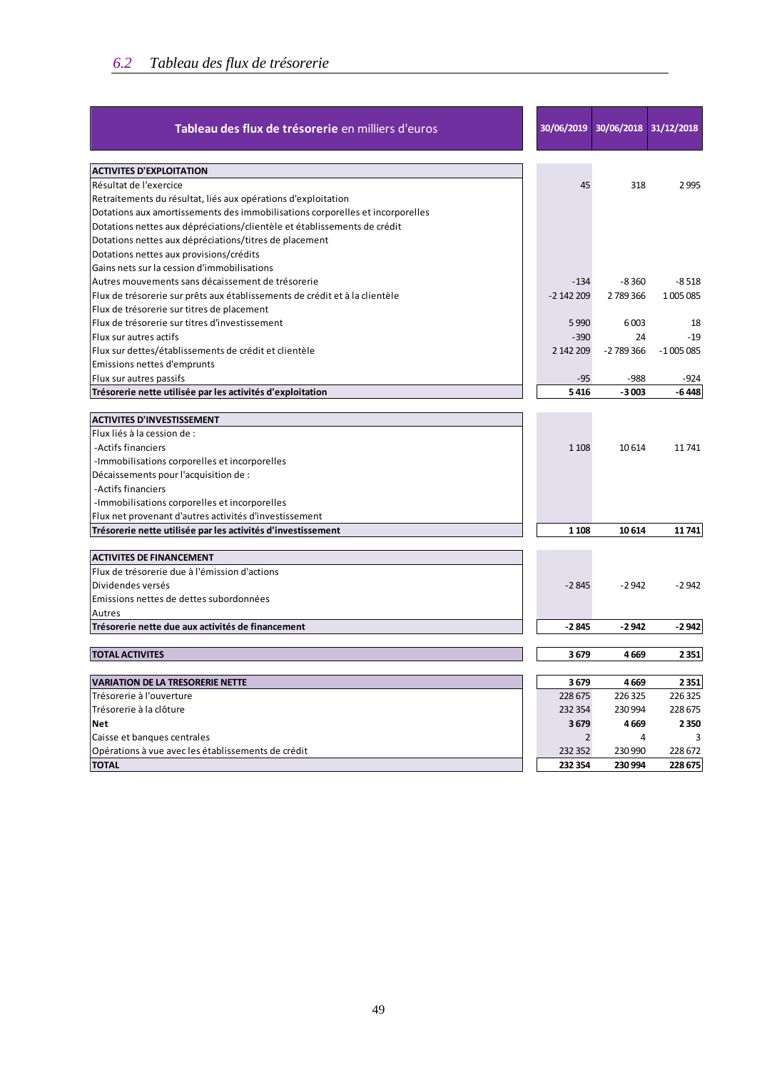## *6.2 Tableau des flux de trésorerie*

| **Tableau des flux de trésorerie** en milliers d'euros | 30/06/2019 | 30/06/2018 | 31/12/2018 |
|---|---|---|---|
| **ACTIVITES D'EXPLOITATION** | | | |
| Résultat de l'exercice | 45 | 318 | 2 995 |
| Retraitements du résultat, liés aux opérations d'exploitation | | | |
| Dotations aux amortissements des immobilisations corporelles et incorporelles | | | |
| Dotations nettes aux dépréciations/clientèle et établissements de crédit | | | |
| Dotations nettes aux dépréciations/titres de placement | | | |
| Dotations nettes aux provisions/crédits | | | |
| Gains nets sur la cession d'immobilisations | | | |
| Autres mouvements sans décaissement de trésorerie | -134 | -8 360 | -8 518 |
| Flux de trésorerie sur prêts aux établissements de crédit et à la clientèle | -2 142 209 | 2 789 366 | 1 005 085 |
| Flux de trésorerie sur titres de placement | | | |
| Flux de trésorerie sur titres d'investissement | 5 990 | 6 003 | 18 |
| Flux sur autres actifs | -390 | 24 | -19 |
| Flux sur dettes/établissements de crédit et clientèle | 2 142 209 | -2 789 366 | -1 005 085 |
| Emissions nettes d'emprunts | | | |
| Flux sur autres passifs | -95 | -988 | -924 |
| **Trésorerie nette utilisée par les activités d'exploitation** | **5 416** | **-3 003** | **-6 448** |
| **ACTIVITES D'INVESTISSEMENT** | | | |
| Flux liés à la cession de : | | | |
| -Actifs financiers | 1 108 | 10 614 | 11 741 |
| -Immobilisations corporelles et incorporelles | | | |
| Décaissements pour l'acquisition de : | | | |
| -Actifs financiers | | | |
| -Immobilisations corporelles et incorporelles | | | |
| Flux net provenant d'autres activités d'investissement | | | |
| **Trésorerie nette utilisée par les activités d'investissement** | **1 108** | **10 614** | **11 741** |
| **ACTIVITES DE FINANCEMENT** | | | |
| Flux de trésorerie due à l'émission d'actions | | | |
| Dividendes versés | -2 845 | -2 942 | -2 942 |
| Emissions nettes de dettes subordonnées | | | |
| Autres | | | |
| **Trésorerie nette due aux activités de financement** | **-2 845** | **-2 942** | **-2 942** |
| **TOTAL ACTIVITES** | **3 679** | **4 669** | **2 351** |
| **VARIATION DE LA TRESORERIE NETTE** | **3 679** | **4 669** | **2 351** |
| Trésorerie à l'ouverture | 228 675 | 226 325 | 226 325 |
| Trésorerie à la clôture | 232 354 | 230 994 | 228 675 |
| **Net** | **3 679** | **4 669** | **2 350** |
| Caisse et banques centrales | 2 | 4 | 3 |
| Opérations à vue avec les établissements de crédit | 232 352 | 230 990 | 228 672 |
| **TOTAL** | **232 354** | **230 994** | **228 675** |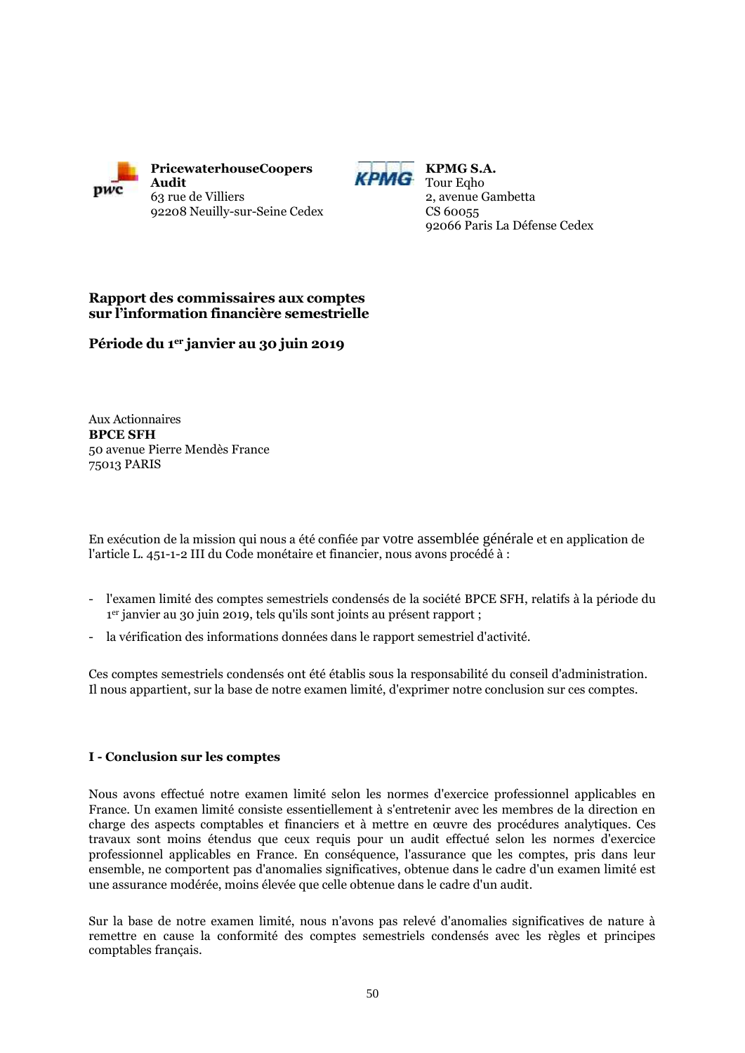**PricewaterhouseCoopers Audit**
63 rue de Villiers
92208 Neuilly-sur-Seine Cedex

**KPMG S.A.**
Tour Eqho
2, avenue Gambetta
CS 60055
92066 Paris La Défense Cedex

## Rapport des commissaires aux comptes sur l'information financière semestrielle

## Période du 1er janvier au 30 juin 2019

Aux Actionnaires
**BPCE SFH**
50 avenue Pierre Mendès France
75013 PARIS

En exécution de la mission qui nous a été confiée par votre assemblée générale et en application de l'article L. 451-1-2 III du Code monétaire et financier, nous avons procédé à :

- l'examen limité des comptes semestriels condensés de la société BPCE SFH, relatifs à la période du 1er janvier au 30 juin 2019, tels qu'ils sont joints au présent rapport ;
- la vérification des informations données dans le rapport semestriel d'activité.

Ces comptes semestriels condensés ont été établis sous la responsabilité du conseil d'administration. Il nous appartient, sur la base de notre examen limité, d'exprimer notre conclusion sur ces comptes.

### I - Conclusion sur les comptes

Nous avons effectué notre examen limité selon les normes d'exercice professionnel applicables en France. Un examen limité consiste essentiellement à s'entretenir avec les membres de la direction en charge des aspects comptables et financiers et à mettre en œuvre des procédures analytiques. Ces travaux sont moins étendus que ceux requis pour un audit effectué selon les normes d'exercice professionnel applicables en France. En conséquence, l'assurance que les comptes, pris dans leur ensemble, ne comportent pas d'anomalies significatives, obtenue dans le cadre d'un examen limité est une assurance modérée, moins élevée que celle obtenue dans le cadre d'un audit.

Sur la base de notre examen limité, nous n'avons pas relevé d'anomalies significatives de nature à remettre en cause la conformité des comptes semestriels condensés avec les règles et principes comptables français.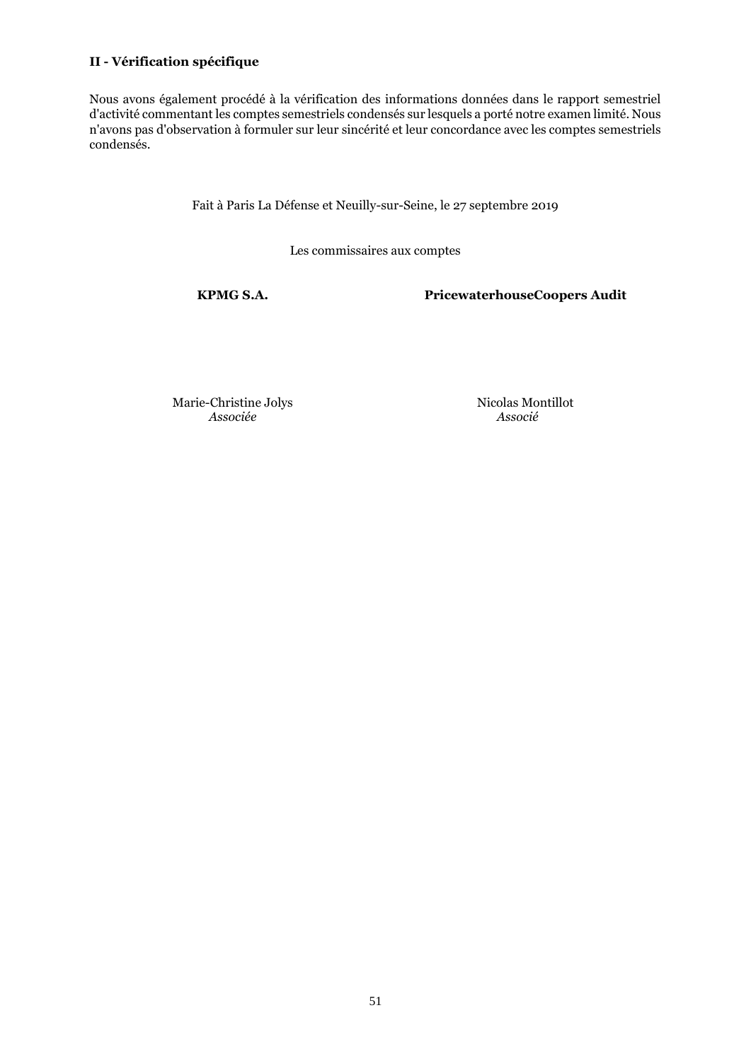**II - Vérification spécifique**

Nous avons également procédé à la vérification des informations données dans le rapport semestriel d'activité commentant les comptes semestriels condensés sur lesquels a porté notre examen limité. Nous n'avons pas d'observation à formuler sur leur sincérité et leur concordance avec les comptes semestriels condensés.

Fait à Paris La Défense et Neuilly-sur-Seine, le 27 septembre 2019

Les commissaires aux comptes

| | |
|---|---|
| **KPMG S.A.** | **PricewaterhouseCoopers Audit** |
| Marie-Christine Jolys | Nicolas Montillot |
| *Associée* | *Associé* |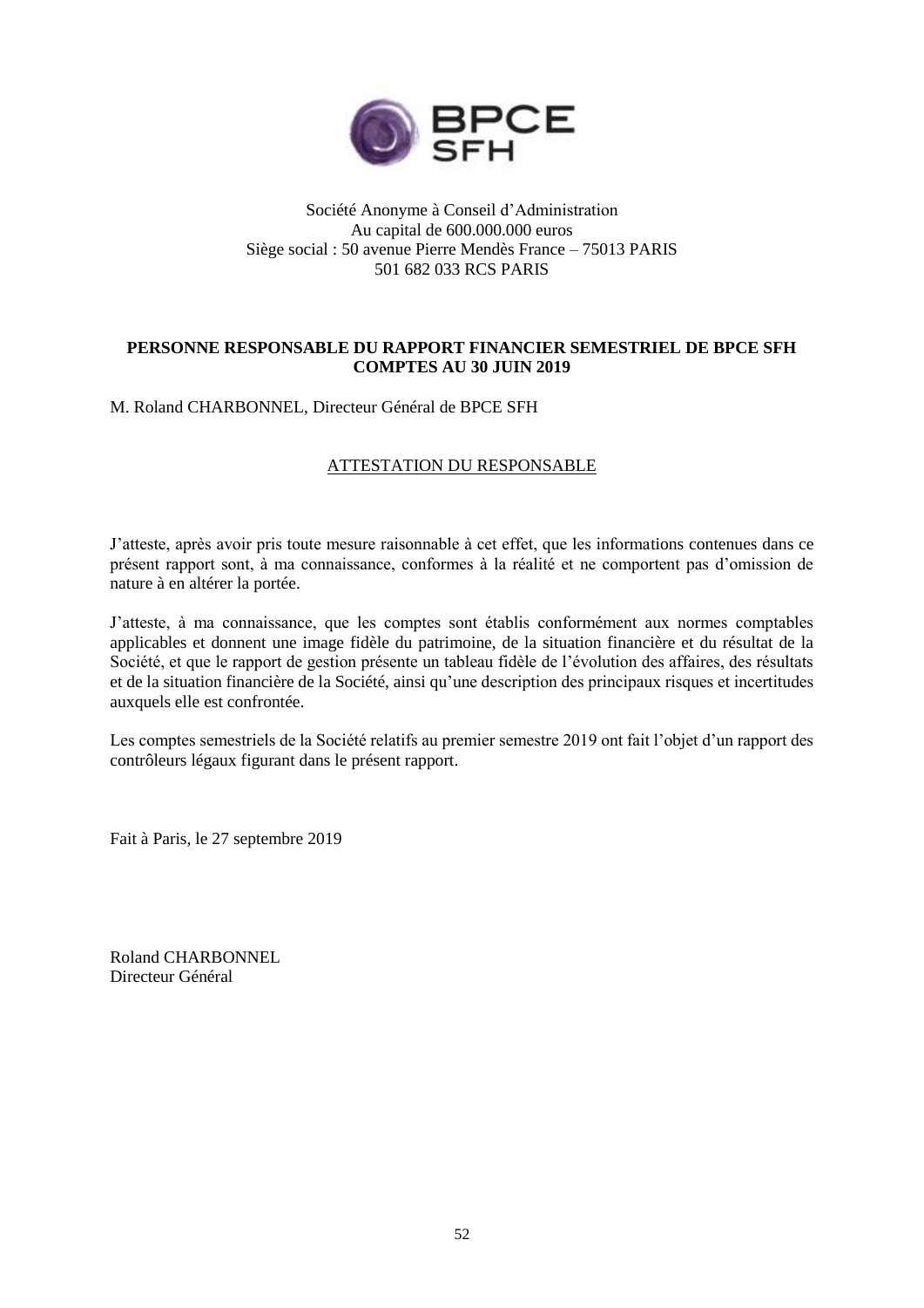Société Anonyme à Conseil d'Administration
Au capital de 600.000.000 euros
Siège social : 50 avenue Pierre Mendès France – 75013 PARIS
501 682 033 RCS PARIS

**PERSONNE RESPONSABLE DU RAPPORT FINANCIER SEMESTRIEL DE BPCE SFH COMPTES AU 30 JUIN 2019**

M. Roland CHARBONNEL, Directeur Général de BPCE SFH

ATTESTATION DU RESPONSABLE

J'atteste, après avoir pris toute mesure raisonnable à cet effet, que les informations contenues dans ce présent rapport sont, à ma connaissance, conformes à la réalité et ne comportent pas d'omission de nature à en altérer la portée.

J'atteste, à ma connaissance, que les comptes sont établis conformément aux normes comptables applicables et donnent une image fidèle du patrimoine, de la situation financière et du résultat de la Société, et que le rapport de gestion présente un tableau fidèle de l'évolution des affaires, des résultats et de la situation financière de la Société, ainsi qu'une description des principaux risques et incertitudes auxquels elle est confrontée.

Les comptes semestriels de la Société relatifs au premier semestre 2019 ont fait l'objet d'un rapport des contrôleurs légaux figurant dans le présent rapport.

Fait à Paris, le 27 septembre 2019

Roland CHARBONNEL
Directeur Général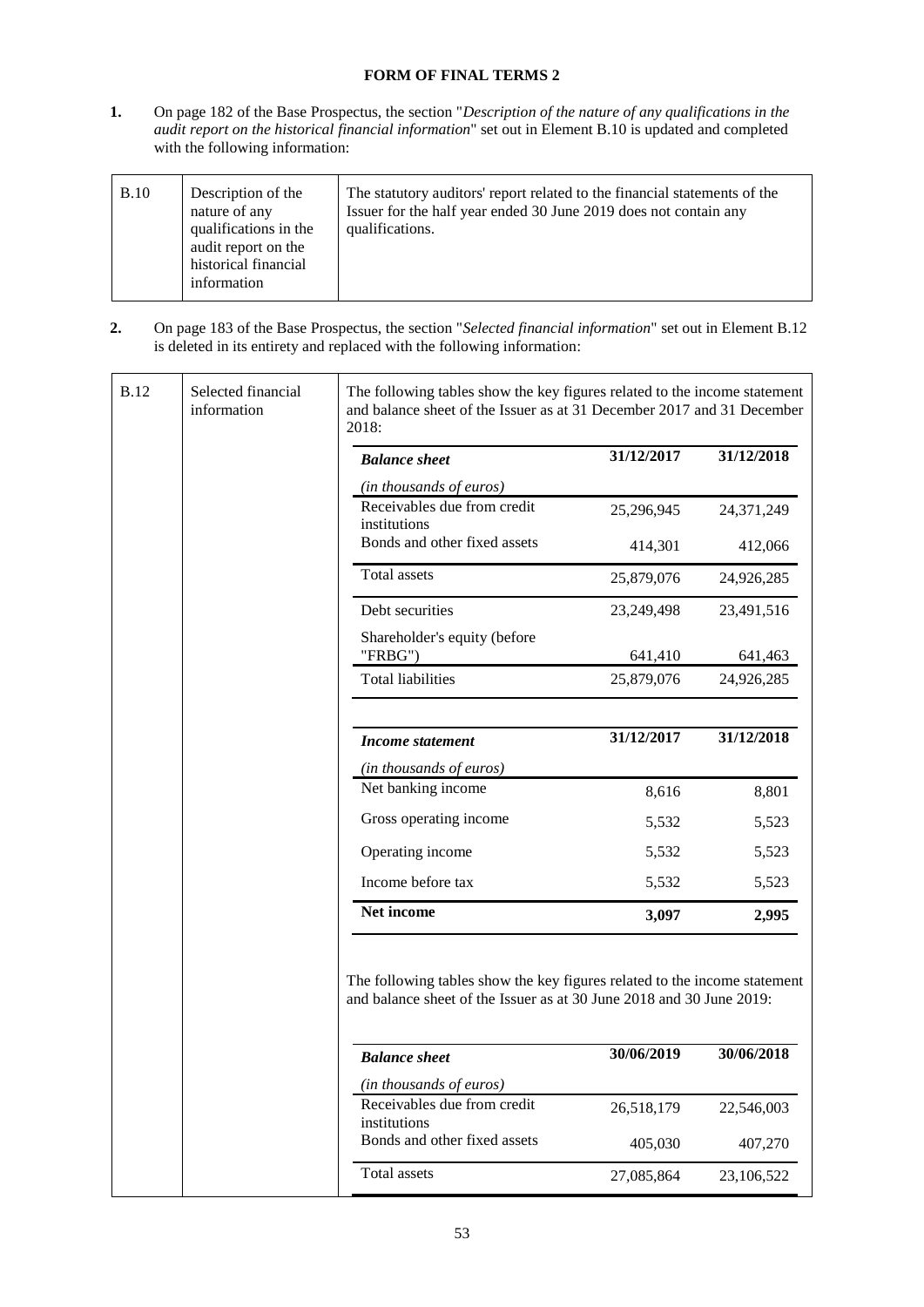**FORM OF FINAL TERMS 2**

**1.** On page 182 of the Base Prospectus, the section "*Description of the nature of any qualifications in the audit report on the historical financial information*" set out in Element B.10 is updated and completed with the following information:

| | | |
|---|---|---|
| B.10 | Description of the nature of any qualifications in the audit report on the historical financial information | The statutory auditors' report related to the financial statements of the Issuer for the half year ended 30 June 2019 does not contain any qualifications. |

**2.** On page 183 of the Base Prospectus, the section "*Selected financial information*" set out in Element B.12 is deleted in its entirety and replaced with the following information:

B.12 — Selected financial information

The following tables show the key figures related to the income statement and balance sheet of the Issuer as at 31 December 2017 and 31 December 2018:

| ***Balance sheet*** | **31/12/2017** | **31/12/2018** |
|---|---|---|
| *(in thousands of euros)* | | |
| Receivables due from credit institutions | 25,296,945 | 24,371,249 |
| Bonds and other fixed assets | 414,301 | 412,066 |
| Total assets | 25,879,076 | 24,926,285 |
| Debt securities | 23,249,498 | 23,491,516 |
| Shareholder's equity (before "FRBG") | 641,410 | 641,463 |
| Total liabilities | 25,879,076 | 24,926,285 |

| ***Income statement*** | **31/12/2017** | **31/12/2018** |
|---|---|---|
| *(in thousands of euros)* | | |
| Net banking income | 8,616 | 8,801 |
| Gross operating income | 5,532 | 5,523 |
| Operating income | 5,532 | 5,523 |
| Income before tax | 5,532 | 5,523 |
| **Net income** | **3,097** | **2,995** |

The following tables show the key figures related to the income statement and balance sheet of the Issuer as at 30 June 2018 and 30 June 2019:

| ***Balance sheet*** | **30/06/2019** | **30/06/2018** |
|---|---|---|
| *(in thousands of euros)* | | |
| Receivables due from credit institutions | 26,518,179 | 22,546,003 |
| Bonds and other fixed assets | 405,030 | 407,270 |
| Total assets | 27,085,864 | 23,106,522 |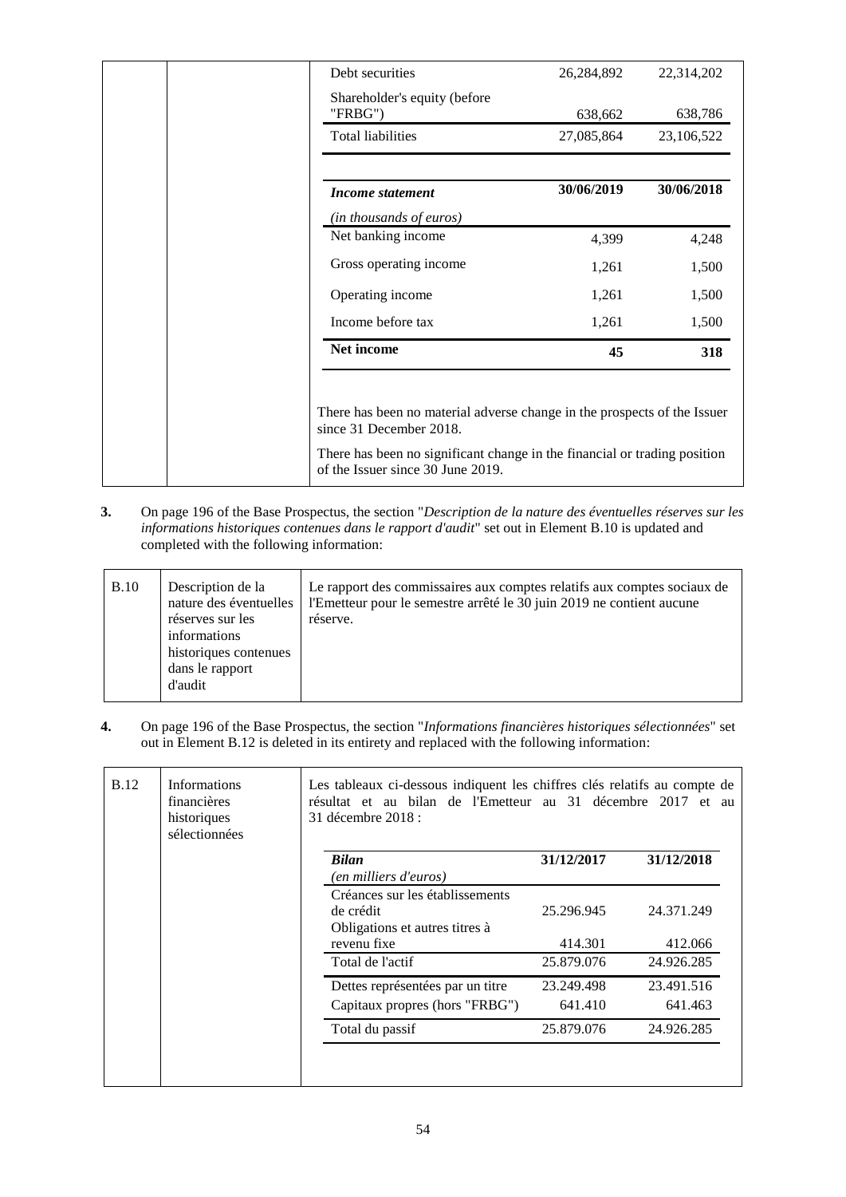| | | | | |
|---|---|---|---|---|
| | | Debt securities | 26,284,892 | 22,314,202 |
| | | Shareholder's equity (before "FRBG") | 638,662 | 638,786 |
| | | Total liabilities | 27,085,864 | 23,106,522 |

| | | | | |
|---|---|---|---|---|
| | | ***Income statement*** | **30/06/2019** | **30/06/2018** |
| | | *(in thousands of euros)* | | |
| | | Net banking income | 4,399 | 4,248 |
| | | Gross operating income | 1,261 | 1,500 |
| | | Operating income | 1,261 | 1,500 |
| | | Income before tax | 1,261 | 1,500 |
| | | **Net income** | **45** | **318** |

There has been no material adverse change in the prospects of the Issuer since 31 December 2018.

There has been no significant change in the financial or trading position of the Issuer since 30 June 2019.

**3.** On page 196 of the Base Prospectus, the section "*Description de la nature des éventuelles réserves sur les informations historiques contenues dans le rapport d'audit*" set out in Element B.10 is updated and completed with the following information:

| | | |
|---|---|---|
| B.10 | Description de la nature des éventuelles réserves sur les informations historiques contenues dans le rapport d'audit | Le rapport des commissaires aux comptes relatifs aux comptes sociaux de l'Emetteur pour le semestre arrêté le 30 juin 2019 ne contient aucune réserve. |

**4.** On page 196 of the Base Prospectus, the section "*Informations financières historiques sélectionnées*" set out in Element B.12 is deleted in its entirety and replaced with the following information:

| | | |
|---|---|---|
| B.12 | Informations financières historiques sélectionnées | Les tableaux ci-dessous indiquent les chiffres clés relatifs au compte de résultat et au bilan de l'Emetteur au 31 décembre 2017 et au 31 décembre 2018 : |

| ***Bilan*** *(en milliers d'euros)* | **31/12/2017** | **31/12/2018** |
|---|---|---|
| Créances sur les établissements de crédit | 25.296.945 | 24.371.249 |
| Obligations et autres titres à revenu fixe | 414.301 | 412.066 |
| Total de l'actif | 25.879.076 | 24.926.285 |
| Dettes représentées par un titre | 23.249.498 | 23.491.516 |
| Capitaux propres (hors "FRBG") | 641.410 | 641.463 |
| Total du passif | 25.879.076 | 24.926.285 |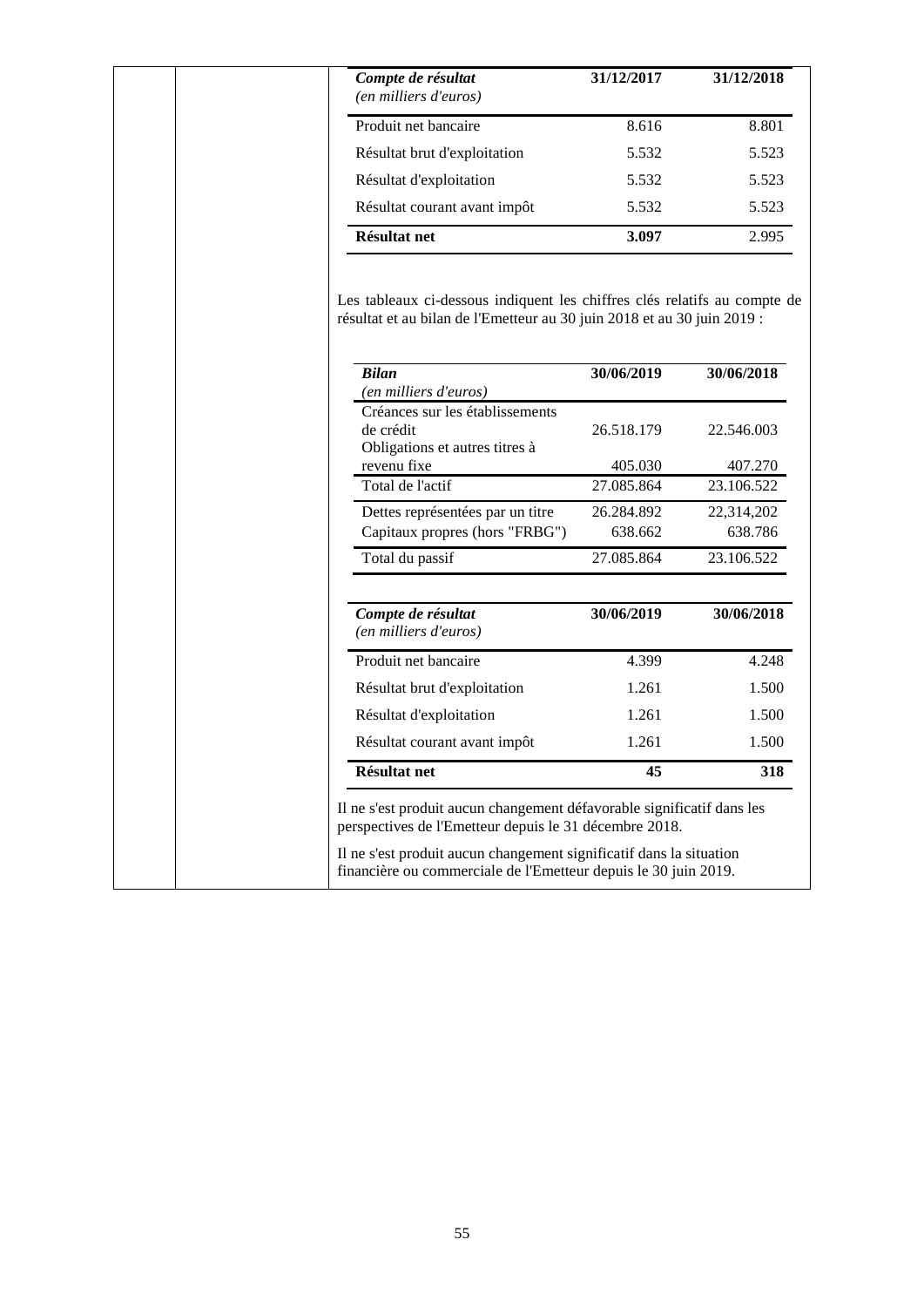| *Compte de résultat (en milliers d'euros)* | 31/12/2017 | 31/12/2018 |
|---|---|---|
| Produit net bancaire | 8.616 | 8.801 |
| Résultat brut d'exploitation | 5.532 | 5.523 |
| Résultat d'exploitation | 5.532 | 5.523 |
| Résultat courant avant impôt | 5.532 | 5.523 |
| **Résultat net** | **3.097** | 2.995 |

Les tableaux ci-dessous indiquent les chiffres clés relatifs au compte de résultat et au bilan de l'Emetteur au 30 juin 2018 et au 30 juin 2019 :

| ***Bilan*** *(en milliers d'euros)* | 30/06/2019 | 30/06/2018 |
|---|---|---|
| Créances sur les établissements de crédit | 26.518.179 | 22.546.003 |
| Obligations et autres titres à revenu fixe | 405.030 | 407.270 |
| Total de l'actif | 27.085.864 | 23.106.522 |
| Dettes représentées par un titre | 26.284.892 | 22,314,202 |
| Capitaux propres (hors "FRBG") | 638.662 | 638.786 |
| Total du passif | 27.085.864 | 23.106.522 |

| *Compte de résultat (en milliers d'euros)* | 30/06/2019 | 30/06/2018 |
|---|---|---|
| Produit net bancaire | 4.399 | 4.248 |
| Résultat brut d'exploitation | 1.261 | 1.500 |
| Résultat d'exploitation | 1.261 | 1.500 |
| Résultat courant avant impôt | 1.261 | 1.500 |
| **Résultat net** | **45** | **318** |

Il ne s'est produit aucun changement défavorable significatif dans les perspectives de l'Emetteur depuis le 31 décembre 2018.

Il ne s'est produit aucun changement significatif dans la situation financière ou commerciale de l'Emetteur depuis le 30 juin 2019.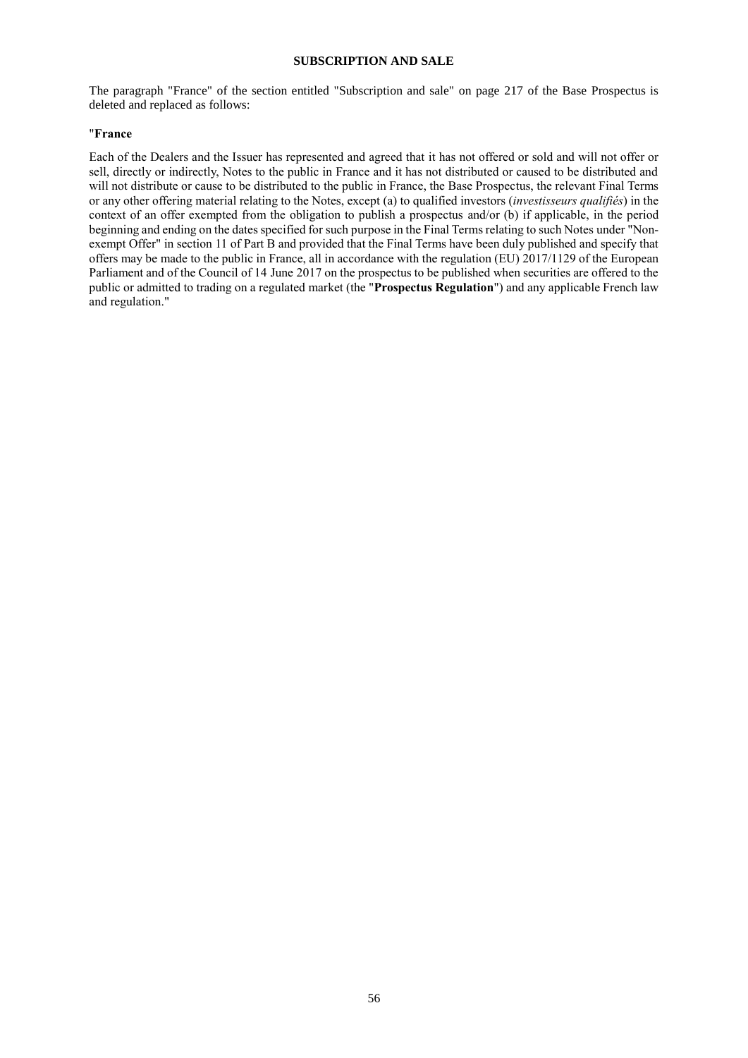## SUBSCRIPTION AND SALE

The paragraph "France" of the section entitled "Subscription and sale" on page 217 of the Base Prospectus is deleted and replaced as follows:

"**France**

Each of the Dealers and the Issuer has represented and agreed that it has not offered or sold and will not offer or sell, directly or indirectly, Notes to the public in France and it has not distributed or caused to be distributed and will not distribute or cause to be distributed to the public in France, the Base Prospectus, the relevant Final Terms or any other offering material relating to the Notes, except (a) to qualified investors (*investisseurs qualifiés*) in the context of an offer exempted from the obligation to publish a prospectus and/or (b) if applicable, in the period beginning and ending on the dates specified for such purpose in the Final Terms relating to such Notes under "Non-exempt Offer" in section 11 of Part B and provided that the Final Terms have been duly published and specify that offers may be made to the public in France, all in accordance with the regulation (EU) 2017/1129 of the European Parliament and of the Council of 14 June 2017 on the prospectus to be published when securities are offered to the public or admitted to trading on a regulated market (the "**Prospectus Regulation**") and any applicable French law and regulation."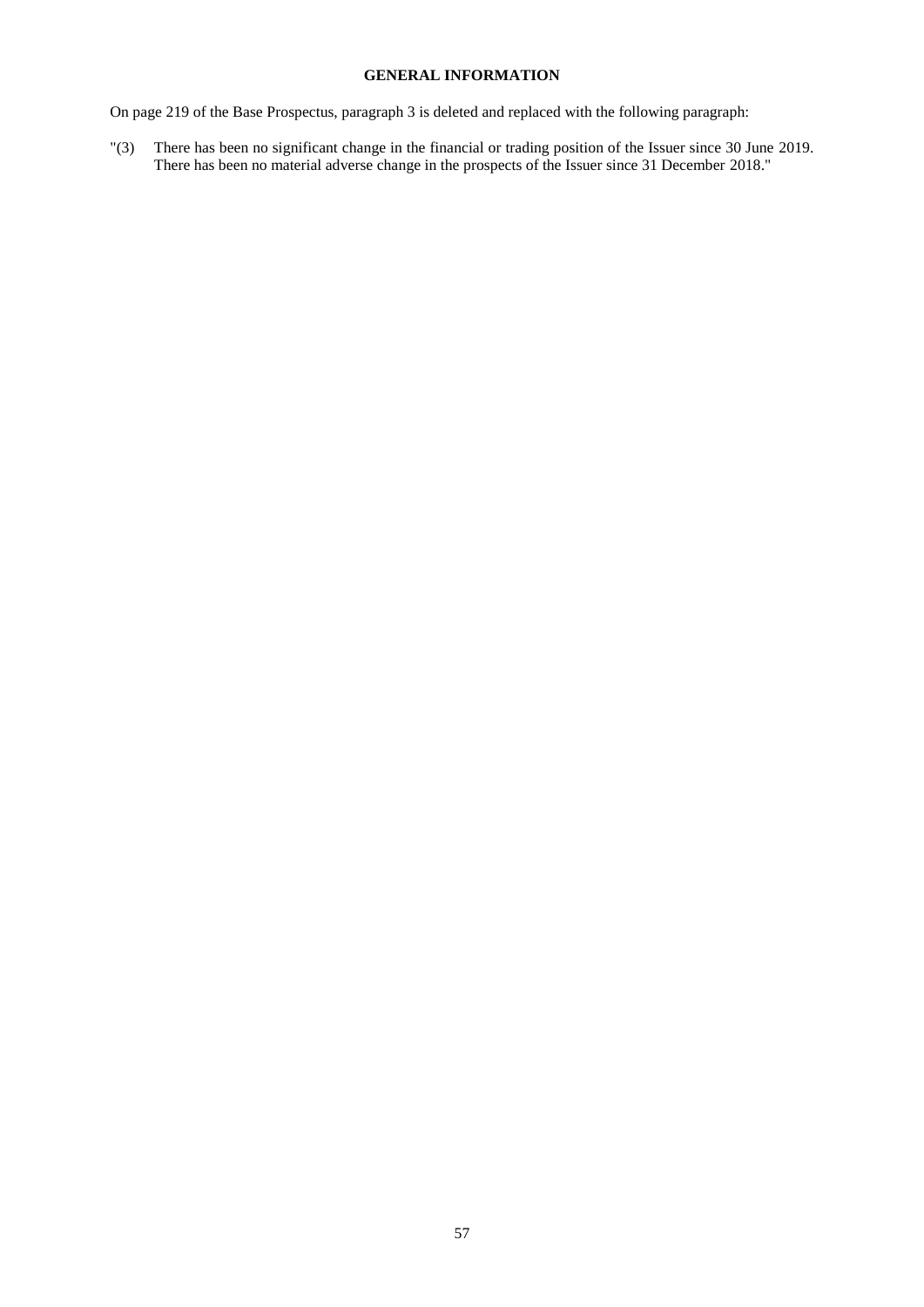## GENERAL INFORMATION

On page 219 of the Base Prospectus, paragraph 3 is deleted and replaced with the following paragraph:

"(3) There has been no significant change in the financial or trading position of the Issuer since 30 June 2019. There has been no material adverse change in the prospects of the Issuer since 31 December 2018."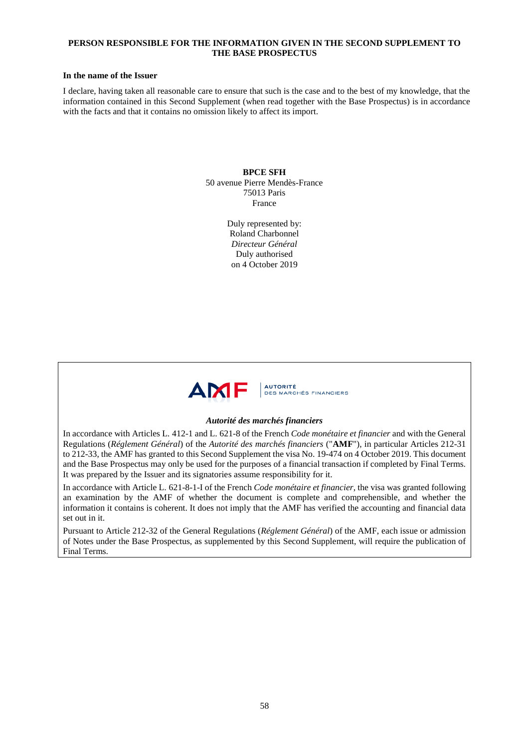**PERSON RESPONSIBLE FOR THE INFORMATION GIVEN IN THE SECOND SUPPLEMENT TO THE BASE PROSPECTUS**

**In the name of the Issuer**

I declare, having taken all reasonable care to ensure that such is the case and to the best of my knowledge, that the information contained in this Second Supplement (when read together with the Base Prospectus) is in accordance with the facts and that it contains no omission likely to affect its import.

**BPCE SFH**
50 avenue Pierre Mendès-France
75013 Paris
France

Duly represented by:
Roland Charbonnel
*Directeur Général*
Duly authorised
on 4 October 2019

AMF AUTORITÉ DES MARCHÉS FINANCIERS

***Autorité des marchés financiers***

In accordance with Articles L. 412-1 and L. 621-8 of the French *Code monétaire et financier* and with the General Regulations (*Réglement Général*) of the *Autorité des marchés financiers* ("**AMF**"), in particular Articles 212-31 to 212-33, the AMF has granted to this Second Supplement the visa No. 19-474 on 4 October 2019. This document and the Base Prospectus may only be used for the purposes of a financial transaction if completed by Final Terms. It was prepared by the Issuer and its signatories assume responsibility for it.

In accordance with Article L. 621-8-1-I of the French *Code monétaire et financier*, the visa was granted following an examination by the AMF of whether the document is complete and comprehensible, and whether the information it contains is coherent. It does not imply that the AMF has verified the accounting and financial data set out in it.

Pursuant to Article 212-32 of the General Regulations (*Réglement Général*) of the AMF, each issue or admission of Notes under the Base Prospectus, as supplemented by this Second Supplement, will require the publication of Final Terms.